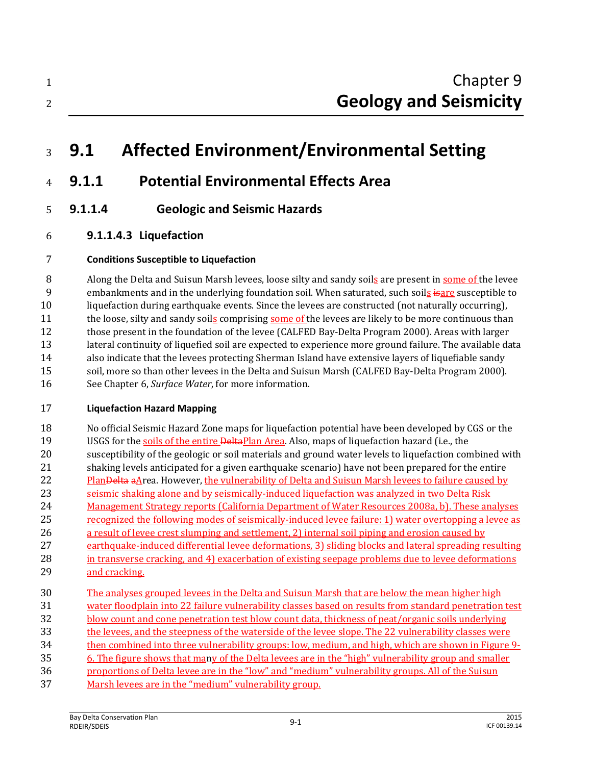# Chapter 9 Geology and Seismicity

# 9.1 Affected Environment/Environmental Setting

## 9.1.1 Potential Environmental Effects Area

### 9.1.1.4 Geologic and Seismic Hazards

#### 9.1.1.4.3 Liquefaction

**Conditions Susceptible to Liquefaction**

Along the Delta and Suisun Marsh levees, loose silty and sandy soils are present in some of the levee embankments and in the underlying foundation soil. When saturated, such soils are susceptible to liquefaction during earthquake events. Since the levees are constructed (not naturally occurring), the loose, silty and sandy soils comprising some of the levees are likely to be more continuous than those present in the foundation of the levee (CALFED Bay-Delta Program 2000). Areas with larger lateral continuity of liquefied soil are expected to experience more ground failure. The available data also indicate that the levees protecting Sherman Island have extensive layers of liquefiable sandy soil, more so than other levees in the Delta and Suisun Marsh (CALFED Bay-Delta Program 2000). See Chapter 6, *Surface Water*, for more information.

**Liquefaction Hazard Mapping**

No official Seismic Hazard Zone maps for liquefaction potential have been developed by CGS or the USGS for the soils of the entire Plan Area. Also, maps of liquefaction hazard (i.e., the susceptibility of the geologic or soil materials and ground water levels to liquefaction combined with shaking levels anticipated for a given earthquake scenario) have not been prepared for the entire Plan Area. However, the vulnerability of Delta and Suisun Marsh levees to failure caused by seismic shaking alone and by seismically-induced liquefaction was analyzed in two Delta Risk Management Strategy reports (California Department of Water Resources 2008a, b). These analyses recognized the following modes of seismically-induced levee failure: 1) water overtopping a levee as a result of levee crest slumping and settlement, 2) internal soil piping and erosion caused by earthquake-induced differential levee deformations, 3) sliding blocks and lateral spreading resulting in transverse cracking, and 4) exacerbation of existing seepage problems due to levee deformations and cracking.

The analyses grouped levees in the Delta and Suisun Marsh that are below the mean higher high water floodplain into 22 failure vulnerability classes based on results from standard penetration test blow count and cone penetration test blow count data, thickness of peat/organic soils underlying the levees, and the steepness of the waterside of the levee slope. The 22 vulnerability classes were then combined into three vulnerability groups: low, medium, and high, which are shown in Figure 9-6. The figure shows that many of the Delta levees are in the "high" vulnerability group and smaller proportions of Delta levee are in the "low" and "medium" vulnerability groups. All of the Suisun Marsh levees are in the "medium" vulnerability group.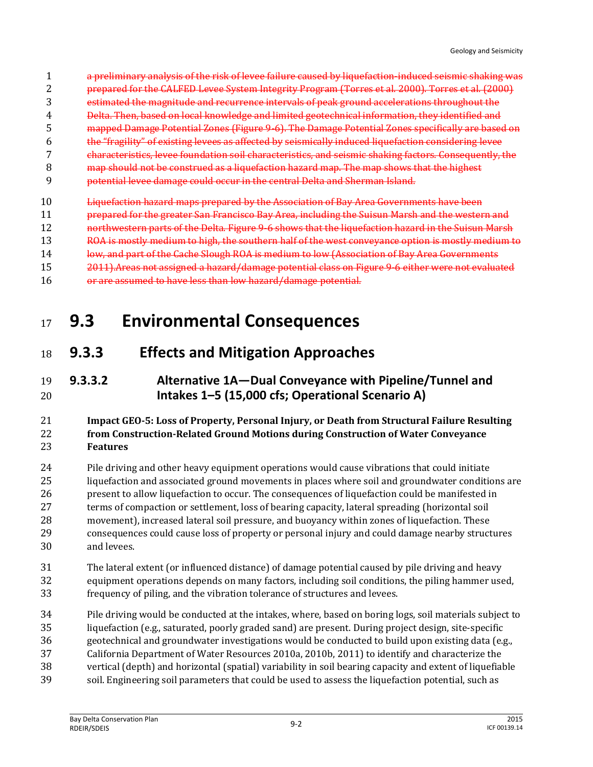~~a preliminary analysis of the risk of levee failure caused by liquefaction-induced seismic shaking was prepared for the CALFED Levee System Integrity Program (Torres et al. 2000). Torres et al. (2000) estimated the magnitude and recurrence intervals of peak ground accelerations throughout the Delta. Then, based on local knowledge and limited geotechnical information, they identified and mapped Damage Potential Zones (Figure 9-6). The Damage Potential Zones specifically are based on the "fragility" of existing levees as affected by seismically induced liquefaction considering levee characteristics, levee foundation soil characteristics, and seismic shaking factors. Consequently, the map should not be construed as a liquefaction hazard map. The map shows that the highest potential levee damage could occur in the central Delta and Sherman Island.~~

~~Liquefaction hazard maps prepared by the Association of Bay Area Governments have been prepared for the greater San Francisco Bay Area, including the Suisun Marsh and the western and northwestern parts of the Delta. Figure 9-6 shows that the liquefaction hazard in the Suisun Marsh ROA is mostly medium to high, the southern half of the west conveyance option is mostly medium to low, and part of the Cache Slough ROA is medium to low (Association of Bay Area Governments 2011).Areas not assigned a hazard/damage potential class on Figure 9-6 either were not evaluated or are assumed to have less than low hazard/damage potential.~~

# 9.3 Environmental Consequences

## 9.3.3 Effects and Mitigation Approaches

### 9.3.3.2 Alternative 1A—Dual Conveyance with Pipeline/Tunnel and Intakes 1–5 (15,000 cfs; Operational Scenario A)

**Impact GEO-5: Loss of Property, Personal Injury, or Death from Structural Failure Resulting from Construction-Related Ground Motions during Construction of Water Conveyance Features**

Pile driving and other heavy equipment operations would cause vibrations that could initiate liquefaction and associated ground movements in places where soil and groundwater conditions are present to allow liquefaction to occur. The consequences of liquefaction could be manifested in terms of compaction or settlement, loss of bearing capacity, lateral spreading (horizontal soil movement), increased lateral soil pressure, and buoyancy within zones of liquefaction. These consequences could cause loss of property or personal injury and could damage nearby structures and levees.

The lateral extent (or influenced distance) of damage potential caused by pile driving and heavy equipment operations depends on many factors, including soil conditions, the piling hammer used, frequency of piling, and the vibration tolerance of structures and levees.

Pile driving would be conducted at the intakes, where, based on boring logs, soil materials subject to liquefaction (e.g., saturated, poorly graded sand) are present. During project design, site-specific geotechnical and groundwater investigations would be conducted to build upon existing data (e.g., California Department of Water Resources 2010a, 2010b, 2011) to identify and characterize the vertical (depth) and horizontal (spatial) variability in soil bearing capacity and extent of liquefiable soil. Engineering soil parameters that could be used to assess the liquefaction potential, such as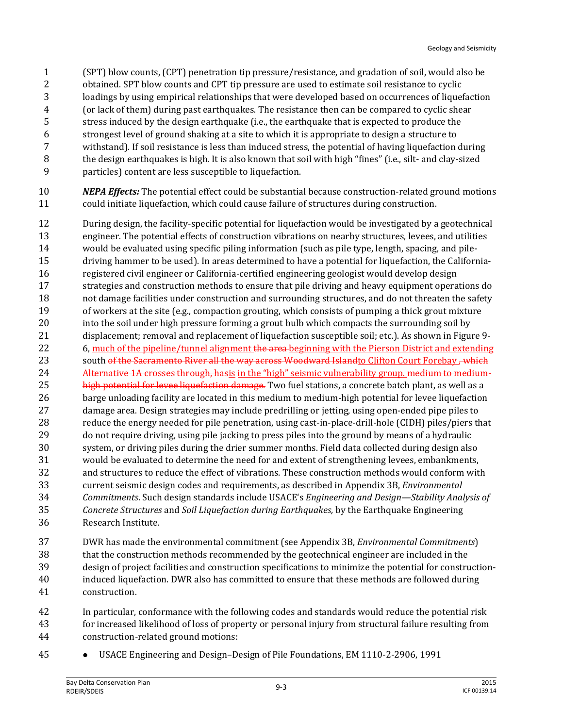(SPT) blow counts, (CPT) penetration tip pressure/resistance, and gradation of soil, would also be obtained. SPT blow counts and CPT tip pressure are used to estimate soil resistance to cyclic loadings by using empirical relationships that were developed based on occurrences of liquefaction (or lack of them) during past earthquakes. The resistance then can be compared to cyclic shear stress induced by the design earthquake (i.e., the earthquake that is expected to produce the strongest level of ground shaking at a site to which it is appropriate to design a structure to withstand). If soil resistance is less than induced stress, the potential of having liquefaction during the design earthquakes is high. It is also known that soil with high "fines" (i.e., silt- and clay-sized particles) content are less susceptible to liquefaction.

***NEPA Effects:*** The potential effect could be substantial because construction-related ground motions could initiate liquefaction, which could cause failure of structures during construction.

During design, the facility-specific potential for liquefaction would be investigated by a geotechnical engineer. The potential effects of construction vibrations on nearby structures, levees, and utilities would be evaluated using specific piling information (such as pile type, length, spacing, and pile-driving hammer to be used). In areas determined to have a potential for liquefaction, the California-registered civil engineer or California-certified engineering geologist would develop design strategies and construction methods to ensure that pile driving and heavy equipment operations do not damage facilities under construction and surrounding structures, and do not threaten the safety of workers at the site (e.g., compaction grouting, which consists of pumping a thick grout mixture into the soil under high pressure forming a grout bulb which compacts the surrounding soil by displacement; removal and replacement of liquefaction susceptible soil; etc.). As shown in Figure 9-6, much of the pipeline/tunnel alignment ~~the area~~ beginning with the Pierson District and extending south ~~of the Sacramento River all the way across Woodward Island~~to Clifton Court Forebay ~~, which Alternative 1A crosses through, has~~is in the "high" seismic vulnerability group. ~~medium to medium-high potential for levee liquefaction damage.~~ Two fuel stations, a concrete batch plant, as well as a barge unloading facility are located in this medium to medium-high potential for levee liquefaction damage area. Design strategies may include predrilling or jetting, using open-ended pipe piles to reduce the energy needed for pile penetration, using cast-in-place-drill-hole (CIDH) piles/piers that do not require driving, using pile jacking to press piles into the ground by means of a hydraulic system, or driving piles during the drier summer months. Field data collected during design also would be evaluated to determine the need for and extent of strengthening levees, embankments, and structures to reduce the effect of vibrations. These construction methods would conform with current seismic design codes and requirements, as described in Appendix 3B, *Environmental Commitments*. Such design standards include USACE's *Engineering and Design—Stability Analysis of Concrete Structures* and *Soil Liquefaction during Earthquakes,* by the Earthquake Engineering Research Institute.

DWR has made the environmental commitment (see Appendix 3B, *Environmental Commitments*) that the construction methods recommended by the geotechnical engineer are included in the design of project facilities and construction specifications to minimize the potential for construction-induced liquefaction. DWR also has committed to ensure that these methods are followed during construction.

In particular, conformance with the following codes and standards would reduce the potential risk for increased likelihood of loss of property or personal injury from structural failure resulting from construction-related ground motions:

- USACE Engineering and Design–Design of Pile Foundations, EM 1110-2-2906, 1991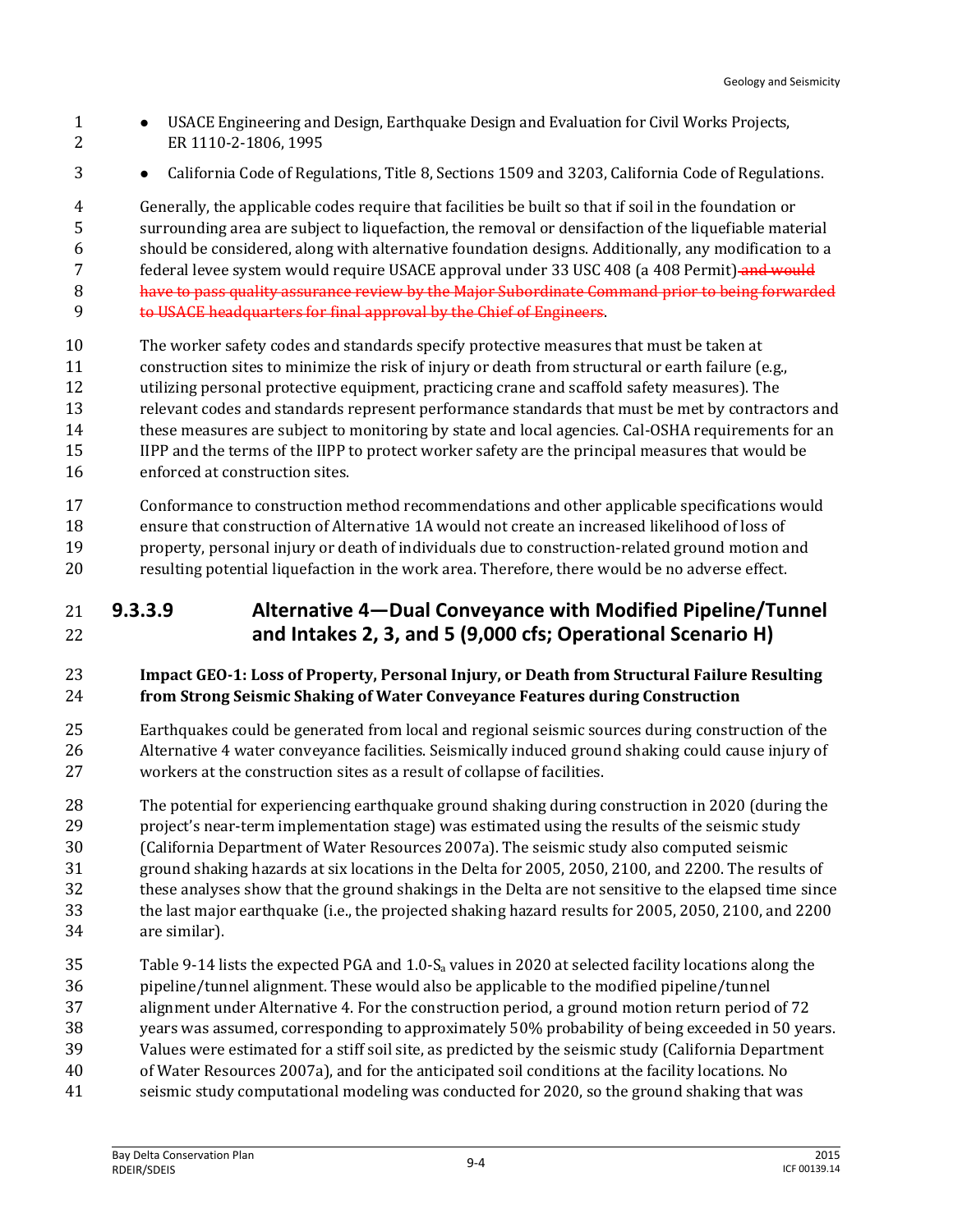- USACE Engineering and Design, Earthquake Design and Evaluation for Civil Works Projects, ER 1110-2-1806, 1995
- California Code of Regulations, Title 8, Sections 1509 and 3203, California Code of Regulations.

Generally, the applicable codes require that facilities be built so that if soil in the foundation or surrounding area are subject to liquefaction, the removal or densifaction of the liquefiable material should be considered, along with alternative foundation designs. Additionally, any modification to a federal levee system would require USACE approval under 33 USC 408 (a 408 Permit)~~ and would have to pass quality assurance review by the Major Subordinate Command prior to being forwarded to USACE headquarters for final approval by the Chief of Engineers~~.

The worker safety codes and standards specify protective measures that must be taken at construction sites to minimize the risk of injury or death from structural or earth failure (e.g., utilizing personal protective equipment, practicing crane and scaffold safety measures). The relevant codes and standards represent performance standards that must be met by contractors and these measures are subject to monitoring by state and local agencies. Cal-OSHA requirements for an IIPP and the terms of the IIPP to protect worker safety are the principal measures that would be enforced at construction sites.

Conformance to construction method recommendations and other applicable specifications would ensure that construction of Alternative 1A would not create an increased likelihood of loss of property, personal injury or death of individuals due to construction-related ground motion and resulting potential liquefaction in the work area. Therefore, there would be no adverse effect.

## 9.3.3.9 Alternative 4—Dual Conveyance with Modified Pipeline/Tunnel and Intakes 2, 3, and 5 (9,000 cfs; Operational Scenario H)

**Impact GEO-1: Loss of Property, Personal Injury, or Death from Structural Failure Resulting from Strong Seismic Shaking of Water Conveyance Features during Construction**

Earthquakes could be generated from local and regional seismic sources during construction of the Alternative 4 water conveyance facilities. Seismically induced ground shaking could cause injury of workers at the construction sites as a result of collapse of facilities.

The potential for experiencing earthquake ground shaking during construction in 2020 (during the project's near-term implementation stage) was estimated using the results of the seismic study (California Department of Water Resources 2007a). The seismic study also computed seismic ground shaking hazards at six locations in the Delta for 2005, 2050, 2100, and 2200. The results of these analyses show that the ground shakings in the Delta are not sensitive to the elapsed time since the last major earthquake (i.e., the projected shaking hazard results for 2005, 2050, 2100, and 2200 are similar).

Table 9-14 lists the expected PGA and 1.0-$S_a$ values in 2020 at selected facility locations along the pipeline/tunnel alignment. These would also be applicable to the modified pipeline/tunnel alignment under Alternative 4. For the construction period, a ground motion return period of 72 years was assumed, corresponding to approximately 50% probability of being exceeded in 50 years. Values were estimated for a stiff soil site, as predicted by the seismic study (California Department of Water Resources 2007a), and for the anticipated soil conditions at the facility locations. No seismic study computational modeling was conducted for 2020, so the ground shaking that was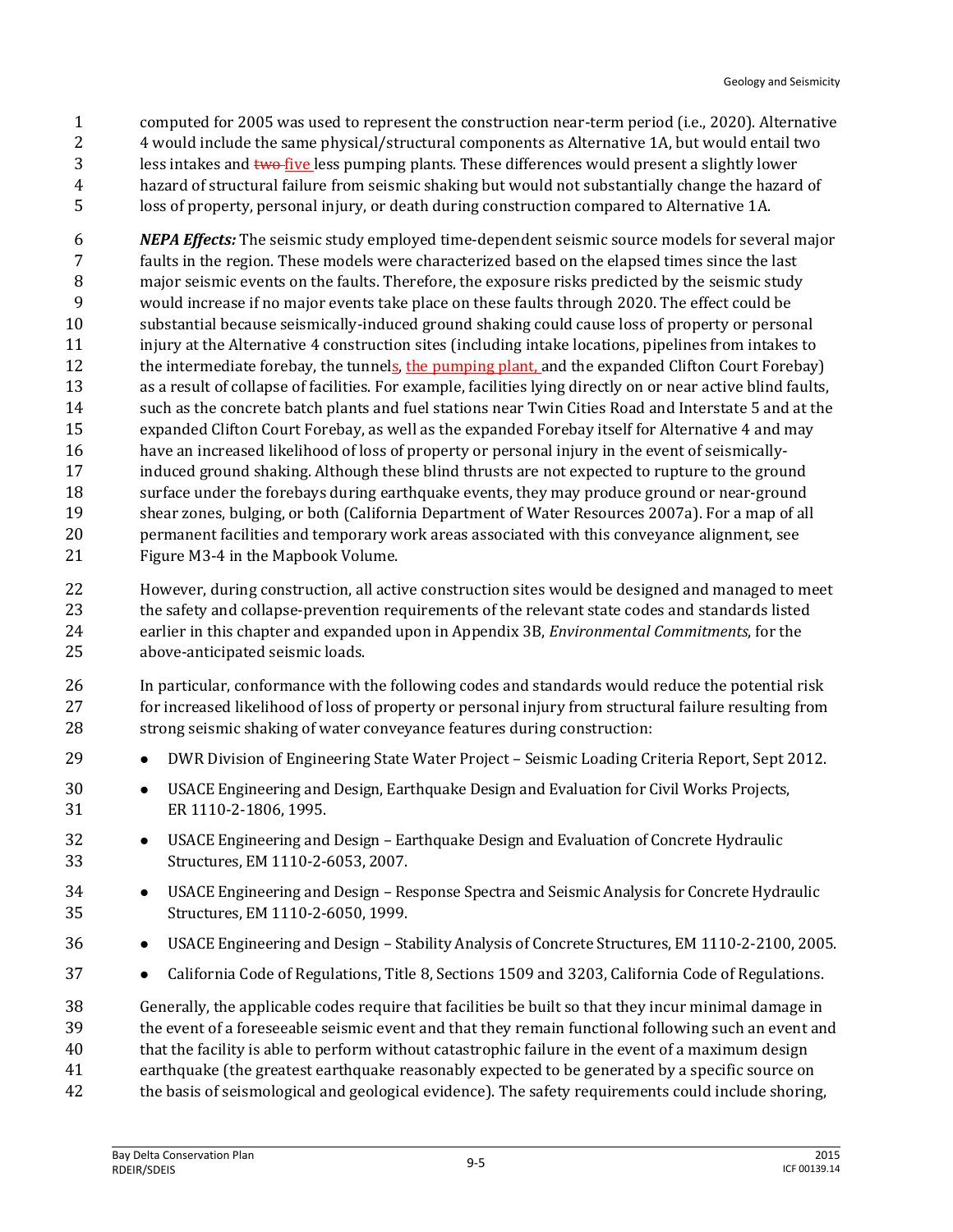computed for 2005 was used to represent the construction near-term period (i.e., 2020). Alternative 4 would include the same physical/structural components as Alternative 1A, but would entail two less intakes and ~~two~~ five less pumping plants. These differences would present a slightly lower hazard of structural failure from seismic shaking but would not substantially change the hazard of loss of property, personal injury, or death during construction compared to Alternative 1A.

***NEPA Effects:*** The seismic study employed time-dependent seismic source models for several major faults in the region. These models were characterized based on the elapsed times since the last major seismic events on the faults. Therefore, the exposure risks predicted by the seismic study would increase if no major events take place on these faults through 2020. The effect could be substantial because seismically-induced ground shaking could cause loss of property or personal injury at the Alternative 4 construction sites (including intake locations, pipelines from intakes to the intermediate forebay, the tunnels, the pumping plant, and the expanded Clifton Court Forebay) as a result of collapse of facilities. For example, facilities lying directly on or near active blind faults, such as the concrete batch plants and fuel stations near Twin Cities Road and Interstate 5 and at the expanded Clifton Court Forebay, as well as the expanded Forebay itself for Alternative 4 and may have an increased likelihood of loss of property or personal injury in the event of seismically-induced ground shaking. Although these blind thrusts are not expected to rupture to the ground surface under the forebays during earthquake events, they may produce ground or near-ground shear zones, bulging, or both (California Department of Water Resources 2007a). For a map of all permanent facilities and temporary work areas associated with this conveyance alignment, see Figure M3-4 in the Mapbook Volume.

However, during construction, all active construction sites would be designed and managed to meet the safety and collapse-prevention requirements of the relevant state codes and standards listed earlier in this chapter and expanded upon in Appendix 3B, *Environmental Commitments*, for the above-anticipated seismic loads.

In particular, conformance with the following codes and standards would reduce the potential risk for increased likelihood of loss of property or personal injury from structural failure resulting from strong seismic shaking of water conveyance features during construction:

- DWR Division of Engineering State Water Project – Seismic Loading Criteria Report, Sept 2012.
- USACE Engineering and Design, Earthquake Design and Evaluation for Civil Works Projects, ER 1110-2-1806, 1995.
- USACE Engineering and Design – Earthquake Design and Evaluation of Concrete Hydraulic Structures, EM 1110-2-6053, 2007.
- USACE Engineering and Design – Response Spectra and Seismic Analysis for Concrete Hydraulic Structures, EM 1110-2-6050, 1999.
- USACE Engineering and Design – Stability Analysis of Concrete Structures, EM 1110-2-2100, 2005.
- California Code of Regulations, Title 8, Sections 1509 and 3203, California Code of Regulations.

Generally, the applicable codes require that facilities be built so that they incur minimal damage in the event of a foreseeable seismic event and that they remain functional following such an event and that the facility is able to perform without catastrophic failure in the event of a maximum design earthquake (the greatest earthquake reasonably expected to be generated by a specific source on the basis of seismological and geological evidence). The safety requirements could include shoring,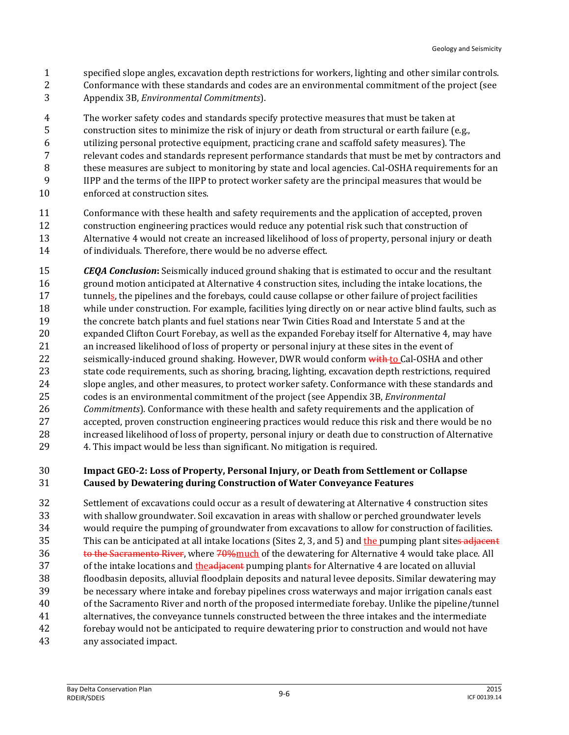specified slope angles, excavation depth restrictions for workers, lighting and other similar controls. Conformance with these standards and codes are an environmental commitment of the project (see Appendix 3B, *Environmental Commitments*).

The worker safety codes and standards specify protective measures that must be taken at construction sites to minimize the risk of injury or death from structural or earth failure (e.g., utilizing personal protective equipment, practicing crane and scaffold safety measures). The relevant codes and standards represent performance standards that must be met by contractors and these measures are subject to monitoring by state and local agencies. Cal-OSHA requirements for an IIPP and the terms of the IIPP to protect worker safety are the principal measures that would be enforced at construction sites.

Conformance with these health and safety requirements and the application of accepted, proven construction engineering practices would reduce any potential risk such that construction of Alternative 4 would not create an increased likelihood of loss of property, personal injury or death of individuals. Therefore, there would be no adverse effect.

***CEQA Conclusion*:** Seismically induced ground shaking that is estimated to occur and the resultant ground motion anticipated at Alternative 4 construction sites, including the intake locations, the tunnel<u>s</u>, the pipelines and the forebays, could cause collapse or other failure of project facilities while under construction. For example, facilities lying directly on or near active blind faults, such as the concrete batch plants and fuel stations near Twin Cities Road and Interstate 5 and at the expanded Clifton Court Forebay, as well as the expanded Forebay itself for Alternative 4, may have an increased likelihood of loss of property or personal injury at these sites in the event of seismically-induced ground shaking. However, DWR would conform ~~with~~ <u>to</u> Cal-OSHA and other state code requirements, such as shoring, bracing, lighting, excavation depth restrictions, required slope angles, and other measures, to protect worker safety. Conformance with these standards and codes is an environmental commitment of the project (see Appendix 3B, *Environmental Commitments*). Conformance with these health and safety requirements and the application of accepted, proven construction engineering practices would reduce this risk and there would be no increased likelihood of loss of property, personal injury or death due to construction of Alternative 4. This impact would be less than significant. No mitigation is required.

**Impact GEO-2: Loss of Property, Personal Injury, or Death from Settlement or Collapse Caused by Dewatering during Construction of Water Conveyance Features**

Settlement of excavations could occur as a result of dewatering at Alternative 4 construction sites with shallow groundwater. Soil excavation in areas with shallow or perched groundwater levels would require the pumping of groundwater from excavations to allow for construction of facilities. This can be anticipated at all intake locations (Sites 2, 3, and 5) and <u>the </u>pumping plant site~~s adjacent to the Sacramento River~~, where ~~70%~~<u>much</u> of the dewatering for Alternative 4 would take place. All of the intake locations and <u>the</u>~~adjacent~~ pumping plant~~s~~ for Alternative 4 are located on alluvial floodbasin deposits, alluvial floodplain deposits and natural levee deposits. Similar dewatering may be necessary where intake and forebay pipelines cross waterways and major irrigation canals east of the Sacramento River and north of the proposed intermediate forebay. Unlike the pipeline/tunnel alternatives, the conveyance tunnels constructed between the three intakes and the intermediate forebay would not be anticipated to require dewatering prior to construction and would not have any associated impact.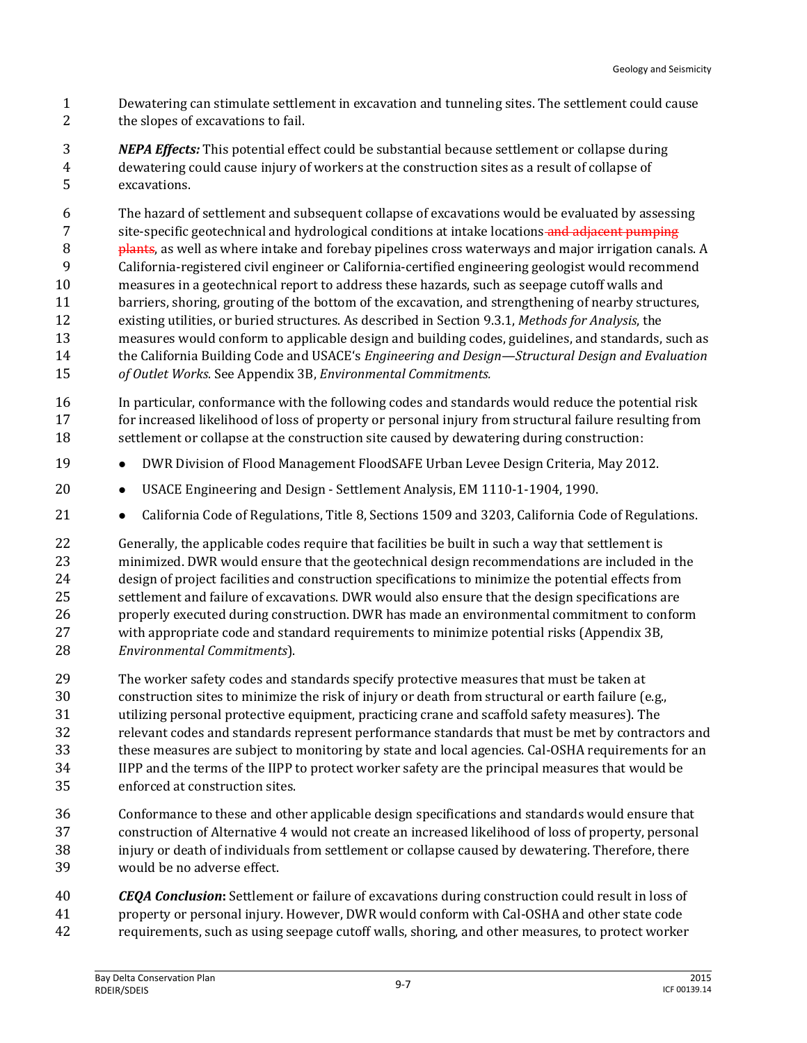Dewatering can stimulate settlement in excavation and tunneling sites. The settlement could cause the slopes of excavations to fail.

***NEPA Effects:*** This potential effect could be substantial because settlement or collapse during dewatering could cause injury of workers at the construction sites as a result of collapse of excavations.

The hazard of settlement and subsequent collapse of excavations would be evaluated by assessing site-specific geotechnical and hydrological conditions at intake locations ~~and adjacent pumping plants~~, as well as where intake and forebay pipelines cross waterways and major irrigation canals. A California-registered civil engineer or California-certified engineering geologist would recommend measures in a geotechnical report to address these hazards, such as seepage cutoff walls and barriers, shoring, grouting of the bottom of the excavation, and strengthening of nearby structures, existing utilities, or buried structures. As described in Section 9.3.1, *Methods for Analysis*, the measures would conform to applicable design and building codes, guidelines, and standards, such as the California Building Code and USACE's *Engineering and Design—Structural Design and Evaluation of Outlet Works*. See Appendix 3B, *Environmental Commitments.*

In particular, conformance with the following codes and standards would reduce the potential risk for increased likelihood of loss of property or personal injury from structural failure resulting from settlement or collapse at the construction site caused by dewatering during construction:

- DWR Division of Flood Management FloodSAFE Urban Levee Design Criteria, May 2012.
- USACE Engineering and Design - Settlement Analysis, EM 1110-1-1904, 1990.
- California Code of Regulations, Title 8, Sections 1509 and 3203, California Code of Regulations.

Generally, the applicable codes require that facilities be built in such a way that settlement is minimized. DWR would ensure that the geotechnical design recommendations are included in the design of project facilities and construction specifications to minimize the potential effects from settlement and failure of excavations. DWR would also ensure that the design specifications are properly executed during construction. DWR has made an environmental commitment to conform with appropriate code and standard requirements to minimize potential risks (Appendix 3B, *Environmental Commitments*).

The worker safety codes and standards specify protective measures that must be taken at construction sites to minimize the risk of injury or death from structural or earth failure (e.g., utilizing personal protective equipment, practicing crane and scaffold safety measures). The relevant codes and standards represent performance standards that must be met by contractors and these measures are subject to monitoring by state and local agencies. Cal-OSHA requirements for an IIPP and the terms of the IIPP to protect worker safety are the principal measures that would be enforced at construction sites.

Conformance to these and other applicable design specifications and standards would ensure that construction of Alternative 4 would not create an increased likelihood of loss of property, personal injury or death of individuals from settlement or collapse caused by dewatering. Therefore, there would be no adverse effect.

***CEQA Conclusion*:** Settlement or failure of excavations during construction could result in loss of property or personal injury. However, DWR would conform with Cal-OSHA and other state code requirements, such as using seepage cutoff walls, shoring, and other measures, to protect worker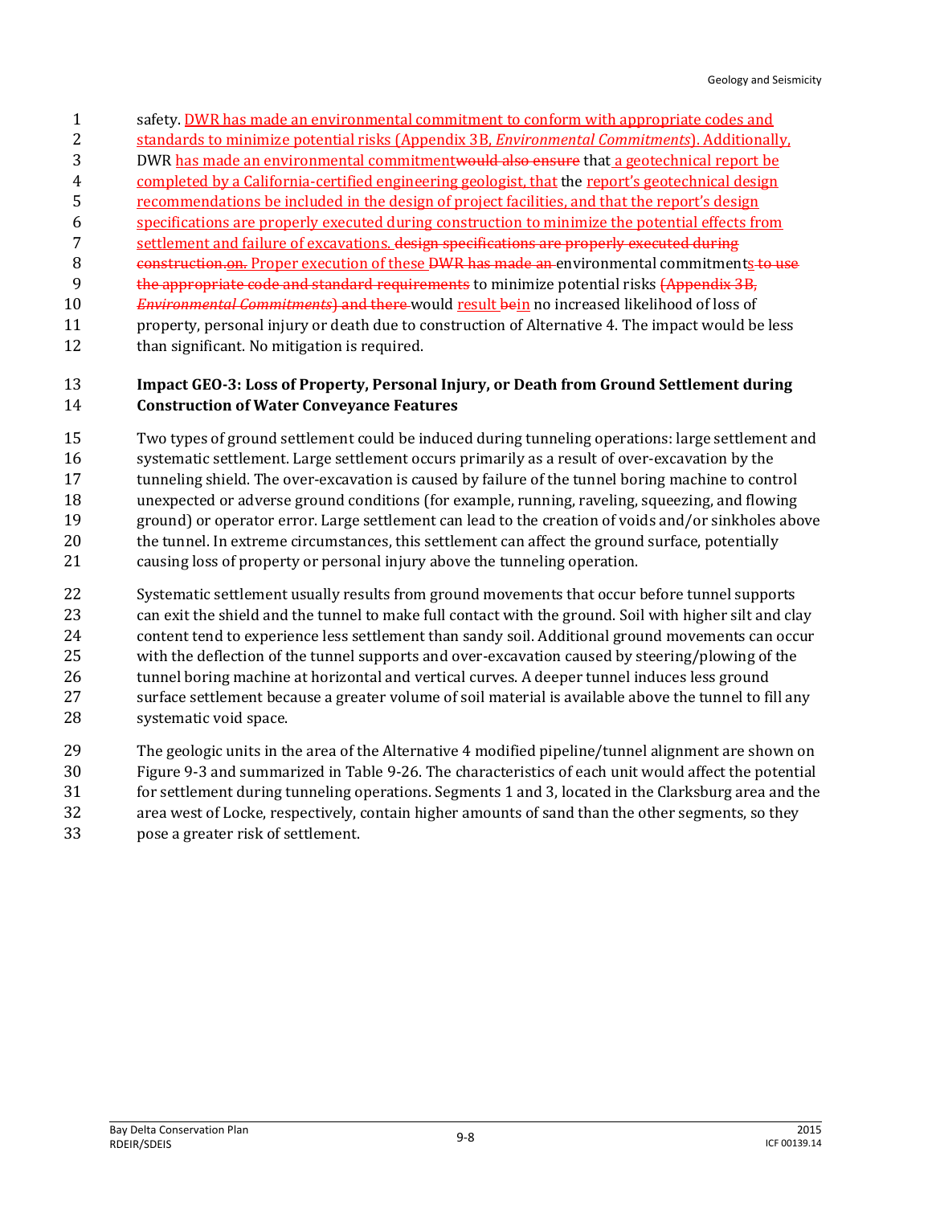safety. DWR has made an environmental commitment to conform with appropriate codes and standards to minimize potential risks (Appendix 3B, *Environmental Commitments*). Additionally, DWR has made an environmental commitment~~would also ensure~~ that a geotechnical report be completed by a California-certified engineering geologist, that the report's geotechnical design recommendations be included in the design of project facilities, and that the report's design specifications are properly executed during construction to minimize the potential effects from settlement and failure of excavations. ~~design specifications are properly executed during construction.on.~~ Proper execution of these ~~DWR has made an~~ environmental commitments~~to use the appropriate code and standard requirements~~ to minimize potential risks ~~(Appendix 3B, *Environmental Commitments*) and there~~ would result ~~be~~in no increased likelihood of loss of property, personal injury or death due to construction of Alternative 4. The impact would be less than significant. No mitigation is required.

**Impact GEO-3: Loss of Property, Personal Injury, or Death from Ground Settlement during Construction of Water Conveyance Features**

Two types of ground settlement could be induced during tunneling operations: large settlement and systematic settlement. Large settlement occurs primarily as a result of over-excavation by the tunneling shield. The over-excavation is caused by failure of the tunnel boring machine to control unexpected or adverse ground conditions (for example, running, raveling, squeezing, and flowing ground) or operator error. Large settlement can lead to the creation of voids and/or sinkholes above the tunnel. In extreme circumstances, this settlement can affect the ground surface, potentially causing loss of property or personal injury above the tunneling operation.

Systematic settlement usually results from ground movements that occur before tunnel supports can exit the shield and the tunnel to make full contact with the ground. Soil with higher silt and clay content tend to experience less settlement than sandy soil. Additional ground movements can occur with the deflection of the tunnel supports and over-excavation caused by steering/plowing of the tunnel boring machine at horizontal and vertical curves. A deeper tunnel induces less ground surface settlement because a greater volume of soil material is available above the tunnel to fill any systematic void space.

The geologic units in the area of the Alternative 4 modified pipeline/tunnel alignment are shown on Figure 9-3 and summarized in Table 9-26. The characteristics of each unit would affect the potential for settlement during tunneling operations. Segments 1 and 3, located in the Clarksburg area and the area west of Locke, respectively, contain higher amounts of sand than the other segments, so they pose a greater risk of settlement.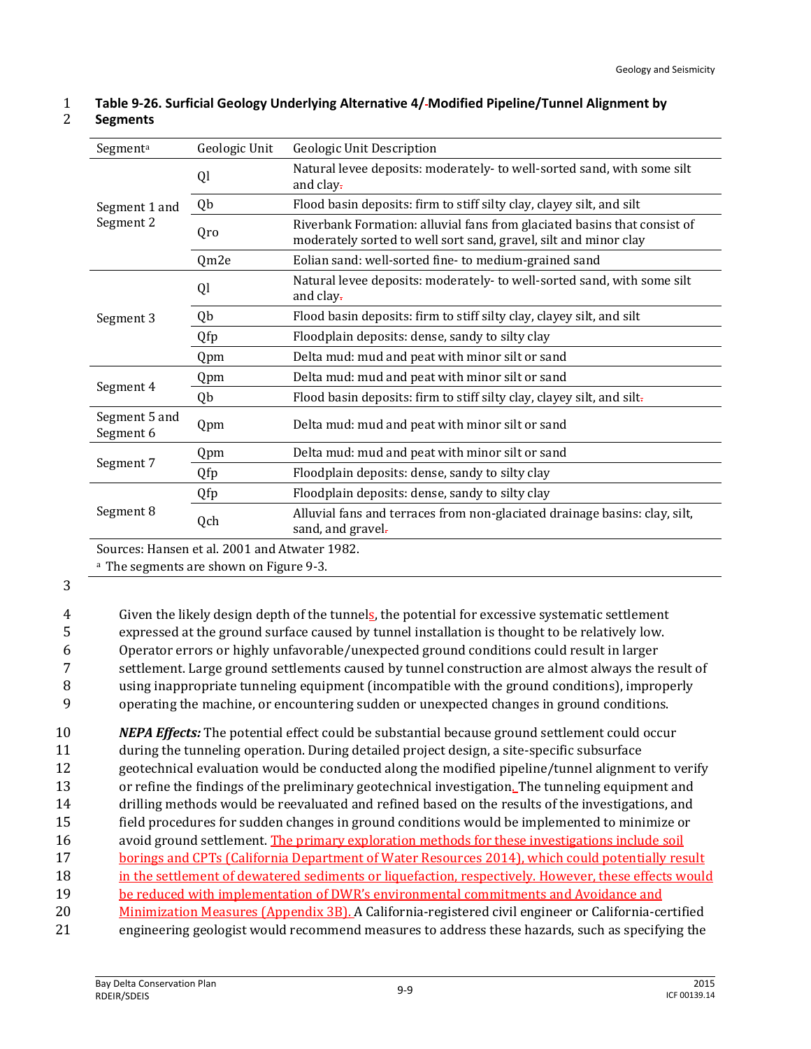**Table 9-26. Surficial Geology Underlying Alternative 4/ Modified Pipeline/Tunnel Alignment by Segments**

| Segment[a] | Geologic Unit | Geologic Unit Description |
|---|---|---|
| Segment 1 and Segment 2 | Ql | Natural levee deposits: moderately- to well-sorted sand, with some silt and clay |
| | Qb | Flood basin deposits: firm to stiff silty clay, clayey silt, and silt |
| | Qro | Riverbank Formation: alluvial fans from glaciated basins that consist of moderately sorted to well sort sand, gravel, silt and minor clay |
| | Qm2e | Eolian sand: well-sorted fine- to medium-grained sand |
| Segment 3 | Ql | Natural levee deposits: moderately- to well-sorted sand, with some silt and clay |
| | Qb | Flood basin deposits: firm to stiff silty clay, clayey silt, and silt |
| | Qfp | Floodplain deposits: dense, sandy to silty clay |
| | Qpm | Delta mud: mud and peat with minor silt or sand |
| Segment 4 | Qpm | Delta mud: mud and peat with minor silt or sand |
| | Qb | Flood basin deposits: firm to stiff silty clay, clayey silt, and silt |
| Segment 5 and Segment 6 | Qpm | Delta mud: mud and peat with minor silt or sand |
| Segment 7 | Qpm | Delta mud: mud and peat with minor silt or sand |
| | Qfp | Floodplain deposits: dense, sandy to silty clay |
| Segment 8 | Qfp | Floodplain deposits: dense, sandy to silty clay |
| | Qch | Alluvial fans and terraces from non-glaciated drainage basins: clay, silt, sand, and gravel |

Sources: Hansen et al. 2001 and Atwater 1982.

[a] The segments are shown on Figure 9-3.

Given the likely design depth of the tunnels, the potential for excessive systematic settlement expressed at the ground surface caused by tunnel installation is thought to be relatively low. Operator errors or highly unfavorable/unexpected ground conditions could result in larger settlement. Large ground settlements caused by tunnel construction are almost always the result of using inappropriate tunneling equipment (incompatible with the ground conditions), improperly operating the machine, or encountering sudden or unexpected changes in ground conditions.

***NEPA Effects:*** The potential effect could be substantial because ground settlement could occur during the tunneling operation. During detailed project design, a site-specific subsurface geotechnical evaluation would be conducted along the modified pipeline/tunnel alignment to verify or refine the findings of the preliminary geotechnical investigation. The tunneling equipment and drilling methods would be reevaluated and refined based on the results of the investigations, and field procedures for sudden changes in ground conditions would be implemented to minimize or avoid ground settlement. The primary exploration methods for these investigations include soil borings and CPTs (California Department of Water Resources 2014), which could potentially result in the settlement of dewatered sediments or liquefaction, respectively. However, these effects would be reduced with implementation of DWR's environmental commitments and Avoidance and Minimization Measures (Appendix 3B). A California-registered civil engineer or California-certified engineering geologist would recommend measures to address these hazards, such as specifying the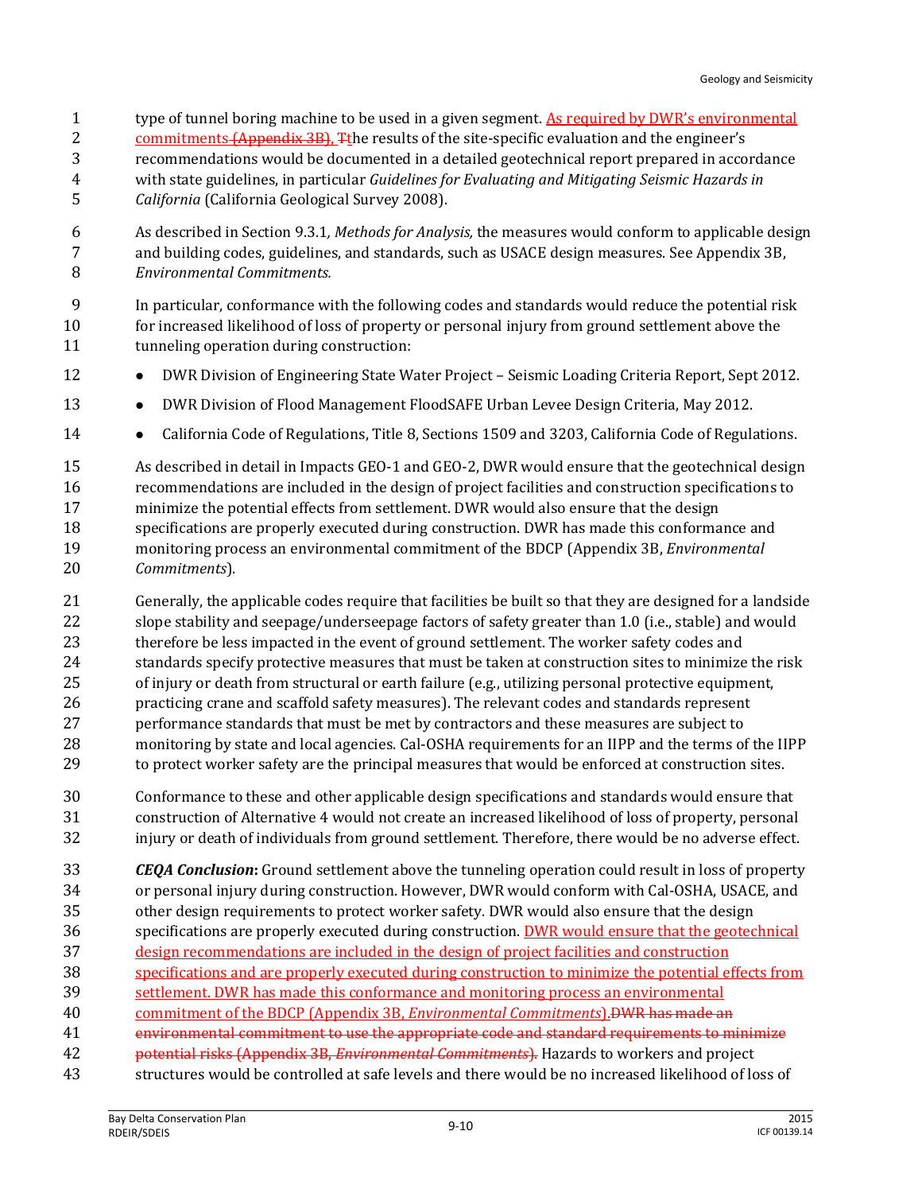type of tunnel boring machine to be used in a given segment. As required by DWR's environmental commitments (Appendix 3B), Tthe results of the site-specific evaluation and the engineer's recommendations would be documented in a detailed geotechnical report prepared in accordance with state guidelines, in particular *Guidelines for Evaluating and Mitigating Seismic Hazards in California* (California Geological Survey 2008).

As described in Section 9.3.1*, Methods for Analysis,* the measures would conform to applicable design and building codes, guidelines, and standards, such as USACE design measures. See Appendix 3B, *Environmental Commitments.*

In particular, conformance with the following codes and standards would reduce the potential risk for increased likelihood of loss of property or personal injury from ground settlement above the tunneling operation during construction:

- DWR Division of Engineering State Water Project – Seismic Loading Criteria Report, Sept 2012.
- DWR Division of Flood Management FloodSAFE Urban Levee Design Criteria, May 2012.
- California Code of Regulations, Title 8, Sections 1509 and 3203, California Code of Regulations.

As described in detail in Impacts GEO-1 and GEO-2, DWR would ensure that the geotechnical design recommendations are included in the design of project facilities and construction specifications to minimize the potential effects from settlement. DWR would also ensure that the design specifications are properly executed during construction. DWR has made this conformance and monitoring process an environmental commitment of the BDCP (Appendix 3B, *Environmental Commitments*).

Generally, the applicable codes require that facilities be built so that they are designed for a landside slope stability and seepage/underseepage factors of safety greater than 1.0 (i.e., stable) and would therefore be less impacted in the event of ground settlement. The worker safety codes and standards specify protective measures that must be taken at construction sites to minimize the risk of injury or death from structural or earth failure (e.g., utilizing personal protective equipment, practicing crane and scaffold safety measures). The relevant codes and standards represent performance standards that must be met by contractors and these measures are subject to monitoring by state and local agencies. Cal-OSHA requirements for an IIPP and the terms of the IIPP to protect worker safety are the principal measures that would be enforced at construction sites.

Conformance to these and other applicable design specifications and standards would ensure that construction of Alternative 4 would not create an increased likelihood of loss of property, personal injury or death of individuals from ground settlement. Therefore, there would be no adverse effect.

***CEQA Conclusion*:** Ground settlement above the tunneling operation could result in loss of property or personal injury during construction. However, DWR would conform with Cal-OSHA, USACE, and other design requirements to protect worker safety. DWR would also ensure that the design specifications are properly executed during construction. DWR would ensure that the geotechnical design recommendations are included in the design of project facilities and construction specifications and are properly executed during construction to minimize the potential effects from settlement. DWR has made this conformance and monitoring process an environmental commitment of the BDCP (Appendix 3B, *Environmental Commitments*).DWR has made an environmental commitment to use the appropriate code and standard requirements to minimize potential risks (Appendix 3B, *Environmental Commitments*). Hazards to workers and project structures would be controlled at safe levels and there would be no increased likelihood of loss of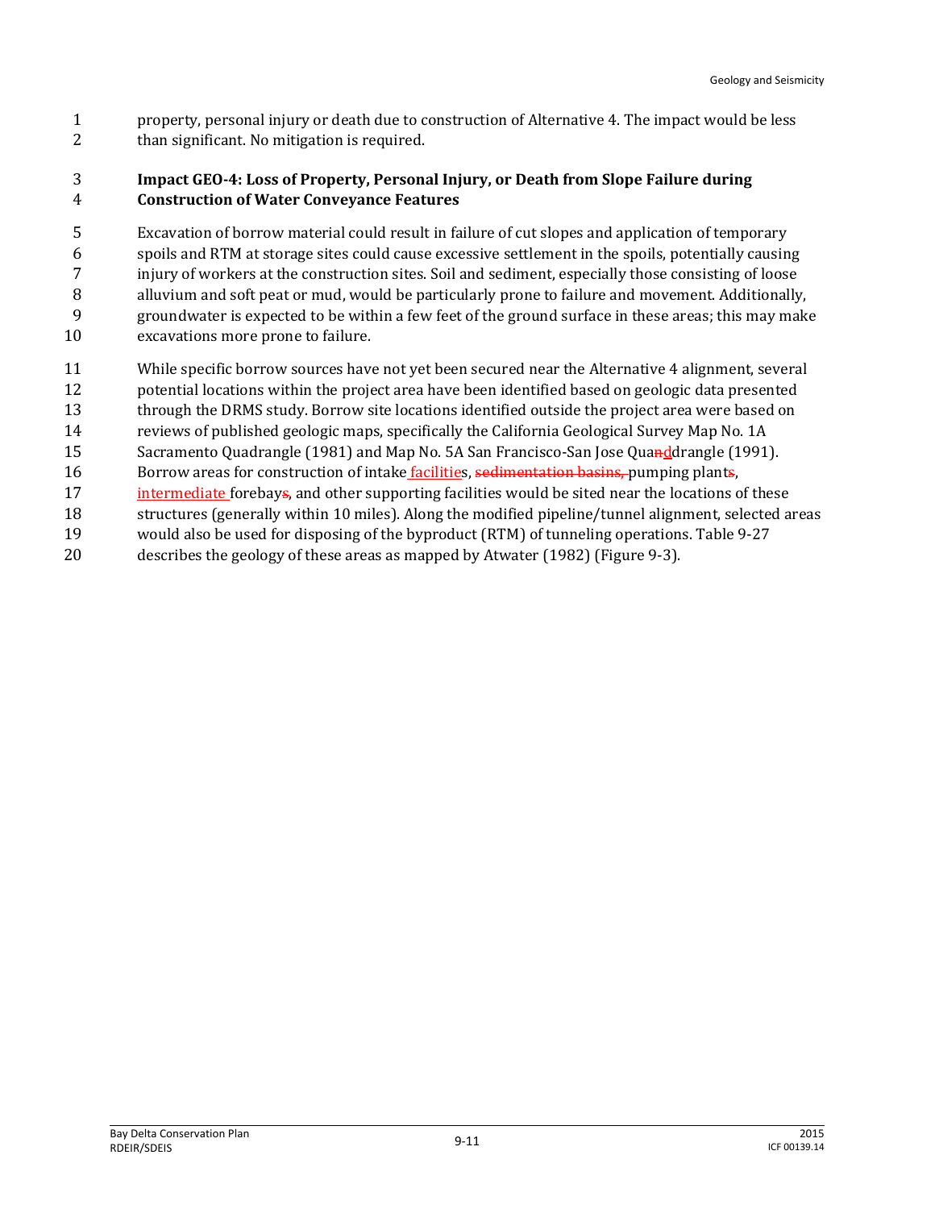property, personal injury or death due to construction of Alternative 4. The impact would be less than significant. No mitigation is required.

### Impact GEO-4: Loss of Property, Personal Injury, or Death from Slope Failure during Construction of Water Conveyance Features

Excavation of borrow material could result in failure of cut slopes and application of temporary spoils and RTM at storage sites could cause excessive settlement in the spoils, potentially causing injury of workers at the construction sites. Soil and sediment, especially those consisting of loose alluvium and soft peat or mud, would be particularly prone to failure and movement. Additionally, groundwater is expected to be within a few feet of the ground surface in these areas; this may make excavations more prone to failure.

While specific borrow sources have not yet been secured near the Alternative 4 alignment, several potential locations within the project area have been identified based on geologic data presented through the DRMS study. Borrow site locations identified outside the project area were based on reviews of published geologic maps, specifically the California Geological Survey Map No. 1A Sacramento Quadrangle (1981) and Map No. 5A San Francisco-San Jose Quanddrangle (1991). Borrow areas for construction of intake facilities, ~~sedimentation basins,~~ pumping plants, intermediate forebays, and other supporting facilities would be sited near the locations of these structures (generally within 10 miles). Along the modified pipeline/tunnel alignment, selected areas would also be used for disposing of the byproduct (RTM) of tunneling operations. Table 9-27 describes the geology of these areas as mapped by Atwater (1982) (Figure 9-3).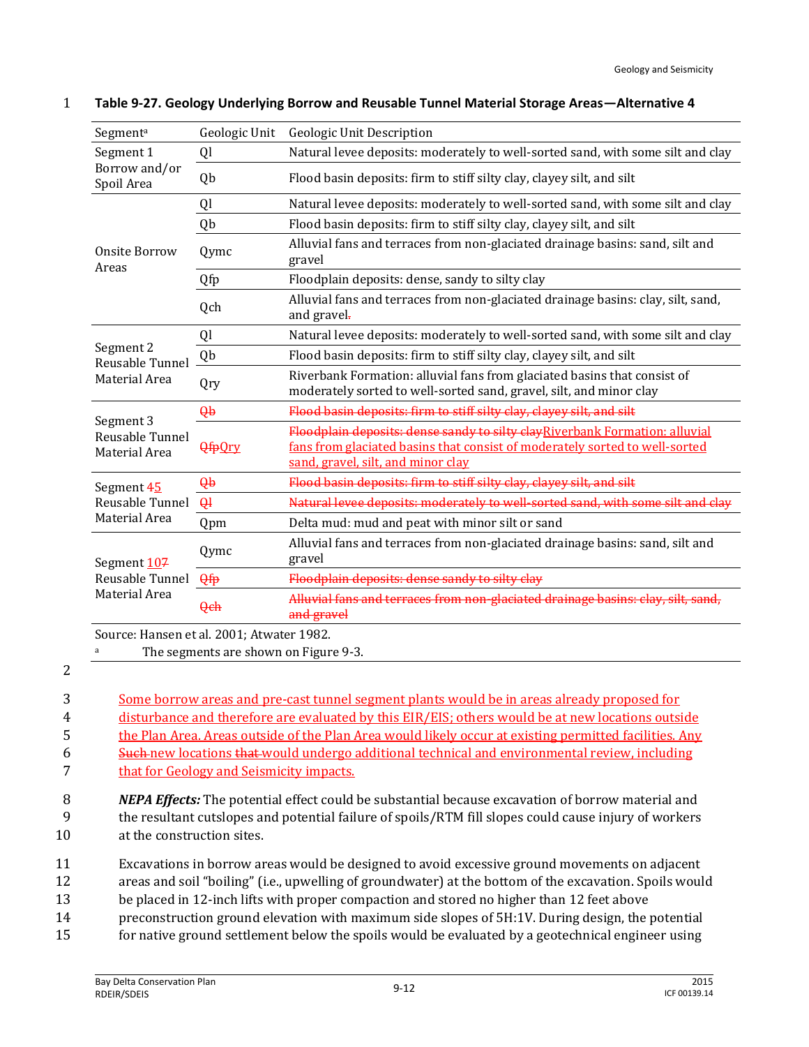**Table 9-27. Geology Underlying Borrow and Reusable Tunnel Material Storage Areas—Alternative 4**

| Segment[a] | Geologic Unit | Geologic Unit Description |
|---|---|---|
| Segment 1 Borrow and/or Spoil Area | Ql | Natural levee deposits: moderately to well-sorted sand, with some silt and clay |
| | Qb | Flood basin deposits: firm to stiff silty clay, clayey silt, and silt |
| Onsite Borrow Areas | Ql | Natural levee deposits: moderately to well-sorted sand, with some silt and clay |
| | Qb | Flood basin deposits: firm to stiff silty clay, clayey silt, and silt |
| | Qymc | Alluvial fans and terraces from non-glaciated drainage basins: sand, silt and gravel |
| | Qfp | Floodplain deposits: dense, sandy to silty clay |
| | Qch | Alluvial fans and terraces from non-glaciated drainage basins: clay, silt, sand, and gravel~~.~~ |
| Segment 2 Reusable Tunnel Material Area | Ql | Natural levee deposits: moderately to well-sorted sand, with some silt and clay |
| | Qb | Flood basin deposits: firm to stiff silty clay, clayey silt, and silt |
| | Qry | Riverbank Formation: alluvial fans from glaciated basins that consist of moderately sorted to well-sorted sand, gravel, silt, and minor clay |
| Segment 3 Reusable Tunnel Material Area | ~~Qb~~ | ~~Flood basin deposits: firm to stiff silty clay, clayey silt, and silt~~ |
| | ~~Qfp~~Qry | ~~Floodplain deposits: dense sandy to silty clay~~Riverbank Formation: alluvial fans from glaciated basins that consist of moderately sorted to well-sorted sand, gravel, silt, and minor clay |
| Segment ~~4~~5 Reusable Tunnel Material Area | ~~Qb~~ | ~~Flood basin deposits: firm to stiff silty clay, clayey silt, and silt~~ |
| | ~~Ql~~ | ~~Natural levee deposits: moderately to well-sorted sand, with some silt and clay~~ |
| | Qpm | Delta mud: mud and peat with minor silt or sand |
| Segment 10~~7~~ Reusable Tunnel Material Area | Qymc | Alluvial fans and terraces from non-glaciated drainage basins: sand, silt and gravel |
| | ~~Qfp~~ | ~~Floodplain deposits: dense sandy to silty clay~~ |
| | ~~Qch~~ | ~~Alluvial fans and terraces from non-glaciated drainage basins: clay, silt, sand, and gravel~~ |

Source: Hansen et al. 2001; Atwater 1982.

[a] The segments are shown on Figure 9-3.

Some borrow areas and pre-cast tunnel segment plants would be in areas already proposed for disturbance and therefore are evaluated by this EIR/EIS; others would be at new locations outside the Plan Area. Areas outside of the Plan Area would likely occur at existing permitted facilities. Any ~~Such~~ new locations ~~that~~ would undergo additional technical and environmental review, including that for Geology and Seismicity impacts.

***NEPA Effects:*** The potential effect could be substantial because excavation of borrow material and the resultant cutslopes and potential failure of spoils/RTM fill slopes could cause injury of workers at the construction sites.

Excavations in borrow areas would be designed to avoid excessive ground movements on adjacent areas and soil "boiling" (i.e., upwelling of groundwater) at the bottom of the excavation. Spoils would be placed in 12-inch lifts with proper compaction and stored no higher than 12 feet above preconstruction ground elevation with maximum side slopes of 5H:1V. During design, the potential for native ground settlement below the spoils would be evaluated by a geotechnical engineer using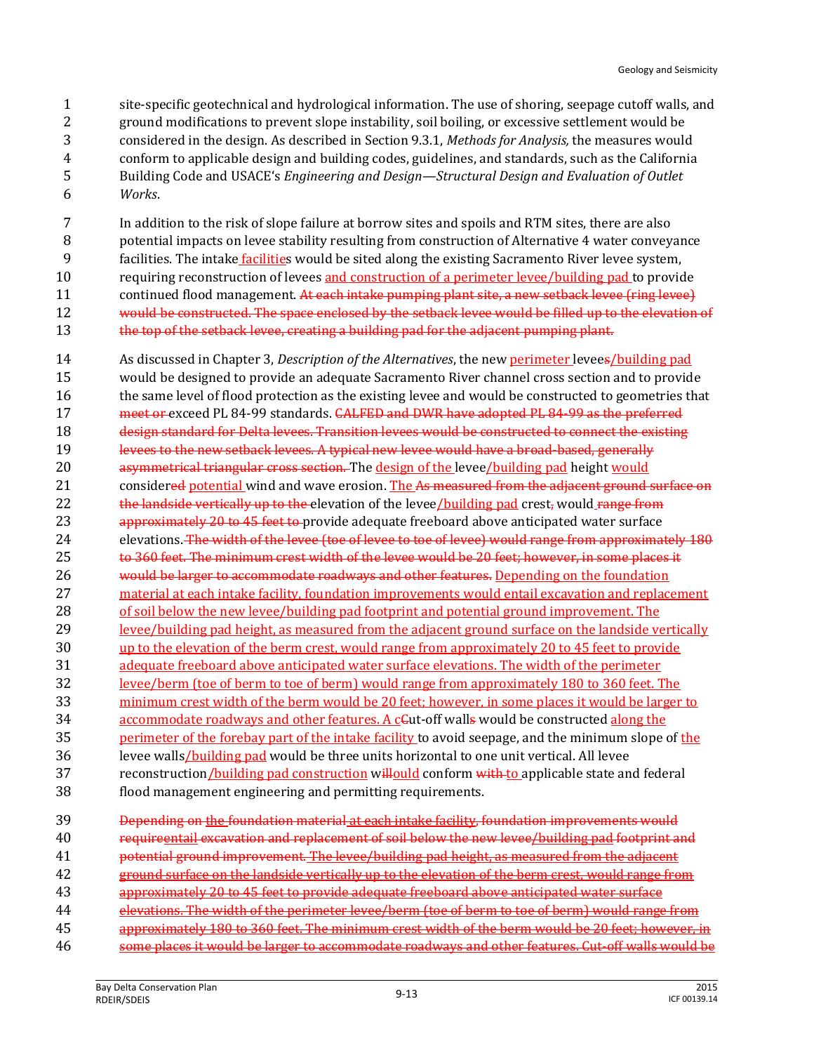site-specific geotechnical and hydrological information. The use of shoring, seepage cutoff walls, and ground modifications to prevent slope instability, soil boiling, or excessive settlement would be considered in the design. As described in Section 9.3.1, *Methods for Analysis,* the measures would conform to applicable design and building codes, guidelines, and standards, such as the California Building Code and USACE's *Engineering and Design—Structural Design and Evaluation of Outlet Works*.

In addition to the risk of slope failure at borrow sites and spoils and RTM sites, there are also potential impacts on levee stability resulting from construction of Alternative 4 water conveyance facilities. The intake facilities would be sited along the existing Sacramento River levee system, requiring reconstruction of levees and construction of a perimeter levee/building pad to provide continued flood management. ~~At each intake pumping plant site, a new setback levee (ring levee) would be constructed. The space enclosed by the setback levee would be filled up to the elevation of the top of the setback levee, creating a building pad for the adjacent pumping plant.~~

As discussed in Chapter 3, *Description of the Alternatives*, the new perimeter levee~~s~~/building pad would be designed to provide an adequate Sacramento River channel cross section and to provide the same level of flood protection as the existing levee and would be constructed to geometries that ~~meet or~~ exceed PL 84-99 standards. ~~CALFED and DWR have adopted PL 84-99 as the preferred design standard for Delta levees. Transition levees would be constructed to connect the existing levees to the new setback levees. A typical new levee would have a broad-based, generally asymmetrical triangular cross section.~~ The design of the levee/building pad height would considere~~d~~ potential wind and wave erosion. The ~~As measured from the adjacent ground surface on the landside vertically up to the~~ elevation of the levee/building pad crest~~,~~ would ~~range from approximately 20 to 45 feet to~~ provide adequate freeboard above anticipated water surface elevations. ~~The width of the levee (toe of levee to toe of levee) would range from approximately 180 to 360 feet. The minimum crest width of the levee would be 20 feet; however, in some places it would be larger to accommodate roadways and other features.~~ Depending on the foundation material at each intake facility, foundation improvements would entail excavation and replacement of soil below the new levee/building pad footprint and potential ground improvement. The levee/building pad height, as measured from the adjacent ground surface on the landside vertically up to the elevation of the berm crest, would range from approximately 20 to 45 feet to provide adequate freeboard above anticipated water surface elevations. The width of the perimeter levee/berm (toe of berm to toe of berm) would range from approximately 180 to 360 feet. The minimum crest width of the berm would be 20 feet; however, in some places it would be larger to accommodate roadways and other features. A ~~C~~cut-off wall~~s~~ would be constructed along the perimeter of the forebay part of the intake facility to avoid seepage, and the minimum slope of the levee walls/building pad would be three units horizontal to one unit vertical. All levee reconstruction/building pad construction w~~ill~~ould conform ~~with~~ to applicable state and federal flood management engineering and permitting requirements.

~~Depending on the foundation material at each intake facility, foundation improvements would requireentail excavation and replacement of soil below the new levee/building pad footprint and potential ground improvement. The levee/building pad height, as measured from the adjacent ground surface on the landside vertically up to the elevation of the berm crest, would range from approximately 20 to 45 feet to provide adequate freeboard above anticipated water surface elevations. The width of the perimeter levee/berm (toe of berm to toe of berm) would range from approximately 180 to 360 feet. The minimum crest width of the berm would be 20 feet; however, in some places it would be larger to accommodate roadways and other features. Cut-off walls would be~~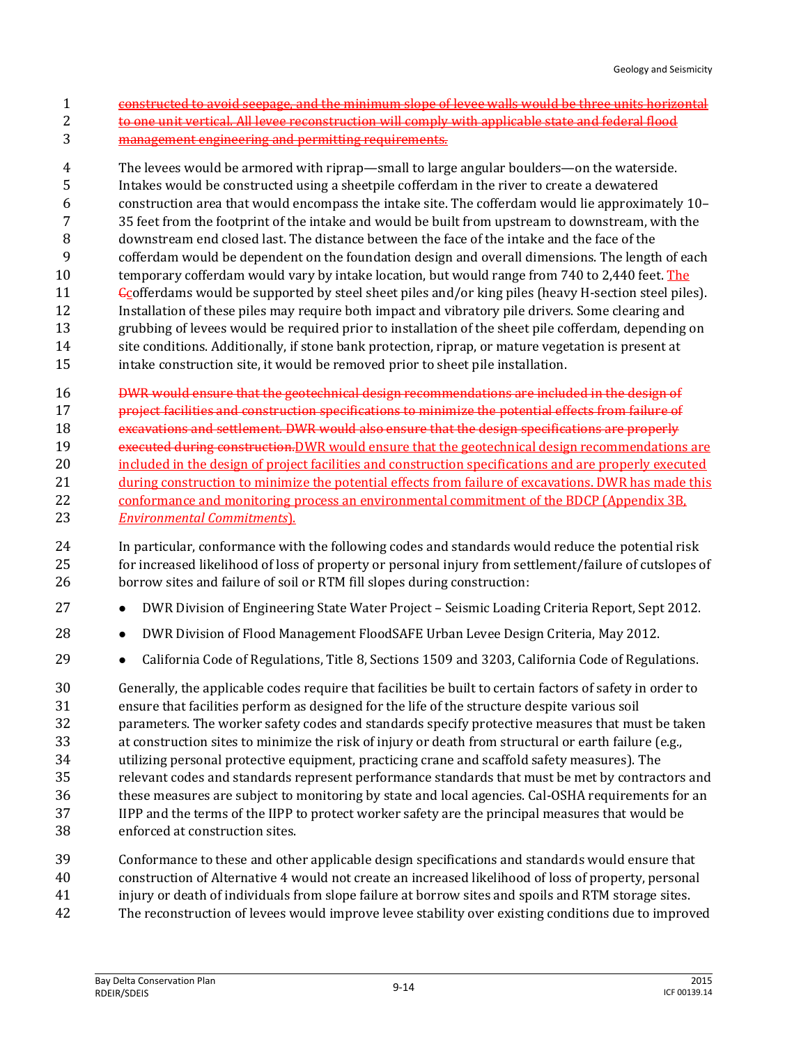~~constructed to avoid seepage, and the minimum slope of levee walls would be three units horizontal to one unit vertical. All levee reconstruction will comply with applicable state and federal flood management engineering and permitting requirements.~~

The levees would be armored with riprap—small to large angular boulders—on the waterside. Intakes would be constructed using a sheetpile cofferdam in the river to create a dewatered construction area that would encompass the intake site. The cofferdam would lie approximately 10–35 feet from the footprint of the intake and would be built from upstream to downstream, with the downstream end closed last. The distance between the face of the intake and the face of the cofferdam would be dependent on the foundation design and overall dimensions. The length of each temporary cofferdam would vary by intake location, but would range from 740 to 2,440 feet. The ~~C~~cofferdams would be supported by steel sheet piles and/or king piles (heavy H-section steel piles). Installation of these piles may require both impact and vibratory pile drivers. Some clearing and grubbing of levees would be required prior to installation of the sheet pile cofferdam, depending on site conditions. Additionally, if stone bank protection, riprap, or mature vegetation is present at intake construction site, it would be removed prior to sheet pile installation.

~~DWR would ensure that the geotechnical design recommendations are included in the design of project facilities and construction specifications to minimize the potential effects from failure of excavations and settlement. DWR would also ensure that the design specifications are properly executed during construction.~~DWR would ensure that the geotechnical design recommendations are included in the design of project facilities and construction specifications and are properly executed during construction to minimize the potential effects from failure of excavations. DWR has made this conformance and monitoring process an environmental commitment of the BDCP (Appendix 3B, *Environmental Commitments*).

In particular, conformance with the following codes and standards would reduce the potential risk for increased likelihood of loss of property or personal injury from settlement/failure of cutslopes of borrow sites and failure of soil or RTM fill slopes during construction:

- DWR Division of Engineering State Water Project – Seismic Loading Criteria Report, Sept 2012.
- DWR Division of Flood Management FloodSAFE Urban Levee Design Criteria, May 2012.
- California Code of Regulations, Title 8, Sections 1509 and 3203, California Code of Regulations.

Generally, the applicable codes require that facilities be built to certain factors of safety in order to ensure that facilities perform as designed for the life of the structure despite various soil parameters. The worker safety codes and standards specify protective measures that must be taken at construction sites to minimize the risk of injury or death from structural or earth failure (e.g., utilizing personal protective equipment, practicing crane and scaffold safety measures). The relevant codes and standards represent performance standards that must be met by contractors and these measures are subject to monitoring by state and local agencies. Cal-OSHA requirements for an IIPP and the terms of the IIPP to protect worker safety are the principal measures that would be enforced at construction sites.

Conformance to these and other applicable design specifications and standards would ensure that construction of Alternative 4 would not create an increased likelihood of loss of property, personal injury or death of individuals from slope failure at borrow sites and spoils and RTM storage sites. The reconstruction of levees would improve levee stability over existing conditions due to improved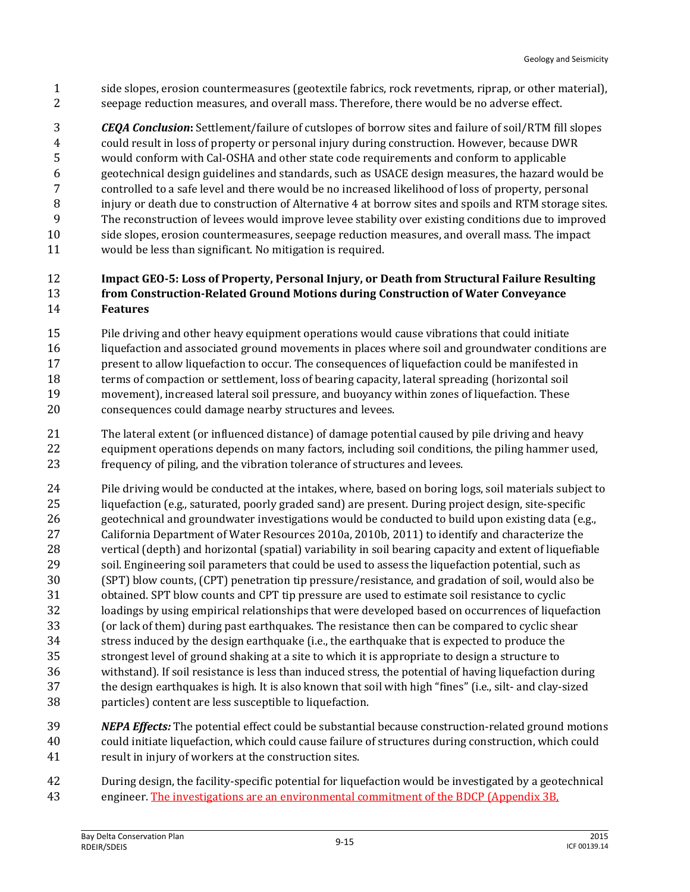side slopes, erosion countermeasures (geotextile fabrics, rock revetments, riprap, or other material), seepage reduction measures, and overall mass. Therefore, there would be no adverse effect.

***CEQA Conclusion*:** Settlement/failure of cutslopes of borrow sites and failure of soil/RTM fill slopes could result in loss of property or personal injury during construction. However, because DWR would conform with Cal-OSHA and other state code requirements and conform to applicable geotechnical design guidelines and standards, such as USACE design measures, the hazard would be controlled to a safe level and there would be no increased likelihood of loss of property, personal injury or death due to construction of Alternative 4 at borrow sites and spoils and RTM storage sites. The reconstruction of levees would improve levee stability over existing conditions due to improved side slopes, erosion countermeasures, seepage reduction measures, and overall mass. The impact would be less than significant. No mitigation is required.

#### Impact GEO-5: Loss of Property, Personal Injury, or Death from Structural Failure Resulting from Construction-Related Ground Motions during Construction of Water Conveyance Features

Pile driving and other heavy equipment operations would cause vibrations that could initiate liquefaction and associated ground movements in places where soil and groundwater conditions are present to allow liquefaction to occur. The consequences of liquefaction could be manifested in terms of compaction or settlement, loss of bearing capacity, lateral spreading (horizontal soil movement), increased lateral soil pressure, and buoyancy within zones of liquefaction. These consequences could damage nearby structures and levees.

The lateral extent (or influenced distance) of damage potential caused by pile driving and heavy equipment operations depends on many factors, including soil conditions, the piling hammer used, frequency of piling, and the vibration tolerance of structures and levees.

Pile driving would be conducted at the intakes, where, based on boring logs, soil materials subject to liquefaction (e.g., saturated, poorly graded sand) are present. During project design, site-specific geotechnical and groundwater investigations would be conducted to build upon existing data (e.g., California Department of Water Resources 2010a, 2010b, 2011) to identify and characterize the vertical (depth) and horizontal (spatial) variability in soil bearing capacity and extent of liquefiable soil. Engineering soil parameters that could be used to assess the liquefaction potential, such as (SPT) blow counts, (CPT) penetration tip pressure/resistance, and gradation of soil, would also be obtained. SPT blow counts and CPT tip pressure are used to estimate soil resistance to cyclic loadings by using empirical relationships that were developed based on occurrences of liquefaction (or lack of them) during past earthquakes. The resistance then can be compared to cyclic shear stress induced by the design earthquake (i.e., the earthquake that is expected to produce the strongest level of ground shaking at a site to which it is appropriate to design a structure to withstand). If soil resistance is less than induced stress, the potential of having liquefaction during the design earthquakes is high. It is also known that soil with high "fines" (i.e., silt- and clay-sized particles) content are less susceptible to liquefaction.

***NEPA Effects:*** The potential effect could be substantial because construction-related ground motions could initiate liquefaction, which could cause failure of structures during construction, which could result in injury of workers at the construction sites.

During design, the facility-specific potential for liquefaction would be investigated by a geotechnical engineer. The investigations are an environmental commitment of the BDCP (Appendix 3B,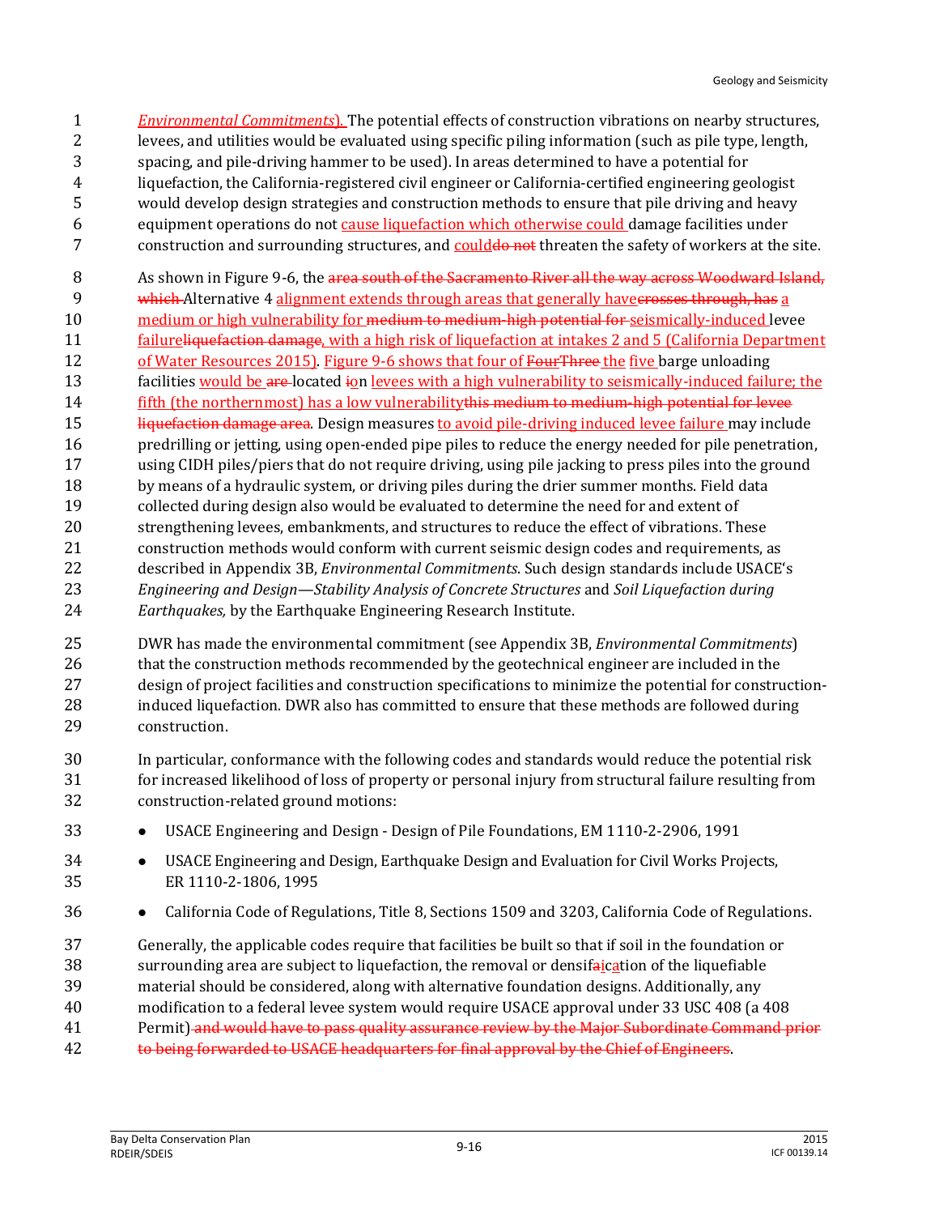*Environmental Commitments*). The potential effects of construction vibrations on nearby structures, levees, and utilities would be evaluated using specific piling information (such as pile type, length, spacing, and pile-driving hammer to be used). In areas determined to have a potential for liquefaction, the California-registered civil engineer or California-certified engineering geologist would develop design strategies and construction methods to ensure that pile driving and heavy equipment operations do not cause liquefaction which otherwise could damage facilities under construction and surrounding structures, and could~~do not~~ threaten the safety of workers at the site.

As shown in Figure 9-6, the ~~area south of the Sacramento River all the way across Woodward Island, which~~ Alternative 4 alignment extends through areas that generally have~~crosses through, has~~ a medium or high vulnerability for ~~medium to medium-high potential for~~ seismically-induced levee failure~~liquefaction damage~~, with a high risk of liquefaction at intakes 2 and 5 (California Department of Water Resources 2015). Figure 9-6 shows that four of ~~FourThree~~ the five barge unloading facilities would be ~~are~~ located ~~i~~on levees with a high vulnerability to seismically-induced failure; the fifth (the northernmost) has a low vulnerability~~this medium to medium-high potential for levee liquefaction damage area~~. Design measures to avoid pile-driving induced levee failure may include predrilling or jetting, using open-ended pipe piles to reduce the energy needed for pile penetration, using CIDH piles/piers that do not require driving, using pile jacking to press piles into the ground by means of a hydraulic system, or driving piles during the drier summer months. Field data collected during design also would be evaluated to determine the need for and extent of strengthening levees, embankments, and structures to reduce the effect of vibrations. These construction methods would conform with current seismic design codes and requirements, as described in Appendix 3B, *Environmental Commitments*. Such design standards include USACE's *Engineering and Design—Stability Analysis of Concrete Structures* and *Soil Liquefaction during Earthquakes,* by the Earthquake Engineering Research Institute.

DWR has made the environmental commitment (see Appendix 3B, *Environmental Commitments*) that the construction methods recommended by the geotechnical engineer are included in the design of project facilities and construction specifications to minimize the potential for construction-induced liquefaction. DWR also has committed to ensure that these methods are followed during construction.

In particular, conformance with the following codes and standards would reduce the potential risk for increased likelihood of loss of property or personal injury from structural failure resulting from construction-related ground motions:

- USACE Engineering and Design - Design of Pile Foundations, EM 1110-2-2906, 1991
- USACE Engineering and Design, Earthquake Design and Evaluation for Civil Works Projects, ER 1110-2-1806, 1995
- California Code of Regulations, Title 8, Sections 1509 and 3203, California Code of Regulations.

Generally, the applicable codes require that facilities be built so that if soil in the foundation or surrounding area are subject to liquefaction, the removal or densif~~a~~ication of the liquefiable material should be considered, along with alternative foundation designs. Additionally, any modification to a federal levee system would require USACE approval under 33 USC 408 (a 408 Permit) ~~and would have to pass quality assurance review by the Major Subordinate Command prior to being forwarded to USACE headquarters for final approval by the Chief of Engineers~~.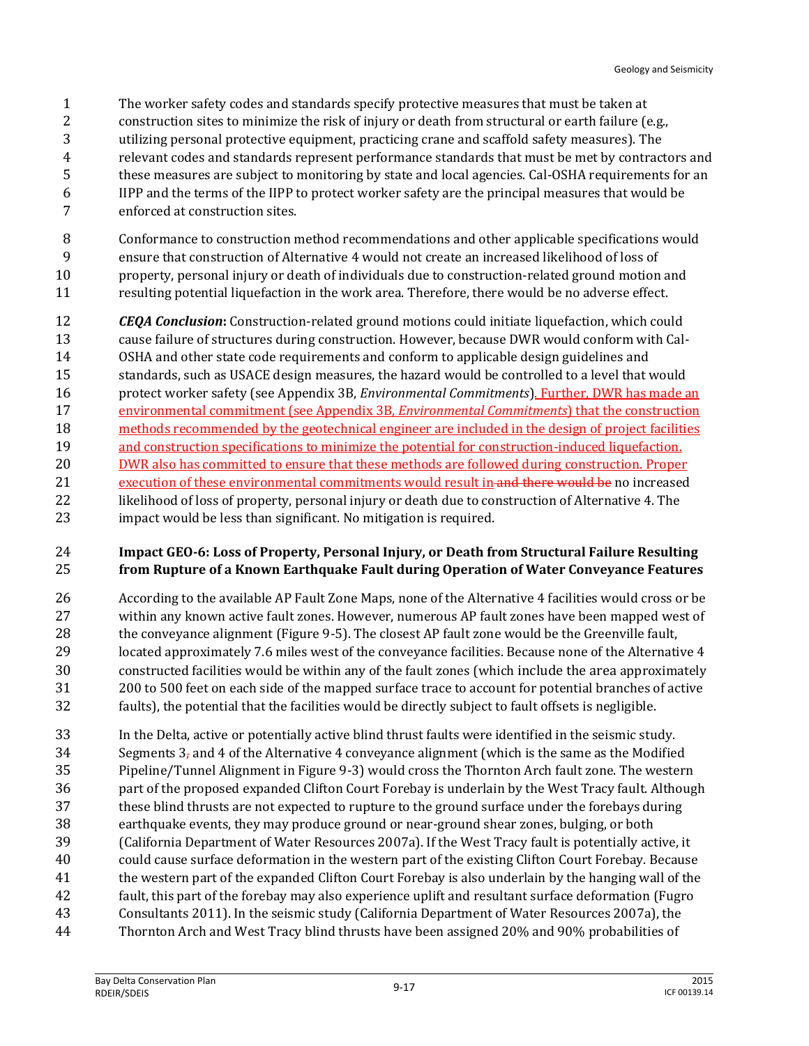The worker safety codes and standards specify protective measures that must be taken at construction sites to minimize the risk of injury or death from structural or earth failure (e.g., utilizing personal protective equipment, practicing crane and scaffold safety measures). The relevant codes and standards represent performance standards that must be met by contractors and these measures are subject to monitoring by state and local agencies. Cal-OSHA requirements for an IIPP and the terms of the IIPP to protect worker safety are the principal measures that would be enforced at construction sites.

Conformance to construction method recommendations and other applicable specifications would ensure that construction of Alternative 4 would not create an increased likelihood of loss of property, personal injury or death of individuals due to construction-related ground motion and resulting potential liquefaction in the work area. Therefore, there would be no adverse effect.

***CEQA Conclusion*:** Construction-related ground motions could initiate liquefaction, which could cause failure of structures during construction. However, because DWR would conform with Cal-OSHA and other state code requirements and conform to applicable design guidelines and standards, such as USACE design measures, the hazard would be controlled to a level that would protect worker safety (see Appendix 3B, *Environmental Commitments*). Further, DWR has made an environmental commitment (see Appendix 3B, *Environmental Commitments*) that the construction methods recommended by the geotechnical engineer are included in the design of project facilities and construction specifications to minimize the potential for construction-induced liquefaction. DWR also has committed to ensure that these methods are followed during construction. Proper execution of these environmental commitments would result in ~~and there would be~~ no increased likelihood of loss of property, personal injury or death due to construction of Alternative 4. The impact would be less than significant. No mitigation is required.

**Impact GEO-6: Loss of Property, Personal Injury, or Death from Structural Failure Resulting from Rupture of a Known Earthquake Fault during Operation of Water Conveyance Features**

According to the available AP Fault Zone Maps, none of the Alternative 4 facilities would cross or be within any known active fault zones. However, numerous AP fault zones have been mapped west of the conveyance alignment (Figure 9-5). The closest AP fault zone would be the Greenville fault, located approximately 7.6 miles west of the conveyance facilities. Because none of the Alternative 4 constructed facilities would be within any of the fault zones (which include the area approximately 200 to 500 feet on each side of the mapped surface trace to account for potential branches of active faults), the potential that the facilities would be directly subject to fault offsets is negligible.

In the Delta, active or potentially active blind thrust faults were identified in the seismic study. Segments 3~~,~~ and 4 of the Alternative 4 conveyance alignment (which is the same as the Modified Pipeline/Tunnel Alignment in Figure 9-3) would cross the Thornton Arch fault zone. The western part of the proposed expanded Clifton Court Forebay is underlain by the West Tracy fault. Although these blind thrusts are not expected to rupture to the ground surface under the forebays during earthquake events, they may produce ground or near-ground shear zones, bulging, or both (California Department of Water Resources 2007a). If the West Tracy fault is potentially active, it could cause surface deformation in the western part of the existing Clifton Court Forebay. Because the western part of the expanded Clifton Court Forebay is also underlain by the hanging wall of the fault, this part of the forebay may also experience uplift and resultant surface deformation (Fugro Consultants 2011). In the seismic study (California Department of Water Resources 2007a), the Thornton Arch and West Tracy blind thrusts have been assigned 20% and 90% probabilities of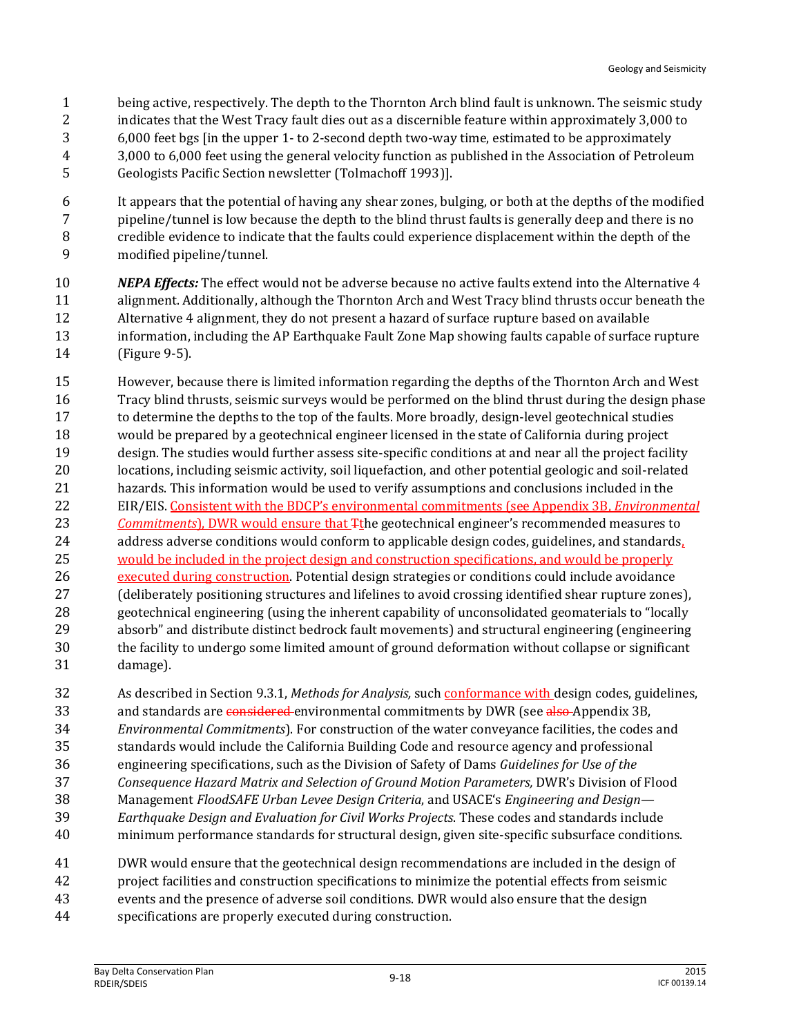being active, respectively. The depth to the Thornton Arch blind fault is unknown. The seismic study indicates that the West Tracy fault dies out as a discernible feature within approximately 3,000 to 6,000 feet bgs [in the upper 1- to 2-second depth two-way time, estimated to be approximately 3,000 to 6,000 feet using the general velocity function as published in the Association of Petroleum Geologists Pacific Section newsletter (Tolmachoff 1993)].

It appears that the potential of having any shear zones, bulging, or both at the depths of the modified pipeline/tunnel is low because the depth to the blind thrust faults is generally deep and there is no credible evidence to indicate that the faults could experience displacement within the depth of the modified pipeline/tunnel.

***NEPA Effects:*** The effect would not be adverse because no active faults extend into the Alternative 4 alignment. Additionally, although the Thornton Arch and West Tracy blind thrusts occur beneath the Alternative 4 alignment, they do not present a hazard of surface rupture based on available information, including the AP Earthquake Fault Zone Map showing faults capable of surface rupture (Figure 9-5).

However, because there is limited information regarding the depths of the Thornton Arch and West Tracy blind thrusts, seismic surveys would be performed on the blind thrust during the design phase to determine the depths to the top of the faults. More broadly, design-level geotechnical studies would be prepared by a geotechnical engineer licensed in the state of California during project design. The studies would further assess site-specific conditions at and near all the project facility locations, including seismic activity, soil liquefaction, and other potential geologic and soil-related hazards. This information would be used to verify assumptions and conclusions included in the EIR/EIS. Consistent with the BDCP's environmental commitments (see Appendix 3B, *Environmental Commitments*), DWR would ensure that ~~T~~the geotechnical engineer's recommended measures to address adverse conditions would conform to applicable design codes, guidelines, and standards, would be included in the project design and construction specifications, and would be properly executed during construction. Potential design strategies or conditions could include avoidance (deliberately positioning structures and lifelines to avoid crossing identified shear rupture zones), geotechnical engineering (using the inherent capability of unconsolidated geomaterials to "locally absorb" and distribute distinct bedrock fault movements) and structural engineering (engineering the facility to undergo some limited amount of ground deformation without collapse or significant damage).

As described in Section 9.3.1, *Methods for Analysis,* such conformance with design codes, guidelines, and standards are ~~considered~~ environmental commitments by DWR (see ~~also~~ Appendix 3B, *Environmental Commitments*). For construction of the water conveyance facilities, the codes and standards would include the California Building Code and resource agency and professional engineering specifications, such as the Division of Safety of Dams *Guidelines for Use of the Consequence Hazard Matrix and Selection of Ground Motion Parameters,* DWR's Division of Flood Management *FloodSAFE Urban Levee Design Criteria*, and USACE's *Engineering and Design—Earthquake Design and Evaluation for Civil Works Projects*. These codes and standards include minimum performance standards for structural design, given site-specific subsurface conditions.

DWR would ensure that the geotechnical design recommendations are included in the design of project facilities and construction specifications to minimize the potential effects from seismic events and the presence of adverse soil conditions. DWR would also ensure that the design specifications are properly executed during construction.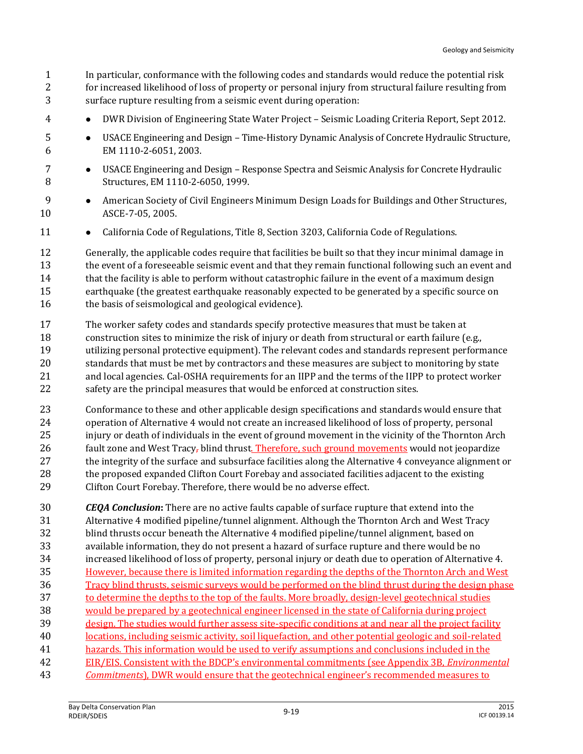In particular, conformance with the following codes and standards would reduce the potential risk for increased likelihood of loss of property or personal injury from structural failure resulting from surface rupture resulting from a seismic event during operation:

- DWR Division of Engineering State Water Project – Seismic Loading Criteria Report, Sept 2012.
- USACE Engineering and Design – Time-History Dynamic Analysis of Concrete Hydraulic Structure, EM 1110-2-6051, 2003.
- USACE Engineering and Design – Response Spectra and Seismic Analysis for Concrete Hydraulic Structures, EM 1110-2-6050, 1999.
- American Society of Civil Engineers Minimum Design Loads for Buildings and Other Structures, ASCE-7-05, 2005.
- California Code of Regulations, Title 8, Section 3203, California Code of Regulations.

Generally, the applicable codes require that facilities be built so that they incur minimal damage in the event of a foreseeable seismic event and that they remain functional following such an event and that the facility is able to perform without catastrophic failure in the event of a maximum design earthquake (the greatest earthquake reasonably expected to be generated by a specific source on the basis of seismological and geological evidence).

The worker safety codes and standards specify protective measures that must be taken at construction sites to minimize the risk of injury or death from structural or earth failure (e.g., utilizing personal protective equipment). The relevant codes and standards represent performance standards that must be met by contractors and these measures are subject to monitoring by state and local agencies. Cal-OSHA requirements for an IIPP and the terms of the IIPP to protect worker safety are the principal measures that would be enforced at construction sites.

Conformance to these and other applicable design specifications and standards would ensure that operation of Alternative 4 would not create an increased likelihood of loss of property, personal injury or death of individuals in the event of ground movement in the vicinity of the Thornton Arch fault zone and West Tracy~~,~~ blind thrust. Therefore, such ground movements would not jeopardize the integrity of the surface and subsurface facilities along the Alternative 4 conveyance alignment or the proposed expanded Clifton Court Forebay and associated facilities adjacent to the existing Clifton Court Forebay. Therefore, there would be no adverse effect.

***CEQA Conclusion*:** There are no active faults capable of surface rupture that extend into the Alternative 4 modified pipeline/tunnel alignment. Although the Thornton Arch and West Tracy blind thrusts occur beneath the Alternative 4 modified pipeline/tunnel alignment, based on available information, they do not present a hazard of surface rupture and there would be no increased likelihood of loss of property, personal injury or death due to operation of Alternative 4. However, because there is limited information regarding the depths of the Thornton Arch and West Tracy blind thrusts, seismic surveys would be performed on the blind thrust during the design phase to determine the depths to the top of the faults. More broadly, design-level geotechnical studies would be prepared by a geotechnical engineer licensed in the state of California during project design. The studies would further assess site-specific conditions at and near all the project facility locations, including seismic activity, soil liquefaction, and other potential geologic and soil-related hazards. This information would be used to verify assumptions and conclusions included in the EIR/EIS. Consistent with the BDCP's environmental commitments (see Appendix 3B, *Environmental Commitments*), DWR would ensure that the geotechnical engineer's recommended measures to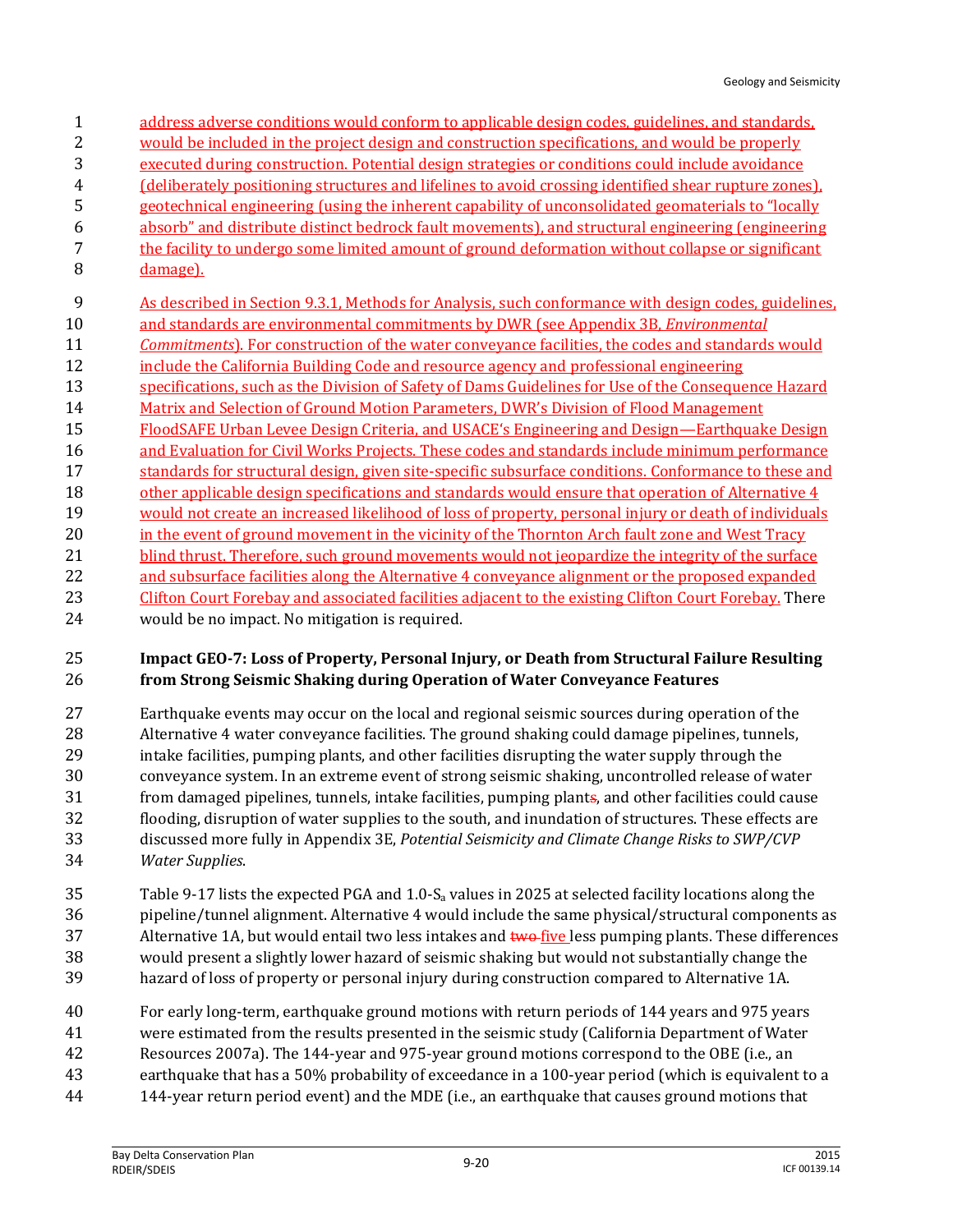address adverse conditions would conform to applicable design codes, guidelines, and standards, would be included in the project design and construction specifications, and would be properly executed during construction. Potential design strategies or conditions could include avoidance (deliberately positioning structures and lifelines to avoid crossing identified shear rupture zones), geotechnical engineering (using the inherent capability of unconsolidated geomaterials to "locally absorb" and distribute distinct bedrock fault movements), and structural engineering (engineering the facility to undergo some limited amount of ground deformation without collapse or significant damage).

As described in Section 9.3.1, Methods for Analysis, such conformance with design codes, guidelines, and standards are environmental commitments by DWR (see Appendix 3B, *Environmental Commitments*). For construction of the water conveyance facilities, the codes and standards would include the California Building Code and resource agency and professional engineering specifications, such as the Division of Safety of Dams Guidelines for Use of the Consequence Hazard Matrix and Selection of Ground Motion Parameters, DWR's Division of Flood Management FloodSAFE Urban Levee Design Criteria, and USACE's Engineering and Design—Earthquake Design and Evaluation for Civil Works Projects. These codes and standards include minimum performance standards for structural design, given site-specific subsurface conditions. Conformance to these and other applicable design specifications and standards would ensure that operation of Alternative 4 would not create an increased likelihood of loss of property, personal injury or death of individuals in the event of ground movement in the vicinity of the Thornton Arch fault zone and West Tracy blind thrust. Therefore, such ground movements would not jeopardize the integrity of the surface and subsurface facilities along the Alternative 4 conveyance alignment or the proposed expanded Clifton Court Forebay and associated facilities adjacent to the existing Clifton Court Forebay. There would be no impact. No mitigation is required.

**Impact GEO-7: Loss of Property, Personal Injury, or Death from Structural Failure Resulting from Strong Seismic Shaking during Operation of Water Conveyance Features**

Earthquake events may occur on the local and regional seismic sources during operation of the Alternative 4 water conveyance facilities. The ground shaking could damage pipelines, tunnels, intake facilities, pumping plants, and other facilities disrupting the water supply through the conveyance system. In an extreme event of strong seismic shaking, uncontrolled release of water from damaged pipelines, tunnels, intake facilities, pumping plants, and other facilities could cause flooding, disruption of water supplies to the south, and inundation of structures. These effects are discussed more fully in Appendix 3E, *Potential Seismicity and Climate Change Risks to SWP/CVP Water Supplies*.

Table 9-17 lists the expected PGA and 1.0-$S_a$ values in 2025 at selected facility locations along the pipeline/tunnel alignment. Alternative 4 would include the same physical/structural components as Alternative 1A, but would entail two less intakes and ~~two~~ five less pumping plants. These differences would present a slightly lower hazard of seismic shaking but would not substantially change the hazard of loss of property or personal injury during construction compared to Alternative 1A.

For early long-term, earthquake ground motions with return periods of 144 years and 975 years were estimated from the results presented in the seismic study (California Department of Water Resources 2007a). The 144-year and 975-year ground motions correspond to the OBE (i.e., an earthquake that has a 50% probability of exceedance in a 100-year period (which is equivalent to a 144-year return period event) and the MDE (i.e., an earthquake that causes ground motions that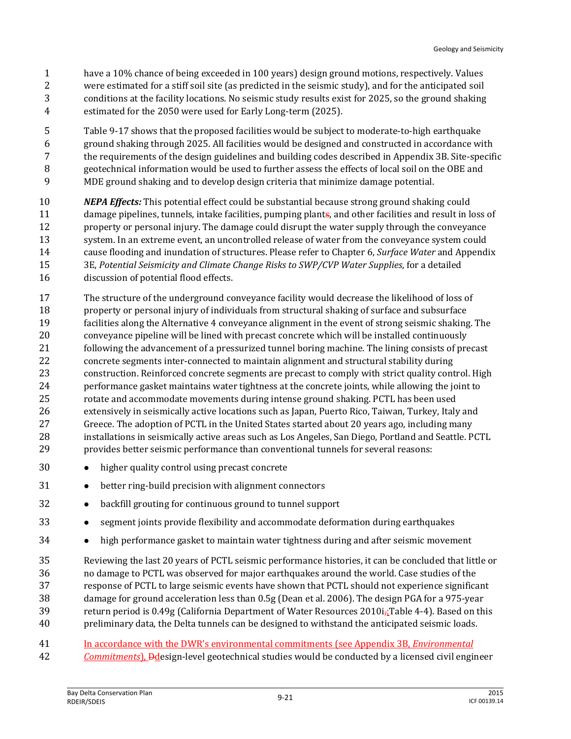have a 10% chance of being exceeded in 100 years) design ground motions, respectively. Values were estimated for a stiff soil site (as predicted in the seismic study), and for the anticipated soil conditions at the facility locations. No seismic study results exist for 2025, so the ground shaking estimated for the 2050 were used for Early Long-term (2025).

Table 9-17 shows that the proposed facilities would be subject to moderate-to-high earthquake ground shaking through 2025. All facilities would be designed and constructed in accordance with the requirements of the design guidelines and building codes described in Appendix 3B. Site-specific geotechnical information would be used to further assess the effects of local soil on the OBE and MDE ground shaking and to develop design criteria that minimize damage potential.

***NEPA Effects:*** This potential effect could be substantial because strong ground shaking could damage pipelines, tunnels, intake facilities, pumping plants, and other facilities and result in loss of property or personal injury. The damage could disrupt the water supply through the conveyance system. In an extreme event, an uncontrolled release of water from the conveyance system could cause flooding and inundation of structures. Please refer to Chapter 6, *Surface Water* and Appendix 3E, *Potential Seismicity and Climate Change Risks to SWP/CVP Water Supplies*, for a detailed discussion of potential flood effects.

The structure of the underground conveyance facility would decrease the likelihood of loss of property or personal injury of individuals from structural shaking of surface and subsurface facilities along the Alternative 4 conveyance alignment in the event of strong seismic shaking. The conveyance pipeline will be lined with precast concrete which will be installed continuously following the advancement of a pressurized tunnel boring machine. The lining consists of precast concrete segments inter-connected to maintain alignment and structural stability during construction. Reinforced concrete segments are precast to comply with strict quality control. High performance gasket maintains water tightness at the concrete joints, while allowing the joint to rotate and accommodate movements during intense ground shaking. PCTL has been used extensively in seismically active locations such as Japan, Puerto Rico, Taiwan, Turkey, Italy and Greece. The adoption of PCTL in the United States started about 20 years ago, including many installations in seismically active areas such as Los Angeles, San Diego, Portland and Seattle. PCTL provides better seismic performance than conventional tunnels for several reasons:

- higher quality control using precast concrete
- better ring-build precision with alignment connectors
- backfill grouting for continuous ground to tunnel support
- segment joints provide flexibility and accommodate deformation during earthquakes
- high performance gasket to maintain water tightness during and after seismic movement

Reviewing the last 20 years of PCTL seismic performance histories, it can be concluded that little or no damage to PCTL was observed for major earthquakes around the world. Case studies of the response of PCTL to large seismic events have shown that PCTL should not experience significant damage for ground acceleration less than 0.5g (Dean et al. 2006). The design PGA for a 975-year return period is 0.49g (California Department of Water Resources 2010i; Table 4-4). Based on this preliminary data, the Delta tunnels can be designed to withstand the anticipated seismic loads.

In accordance with the DWR's environmental commitments (see Appendix 3B, *Environmental Commitments*), design-level geotechnical studies would be conducted by a licensed civil engineer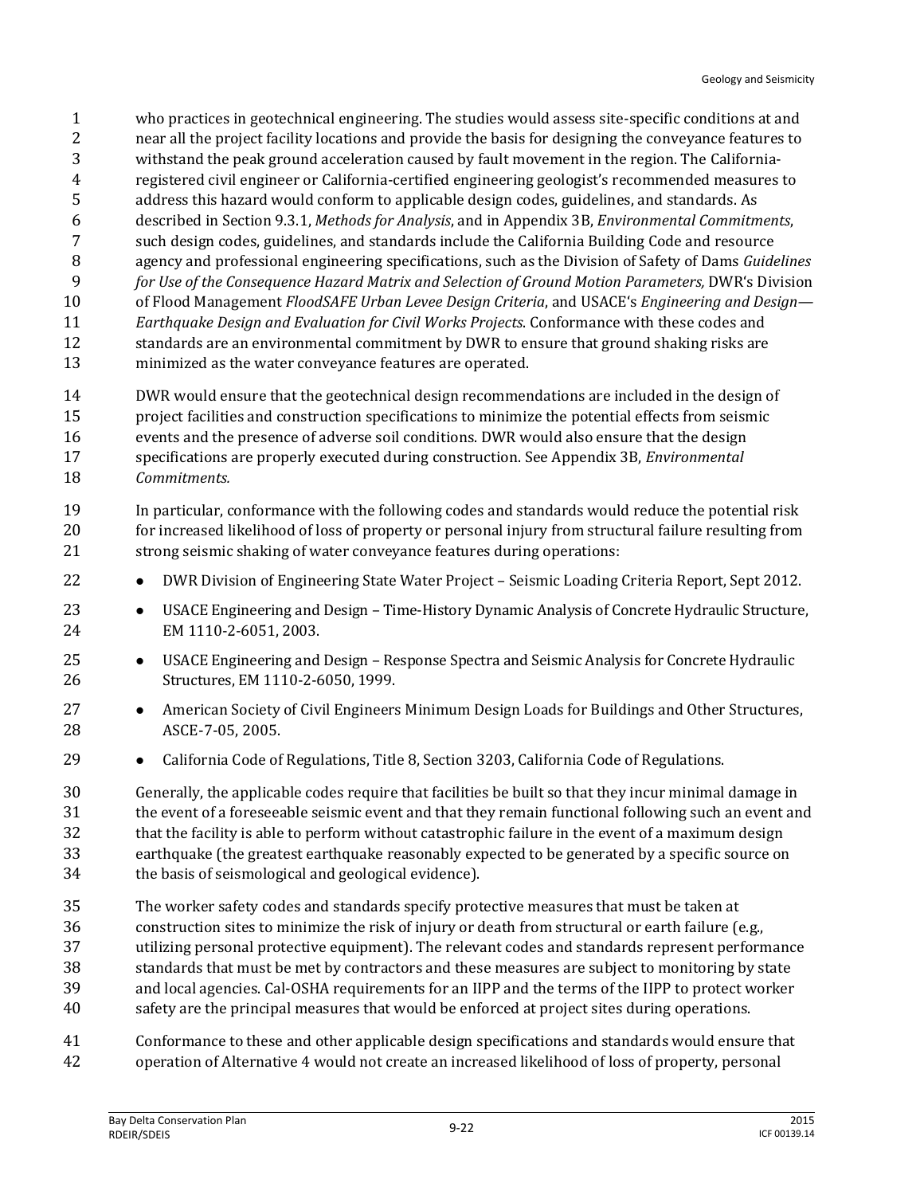who practices in geotechnical engineering. The studies would assess site-specific conditions at and near all the project facility locations and provide the basis for designing the conveyance features to withstand the peak ground acceleration caused by fault movement in the region. The California-registered civil engineer or California-certified engineering geologist's recommended measures to address this hazard would conform to applicable design codes, guidelines, and standards. As described in Section 9.3.1, *Methods for Analysis*, and in Appendix 3B, *Environmental Commitments*, such design codes, guidelines, and standards include the California Building Code and resource agency and professional engineering specifications, such as the Division of Safety of Dams *Guidelines for Use of the Consequence Hazard Matrix and Selection of Ground Motion Parameters,* DWR's Division of Flood Management *FloodSAFE Urban Levee Design Criteria*, and USACE's *Engineering and Design—Earthquake Design and Evaluation for Civil Works Projects*. Conformance with these codes and standards are an environmental commitment by DWR to ensure that ground shaking risks are minimized as the water conveyance features are operated.

DWR would ensure that the geotechnical design recommendations are included in the design of project facilities and construction specifications to minimize the potential effects from seismic events and the presence of adverse soil conditions. DWR would also ensure that the design specifications are properly executed during construction. See Appendix 3B, *Environmental Commitments.*

In particular, conformance with the following codes and standards would reduce the potential risk for increased likelihood of loss of property or personal injury from structural failure resulting from strong seismic shaking of water conveyance features during operations:

- DWR Division of Engineering State Water Project – Seismic Loading Criteria Report, Sept 2012.
- USACE Engineering and Design – Time-History Dynamic Analysis of Concrete Hydraulic Structure, EM 1110-2-6051, 2003.
- USACE Engineering and Design – Response Spectra and Seismic Analysis for Concrete Hydraulic Structures, EM 1110-2-6050, 1999.
- American Society of Civil Engineers Minimum Design Loads for Buildings and Other Structures, ASCE-7-05, 2005.
- California Code of Regulations, Title 8, Section 3203, California Code of Regulations.

Generally, the applicable codes require that facilities be built so that they incur minimal damage in the event of a foreseeable seismic event and that they remain functional following such an event and that the facility is able to perform without catastrophic failure in the event of a maximum design earthquake (the greatest earthquake reasonably expected to be generated by a specific source on the basis of seismological and geological evidence).

The worker safety codes and standards specify protective measures that must be taken at construction sites to minimize the risk of injury or death from structural or earth failure (e.g., utilizing personal protective equipment). The relevant codes and standards represent performance standards that must be met by contractors and these measures are subject to monitoring by state and local agencies. Cal-OSHA requirements for an IIPP and the terms of the IIPP to protect worker safety are the principal measures that would be enforced at project sites during operations.

Conformance to these and other applicable design specifications and standards would ensure that operation of Alternative 4 would not create an increased likelihood of loss of property, personal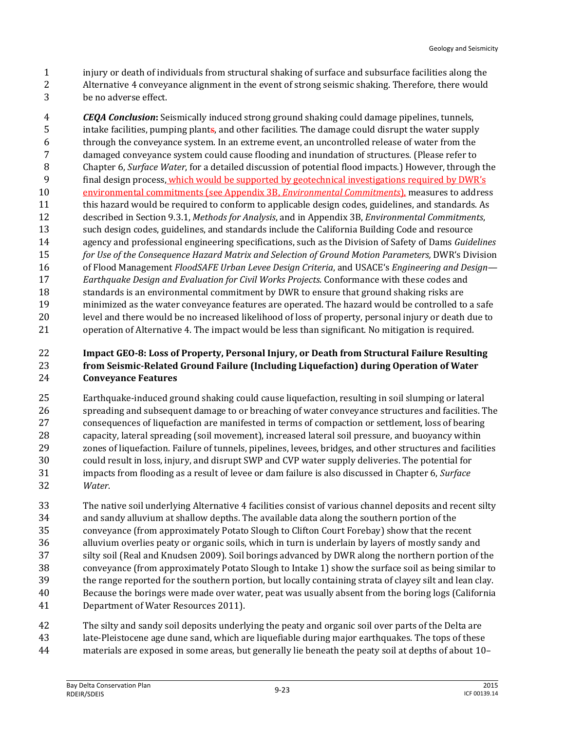injury or death of individuals from structural shaking of surface and subsurface facilities along the Alternative 4 conveyance alignment in the event of strong seismic shaking. Therefore, there would be no adverse effect.

***CEQA Conclusion*:** Seismically induced strong ground shaking could damage pipelines, tunnels, intake facilities, pumping plants, and other facilities. The damage could disrupt the water supply through the conveyance system. In an extreme event, an uncontrolled release of water from the damaged conveyance system could cause flooding and inundation of structures. (Please refer to Chapter 6, *Surface Water*, for a detailed discussion of potential flood impacts.) However, through the final design process, which would be supported by geotechnical investigations required by DWR's environmental commitments (see Appendix 3B, *Environmental Commitments*), measures to address this hazard would be required to conform to applicable design codes, guidelines, and standards. As described in Section 9.3.1, *Methods for Analysis*, and in Appendix 3B, *Environmental Commitments*, such design codes, guidelines, and standards include the California Building Code and resource agency and professional engineering specifications, such as the Division of Safety of Dams *Guidelines for Use of the Consequence Hazard Matrix and Selection of Ground Motion Parameters,* DWR's Division of Flood Management *FloodSAFE Urban Levee Design Criteria*, and USACE's *Engineering and Design—Earthquake Design and Evaluation for Civil Works Projects*. Conformance with these codes and standards is an environmental commitment by DWR to ensure that ground shaking risks are minimized as the water conveyance features are operated. The hazard would be controlled to a safe level and there would be no increased likelihood of loss of property, personal injury or death due to operation of Alternative 4. The impact would be less than significant. No mitigation is required.

### Impact GEO-8: Loss of Property, Personal Injury, or Death from Structural Failure Resulting from Seismic-Related Ground Failure (Including Liquefaction) during Operation of Water Conveyance Features

Earthquake-induced ground shaking could cause liquefaction, resulting in soil slumping or lateral spreading and subsequent damage to or breaching of water conveyance structures and facilities. The consequences of liquefaction are manifested in terms of compaction or settlement, loss of bearing capacity, lateral spreading (soil movement), increased lateral soil pressure, and buoyancy within zones of liquefaction. Failure of tunnels, pipelines, levees, bridges, and other structures and facilities could result in loss, injury, and disrupt SWP and CVP water supply deliveries. The potential for impacts from flooding as a result of levee or dam failure is also discussed in Chapter 6, *Surface Water*.

The native soil underlying Alternative 4 facilities consist of various channel deposits and recent silty and sandy alluvium at shallow depths. The available data along the southern portion of the conveyance (from approximately Potato Slough to Clifton Court Forebay) show that the recent alluvium overlies peaty or organic soils, which in turn is underlain by layers of mostly sandy and silty soil (Real and Knudsen 2009). Soil borings advanced by DWR along the northern portion of the conveyance (from approximately Potato Slough to Intake 1) show the surface soil as being similar to the range reported for the southern portion, but locally containing strata of clayey silt and lean clay. Because the borings were made over water, peat was usually absent from the boring logs (California Department of Water Resources 2011).

The silty and sandy soil deposits underlying the peaty and organic soil over parts of the Delta are late-Pleistocene age dune sand, which are liquefiable during major earthquakes. The tops of these materials are exposed in some areas, but generally lie beneath the peaty soil at depths of about 10–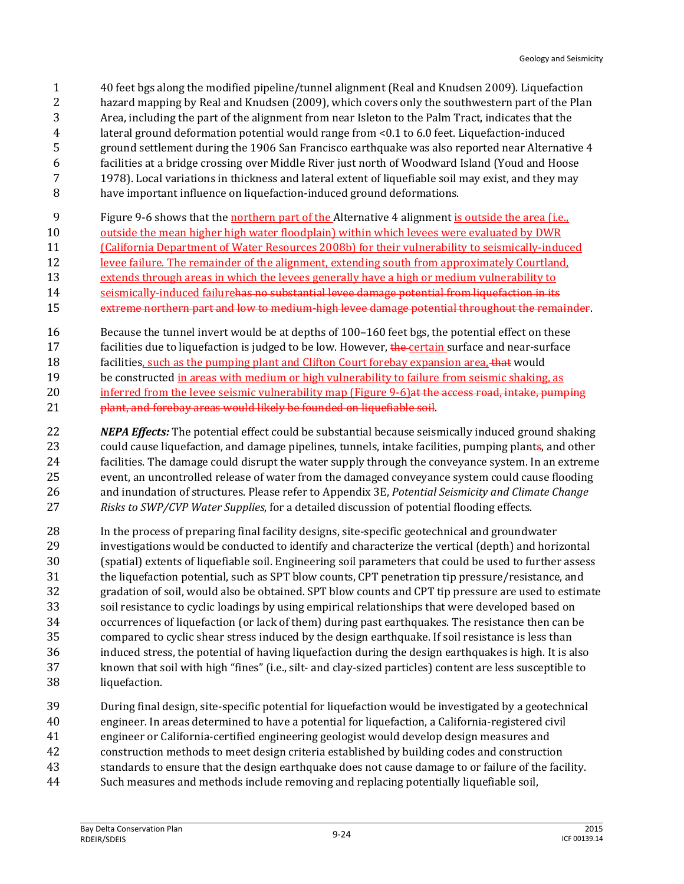40 feet bgs along the modified pipeline/tunnel alignment (Real and Knudsen 2009). Liquefaction hazard mapping by Real and Knudsen (2009), which covers only the southwestern part of the Plan Area, including the part of the alignment from near Isleton to the Palm Tract, indicates that the lateral ground deformation potential would range from <0.1 to 6.0 feet. Liquefaction-induced ground settlement during the 1906 San Francisco earthquake was also reported near Alternative 4 facilities at a bridge crossing over Middle River just north of Woodward Island (Youd and Hoose 1978). Local variations in thickness and lateral extent of liquefiable soil may exist, and they may have important influence on liquefaction-induced ground deformations.

Figure 9-6 shows that the <ins>northern part of the </ins>Alternative 4 alignment <ins>is outside the area (i.e., outside the mean higher high water floodplain) within which levees were evaluated by DWR (California Department of Water Resources 2008b) for their vulnerability to seismically-induced levee failure. The remainder of the alignment, extending south from approximately Courtland, extends through areas in which the levees generally have a high or medium vulnerability to seismically-induced failure</ins>~~has no substantial levee damage potential from liquefaction in its extreme northern part and low to medium-high levee damage potential throughout the remainder~~.

Because the tunnel invert would be at depths of 100–160 feet bgs, the potential effect on these facilities due to liquefaction is judged to be low. However, ~~the~~ <ins>certain </ins>surface and near-surface facilities<ins>, such as the pumping plant and Clifton Court forebay expansion area,</ins> ~~that~~ would be constructed <ins>in areas with medium or high vulnerability to failure from seismic shaking, as inferred from the levee seismic vulnerability map (Figure 9-6)</ins>~~at the access road, intake, pumping plant, and forebay areas would likely be founded on liquefiable soil~~.

***NEPA Effects:*** The potential effect could be substantial because seismically induced ground shaking could cause liquefaction, and damage pipelines, tunnels, intake facilities, pumping plant~~s~~, and other facilities. The damage could disrupt the water supply through the conveyance system. In an extreme event, an uncontrolled release of water from the damaged conveyance system could cause flooding and inundation of structures. Please refer to Appendix 3E, *Potential Seismicity and Climate Change Risks to SWP/CVP Water Supplies*, for a detailed discussion of potential flooding effects.

In the process of preparing final facility designs, site-specific geotechnical and groundwater investigations would be conducted to identify and characterize the vertical (depth) and horizontal (spatial) extents of liquefiable soil. Engineering soil parameters that could be used to further assess the liquefaction potential, such as SPT blow counts, CPT penetration tip pressure/resistance, and gradation of soil, would also be obtained. SPT blow counts and CPT tip pressure are used to estimate soil resistance to cyclic loadings by using empirical relationships that were developed based on occurrences of liquefaction (or lack of them) during past earthquakes. The resistance then can be compared to cyclic shear stress induced by the design earthquake. If soil resistance is less than induced stress, the potential of having liquefaction during the design earthquakes is high. It is also known that soil with high "fines" (i.e., silt- and clay-sized particles) content are less susceptible to liquefaction.

During final design, site-specific potential for liquefaction would be investigated by a geotechnical engineer. In areas determined to have a potential for liquefaction, a California-registered civil engineer or California-certified engineering geologist would develop design measures and construction methods to meet design criteria established by building codes and construction standards to ensure that the design earthquake does not cause damage to or failure of the facility. Such measures and methods include removing and replacing potentially liquefiable soil,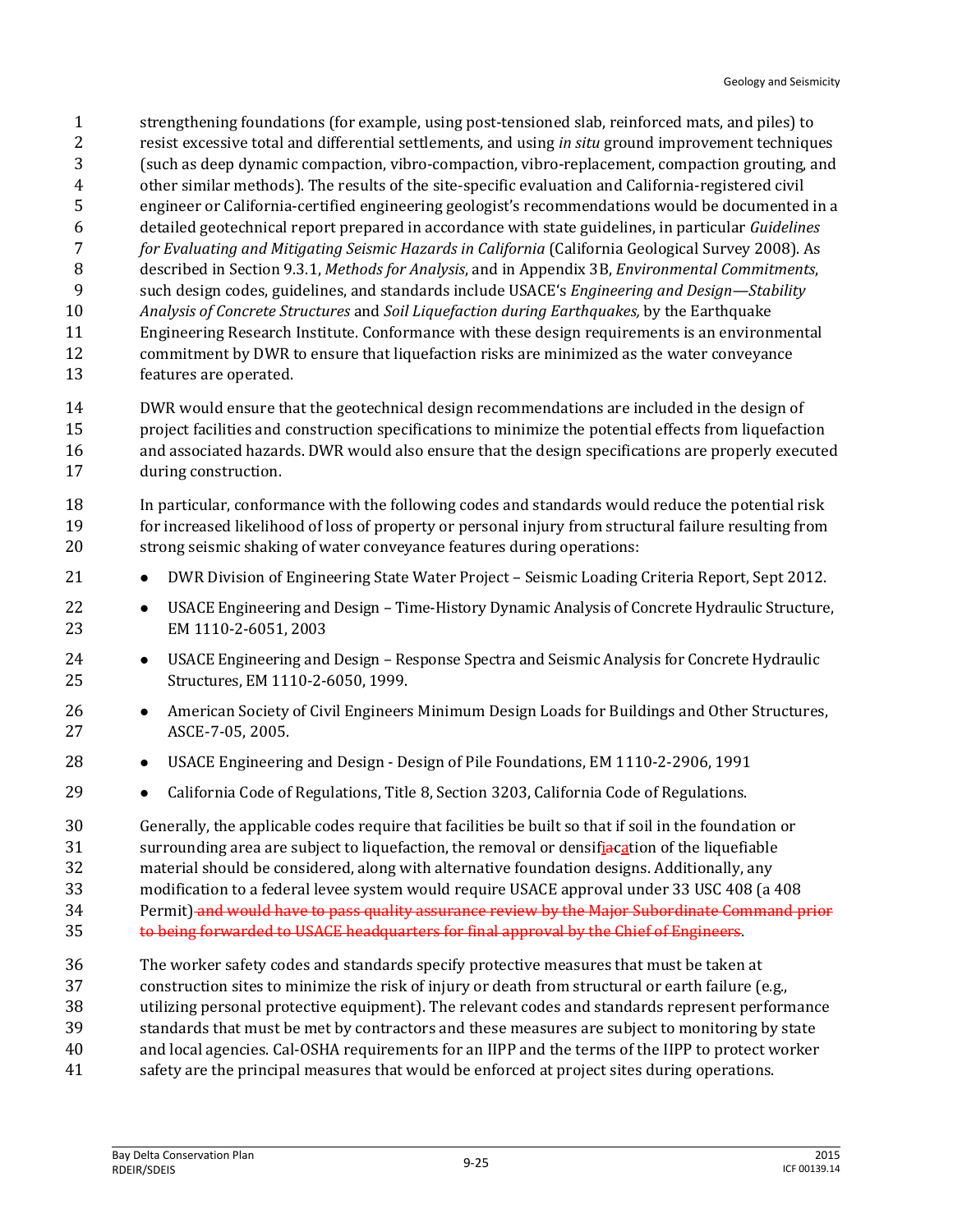strengthening foundations (for example, using post-tensioned slab, reinforced mats, and piles) to resist excessive total and differential settlements, and using *in situ* ground improvement techniques (such as deep dynamic compaction, vibro-compaction, vibro-replacement, compaction grouting, and other similar methods). The results of the site-specific evaluation and California-registered civil engineer or California-certified engineering geologist's recommendations would be documented in a detailed geotechnical report prepared in accordance with state guidelines, in particular *Guidelines for Evaluating and Mitigating Seismic Hazards in California* (California Geological Survey 2008). As described in Section 9.3.1, *Methods for Analysis*, and in Appendix 3B, *Environmental Commitments*, such design codes, guidelines, and standards include USACE's *Engineering and Design—Stability Analysis of Concrete Structures* and *Soil Liquefaction during Earthquakes,* by the Earthquake Engineering Research Institute. Conformance with these design requirements is an environmental commitment by DWR to ensure that liquefaction risks are minimized as the water conveyance features are operated.

DWR would ensure that the geotechnical design recommendations are included in the design of project facilities and construction specifications to minimize the potential effects from liquefaction and associated hazards. DWR would also ensure that the design specifications are properly executed during construction.

In particular, conformance with the following codes and standards would reduce the potential risk for increased likelihood of loss of property or personal injury from structural failure resulting from strong seismic shaking of water conveyance features during operations:

- DWR Division of Engineering State Water Project – Seismic Loading Criteria Report, Sept 2012.
- USACE Engineering and Design – Time-History Dynamic Analysis of Concrete Hydraulic Structure, EM 1110-2-6051, 2003
- USACE Engineering and Design – Response Spectra and Seismic Analysis for Concrete Hydraulic Structures, EM 1110-2-6050, 1999.
- American Society of Civil Engineers Minimum Design Loads for Buildings and Other Structures, ASCE-7-05, 2005.
- USACE Engineering and Design - Design of Pile Foundations, EM 1110-2-2906, 1991
- California Code of Regulations, Title 8, Section 3203, California Code of Regulations.

Generally, the applicable codes require that facilities be built so that if soil in the foundation or surrounding area are subject to liquefaction, the removal or densification of the liquefiable material should be considered, along with alternative foundation designs. Additionally, any modification to a federal levee system would require USACE approval under 33 USC 408 (a 408 Permit)~~ and would have to pass quality assurance review by the Major Subordinate Command prior to being forwarded to USACE headquarters for final approval by the Chief of Engineers~~.

The worker safety codes and standards specify protective measures that must be taken at construction sites to minimize the risk of injury or death from structural or earth failure (e.g., utilizing personal protective equipment). The relevant codes and standards represent performance standards that must be met by contractors and these measures are subject to monitoring by state and local agencies. Cal-OSHA requirements for an IIPP and the terms of the IIPP to protect worker safety are the principal measures that would be enforced at project sites during operations.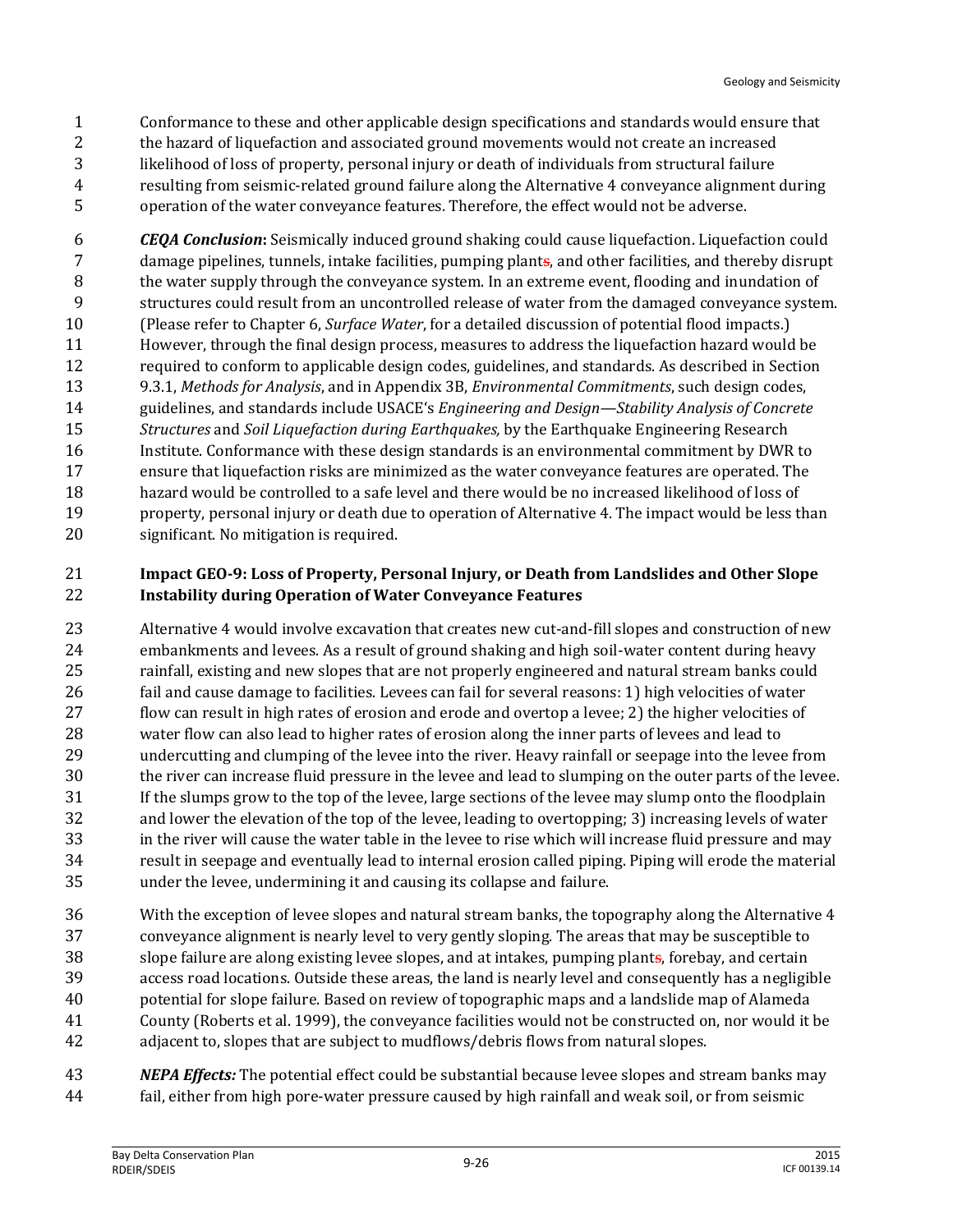Conformance to these and other applicable design specifications and standards would ensure that the hazard of liquefaction and associated ground movements would not create an increased likelihood of loss of property, personal injury or death of individuals from structural failure resulting from seismic-related ground failure along the Alternative 4 conveyance alignment during operation of the water conveyance features. Therefore, the effect would not be adverse.

***CEQA Conclusion*:** Seismically induced ground shaking could cause liquefaction. Liquefaction could damage pipelines, tunnels, intake facilities, pumping plants, and other facilities, and thereby disrupt the water supply through the conveyance system. In an extreme event, flooding and inundation of structures could result from an uncontrolled release of water from the damaged conveyance system. (Please refer to Chapter 6, *Surface Water*, for a detailed discussion of potential flood impacts.) However, through the final design process, measures to address the liquefaction hazard would be required to conform to applicable design codes, guidelines, and standards. As described in Section 9.3.1, *Methods for Analysis*, and in Appendix 3B, *Environmental Commitments*, such design codes, guidelines, and standards include USACE's *Engineering and Design—Stability Analysis of Concrete Structures* and *Soil Liquefaction during Earthquakes,* by the Earthquake Engineering Research Institute. Conformance with these design standards is an environmental commitment by DWR to ensure that liquefaction risks are minimized as the water conveyance features are operated. The hazard would be controlled to a safe level and there would be no increased likelihood of loss of property, personal injury or death due to operation of Alternative 4. The impact would be less than significant. No mitigation is required.

### Impact GEO-9: Loss of Property, Personal Injury, or Death from Landslides and Other Slope Instability during Operation of Water Conveyance Features

Alternative 4 would involve excavation that creates new cut-and-fill slopes and construction of new embankments and levees. As a result of ground shaking and high soil-water content during heavy rainfall, existing and new slopes that are not properly engineered and natural stream banks could fail and cause damage to facilities. Levees can fail for several reasons: 1) high velocities of water flow can result in high rates of erosion and erode and overtop a levee; 2) the higher velocities of water flow can also lead to higher rates of erosion along the inner parts of levees and lead to undercutting and clumping of the levee into the river. Heavy rainfall or seepage into the levee from the river can increase fluid pressure in the levee and lead to slumping on the outer parts of the levee. If the slumps grow to the top of the levee, large sections of the levee may slump onto the floodplain and lower the elevation of the top of the levee, leading to overtopping; 3) increasing levels of water in the river will cause the water table in the levee to rise which will increase fluid pressure and may result in seepage and eventually lead to internal erosion called piping. Piping will erode the material under the levee, undermining it and causing its collapse and failure.

With the exception of levee slopes and natural stream banks, the topography along the Alternative 4 conveyance alignment is nearly level to very gently sloping. The areas that may be susceptible to slope failure are along existing levee slopes, and at intakes, pumping plants, forebay, and certain access road locations. Outside these areas, the land is nearly level and consequently has a negligible potential for slope failure. Based on review of topographic maps and a landslide map of Alameda County (Roberts et al. 1999), the conveyance facilities would not be constructed on, nor would it be adjacent to, slopes that are subject to mudflows/debris flows from natural slopes.

***NEPA Effects:*** The potential effect could be substantial because levee slopes and stream banks may fail, either from high pore-water pressure caused by high rainfall and weak soil, or from seismic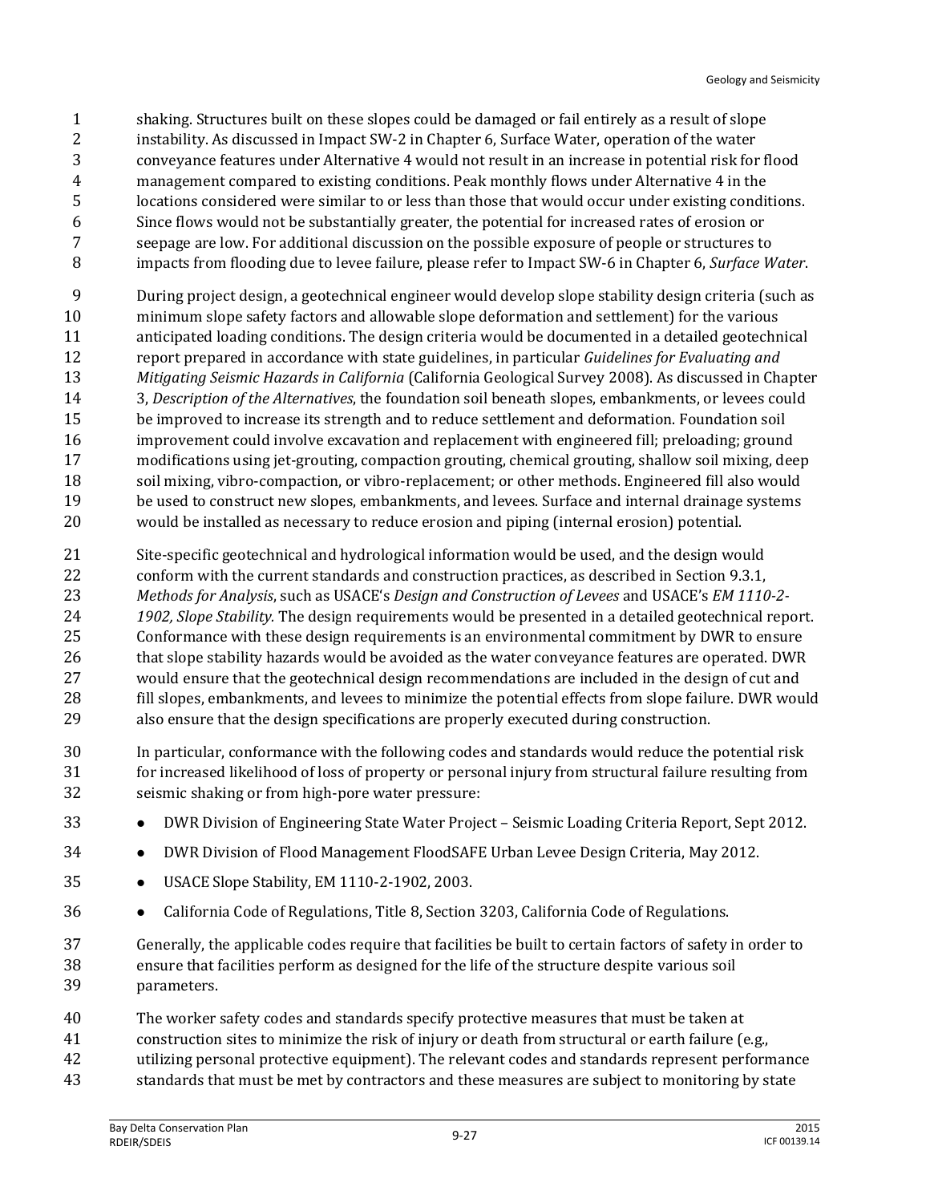shaking. Structures built on these slopes could be damaged or fail entirely as a result of slope instability. As discussed in Impact SW-2 in Chapter 6, Surface Water, operation of the water conveyance features under Alternative 4 would not result in an increase in potential risk for flood management compared to existing conditions. Peak monthly flows under Alternative 4 in the locations considered were similar to or less than those that would occur under existing conditions. Since flows would not be substantially greater, the potential for increased rates of erosion or seepage are low. For additional discussion on the possible exposure of people or structures to impacts from flooding due to levee failure, please refer to Impact SW-6 in Chapter 6, *Surface Water*.

During project design, a geotechnical engineer would develop slope stability design criteria (such as minimum slope safety factors and allowable slope deformation and settlement) for the various anticipated loading conditions. The design criteria would be documented in a detailed geotechnical report prepared in accordance with state guidelines, in particular *Guidelines for Evaluating and Mitigating Seismic Hazards in California* (California Geological Survey 2008). As discussed in Chapter 3, *Description of the Alternatives*, the foundation soil beneath slopes, embankments, or levees could be improved to increase its strength and to reduce settlement and deformation. Foundation soil improvement could involve excavation and replacement with engineered fill; preloading; ground modifications using jet-grouting, compaction grouting, chemical grouting, shallow soil mixing, deep soil mixing, vibro-compaction, or vibro-replacement; or other methods. Engineered fill also would be used to construct new slopes, embankments, and levees. Surface and internal drainage systems would be installed as necessary to reduce erosion and piping (internal erosion) potential.

Site-specific geotechnical and hydrological information would be used, and the design would conform with the current standards and construction practices, as described in Section 9.3.1, *Methods for Analysis*, such as USACE's *Design and Construction of Levees* and USACE's *EM 1110-2-1902, Slope Stability*. The design requirements would be presented in a detailed geotechnical report. Conformance with these design requirements is an environmental commitment by DWR to ensure that slope stability hazards would be avoided as the water conveyance features are operated. DWR would ensure that the geotechnical design recommendations are included in the design of cut and fill slopes, embankments, and levees to minimize the potential effects from slope failure. DWR would also ensure that the design specifications are properly executed during construction.

In particular, conformance with the following codes and standards would reduce the potential risk for increased likelihood of loss of property or personal injury from structural failure resulting from seismic shaking or from high-pore water pressure:

- DWR Division of Engineering State Water Project – Seismic Loading Criteria Report, Sept 2012.
- DWR Division of Flood Management FloodSAFE Urban Levee Design Criteria, May 2012.
- USACE Slope Stability, EM 1110-2-1902, 2003.
- California Code of Regulations, Title 8, Section 3203, California Code of Regulations.

Generally, the applicable codes require that facilities be built to certain factors of safety in order to ensure that facilities perform as designed for the life of the structure despite various soil parameters.

The worker safety codes and standards specify protective measures that must be taken at construction sites to minimize the risk of injury or death from structural or earth failure (e.g., utilizing personal protective equipment). The relevant codes and standards represent performance standards that must be met by contractors and these measures are subject to monitoring by state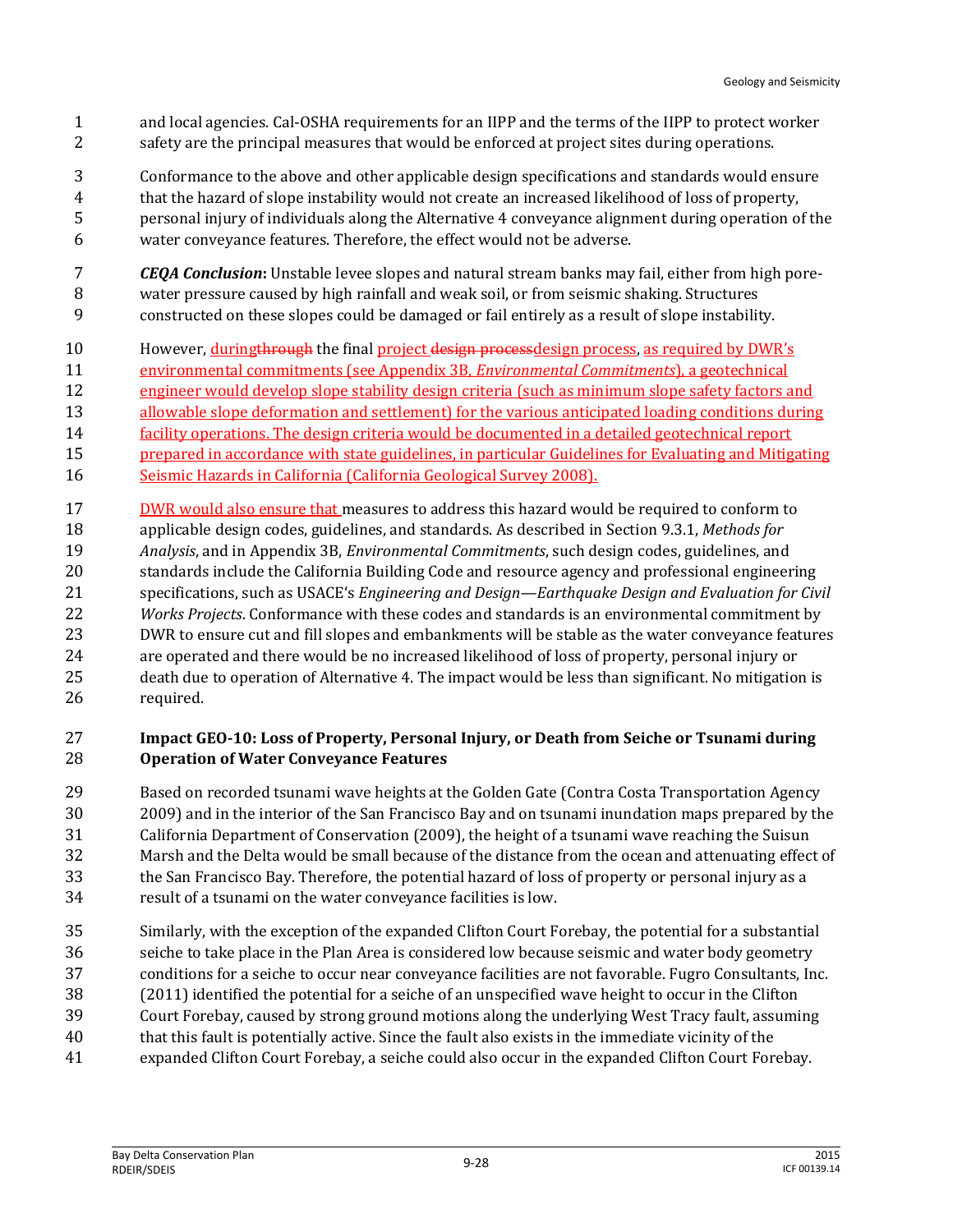and local agencies. Cal-OSHA requirements for an IIPP and the terms of the IIPP to protect worker safety are the principal measures that would be enforced at project sites during operations.

Conformance to the above and other applicable design specifications and standards would ensure that the hazard of slope instability would not create an increased likelihood of loss of property, personal injury of individuals along the Alternative 4 conveyance alignment during operation of the water conveyance features. Therefore, the effect would not be adverse.

***CEQA Conclusion*:** Unstable levee slopes and natural stream banks may fail, either from high pore-water pressure caused by high rainfall and weak soil, or from seismic shaking. Structures constructed on these slopes could be damaged or fail entirely as a result of slope instability.

However, duringthrough the final project design processdesign process, as required by DWR's environmental commitments (see Appendix 3B, *Environmental Commitments*), a geotechnical engineer would develop slope stability design criteria (such as minimum slope safety factors and allowable slope deformation and settlement) for the various anticipated loading conditions during facility operations. The design criteria would be documented in a detailed geotechnical report prepared in accordance with state guidelines, in particular Guidelines for Evaluating and Mitigating Seismic Hazards in California (California Geological Survey 2008).

DWR would also ensure that measures to address this hazard would be required to conform to applicable design codes, guidelines, and standards. As described in Section 9.3.1, *Methods for Analysis*, and in Appendix 3B, *Environmental Commitments*, such design codes, guidelines, and standards include the California Building Code and resource agency and professional engineering specifications, such as USACE's *Engineering and Design—Earthquake Design and Evaluation for Civil Works Projects*. Conformance with these codes and standards is an environmental commitment by DWR to ensure cut and fill slopes and embankments will be stable as the water conveyance features are operated and there would be no increased likelihood of loss of property, personal injury or death due to operation of Alternative 4. The impact would be less than significant. No mitigation is required.

### Impact GEO-10: Loss of Property, Personal Injury, or Death from Seiche or Tsunami during Operation of Water Conveyance Features

Based on recorded tsunami wave heights at the Golden Gate (Contra Costa Transportation Agency 2009) and in the interior of the San Francisco Bay and on tsunami inundation maps prepared by the California Department of Conservation (2009), the height of a tsunami wave reaching the Suisun Marsh and the Delta would be small because of the distance from the ocean and attenuating effect of the San Francisco Bay. Therefore, the potential hazard of loss of property or personal injury as a result of a tsunami on the water conveyance facilities is low.

Similarly, with the exception of the expanded Clifton Court Forebay, the potential for a substantial seiche to take place in the Plan Area is considered low because seismic and water body geometry conditions for a seiche to occur near conveyance facilities are not favorable. Fugro Consultants, Inc. (2011) identified the potential for a seiche of an unspecified wave height to occur in the Clifton Court Forebay, caused by strong ground motions along the underlying West Tracy fault, assuming that this fault is potentially active. Since the fault also exists in the immediate vicinity of the expanded Clifton Court Forebay, a seiche could also occur in the expanded Clifton Court Forebay.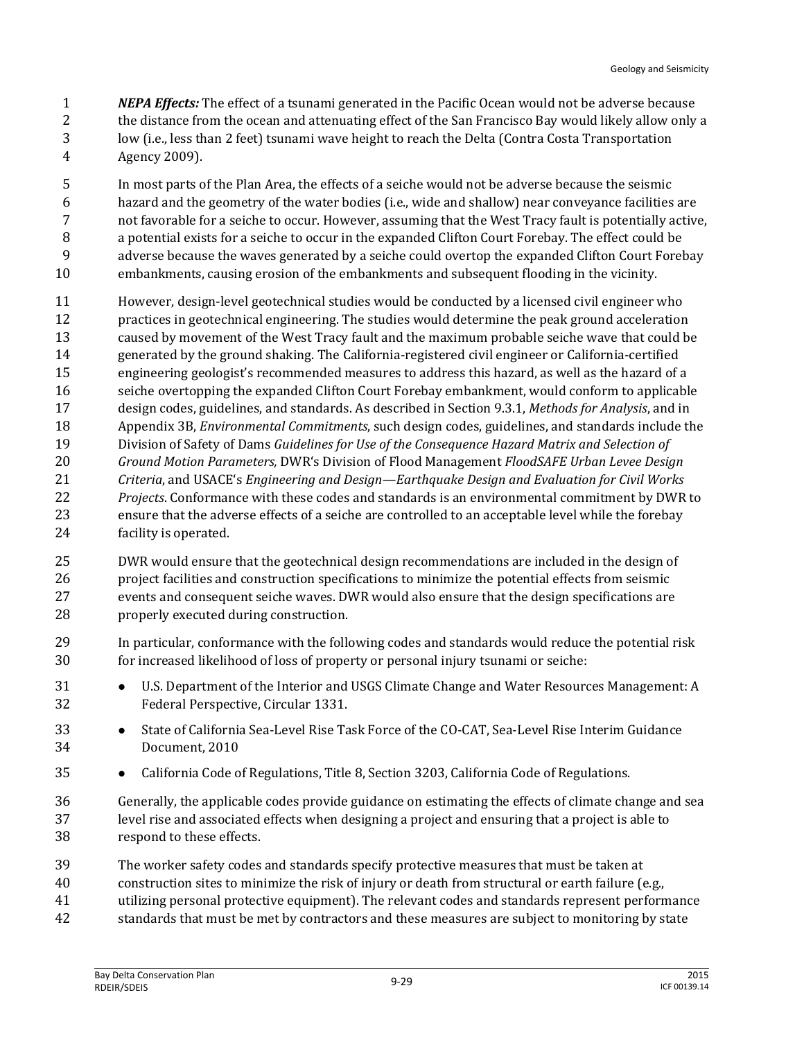***NEPA Effects:*** The effect of a tsunami generated in the Pacific Ocean would not be adverse because the distance from the ocean and attenuating effect of the San Francisco Bay would likely allow only a low (i.e., less than 2 feet) tsunami wave height to reach the Delta (Contra Costa Transportation Agency 2009).

In most parts of the Plan Area, the effects of a seiche would not be adverse because the seismic hazard and the geometry of the water bodies (i.e., wide and shallow) near conveyance facilities are not favorable for a seiche to occur. However, assuming that the West Tracy fault is potentially active, a potential exists for a seiche to occur in the expanded Clifton Court Forebay. The effect could be adverse because the waves generated by a seiche could overtop the expanded Clifton Court Forebay embankments, causing erosion of the embankments and subsequent flooding in the vicinity.

However, design-level geotechnical studies would be conducted by a licensed civil engineer who practices in geotechnical engineering. The studies would determine the peak ground acceleration caused by movement of the West Tracy fault and the maximum probable seiche wave that could be generated by the ground shaking. The California-registered civil engineer or California-certified engineering geologist's recommended measures to address this hazard, as well as the hazard of a seiche overtopping the expanded Clifton Court Forebay embankment, would conform to applicable design codes, guidelines, and standards. As described in Section 9.3.1, *Methods for Analysis*, and in Appendix 3B, *Environmental Commitments*, such design codes, guidelines, and standards include the Division of Safety of Dams *Guidelines for Use of the Consequence Hazard Matrix and Selection of Ground Motion Parameters,* DWR's Division of Flood Management *FloodSAFE Urban Levee Design Criteria*, and USACE's *Engineering and Design—Earthquake Design and Evaluation for Civil Works Projects*. Conformance with these codes and standards is an environmental commitment by DWR to ensure that the adverse effects of a seiche are controlled to an acceptable level while the forebay facility is operated.

DWR would ensure that the geotechnical design recommendations are included in the design of project facilities and construction specifications to minimize the potential effects from seismic events and consequent seiche waves. DWR would also ensure that the design specifications are properly executed during construction.

In particular, conformance with the following codes and standards would reduce the potential risk for increased likelihood of loss of property or personal injury tsunami or seiche:

- U.S. Department of the Interior and USGS Climate Change and Water Resources Management: A Federal Perspective, Circular 1331.
- State of California Sea-Level Rise Task Force of the CO-CAT, Sea-Level Rise Interim Guidance Document, 2010
- California Code of Regulations, Title 8, Section 3203, California Code of Regulations.

Generally, the applicable codes provide guidance on estimating the effects of climate change and sea level rise and associated effects when designing a project and ensuring that a project is able to respond to these effects.

The worker safety codes and standards specify protective measures that must be taken at construction sites to minimize the risk of injury or death from structural or earth failure (e.g., utilizing personal protective equipment). The relevant codes and standards represent performance standards that must be met by contractors and these measures are subject to monitoring by state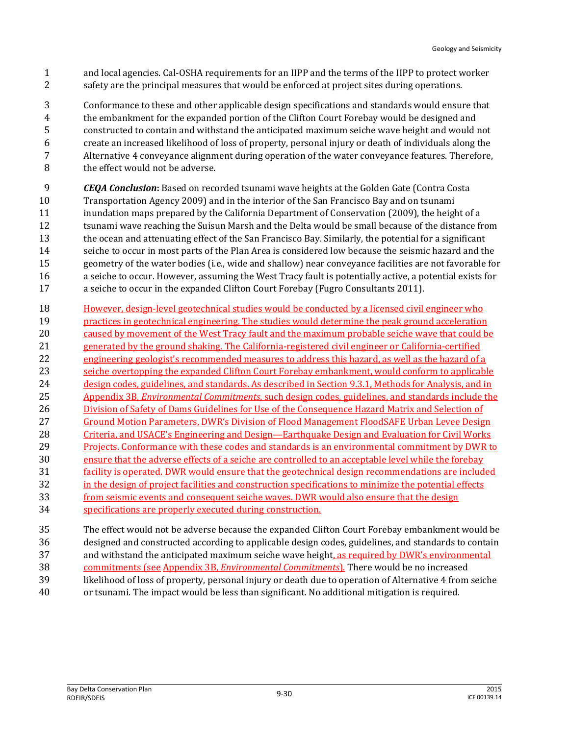and local agencies. Cal-OSHA requirements for an IIPP and the terms of the IIPP to protect worker safety are the principal measures that would be enforced at project sites during operations.

Conformance to these and other applicable design specifications and standards would ensure that the embankment for the expanded portion of the Clifton Court Forebay would be designed and constructed to contain and withstand the anticipated maximum seiche wave height and would not create an increased likelihood of loss of property, personal injury or death of individuals along the Alternative 4 conveyance alignment during operation of the water conveyance features. Therefore, the effect would not be adverse.

***CEQA Conclusion*:** Based on recorded tsunami wave heights at the Golden Gate (Contra Costa Transportation Agency 2009) and in the interior of the San Francisco Bay and on tsunami inundation maps prepared by the California Department of Conservation (2009), the height of a tsunami wave reaching the Suisun Marsh and the Delta would be small because of the distance from the ocean and attenuating effect of the San Francisco Bay. Similarly, the potential for a significant seiche to occur in most parts of the Plan Area is considered low because the seismic hazard and the geometry of the water bodies (i.e., wide and shallow) near conveyance facilities are not favorable for a seiche to occur. However, assuming the West Tracy fault is potentially active, a potential exists for a seiche to occur in the expanded Clifton Court Forebay (Fugro Consultants 2011).

However, design-level geotechnical studies would be conducted by a licensed civil engineer who practices in geotechnical engineering. The studies would determine the peak ground acceleration caused by movement of the West Tracy fault and the maximum probable seiche wave that could be generated by the ground shaking. The California-registered civil engineer or California-certified engineering geologist's recommended measures to address this hazard, as well as the hazard of a seiche overtopping the expanded Clifton Court Forebay embankment, would conform to applicable design codes, guidelines, and standards. As described in Section 9.3.1, Methods for Analysis, and in Appendix 3B, *Environmental Commitments*, such design codes, guidelines, and standards include the Division of Safety of Dams Guidelines for Use of the Consequence Hazard Matrix and Selection of Ground Motion Parameters, DWR's Division of Flood Management FloodSAFE Urban Levee Design Criteria, and USACE's Engineering and Design—Earthquake Design and Evaluation for Civil Works Projects. Conformance with these codes and standards is an environmental commitment by DWR to ensure that the adverse effects of a seiche are controlled to an acceptable level while the forebay facility is operated. DWR would ensure that the geotechnical design recommendations are included in the design of project facilities and construction specifications to minimize the potential effects from seismic events and consequent seiche waves. DWR would also ensure that the design specifications are properly executed during construction.

The effect would not be adverse because the expanded Clifton Court Forebay embankment would be designed and constructed according to applicable design codes, guidelines, and standards to contain and withstand the anticipated maximum seiche wave height, as required by DWR's environmental commitments (see Appendix 3B, *Environmental Commitments*). There would be no increased likelihood of loss of property, personal injury or death due to operation of Alternative 4 from seiche or tsunami. The impact would be less than significant. No additional mitigation is required.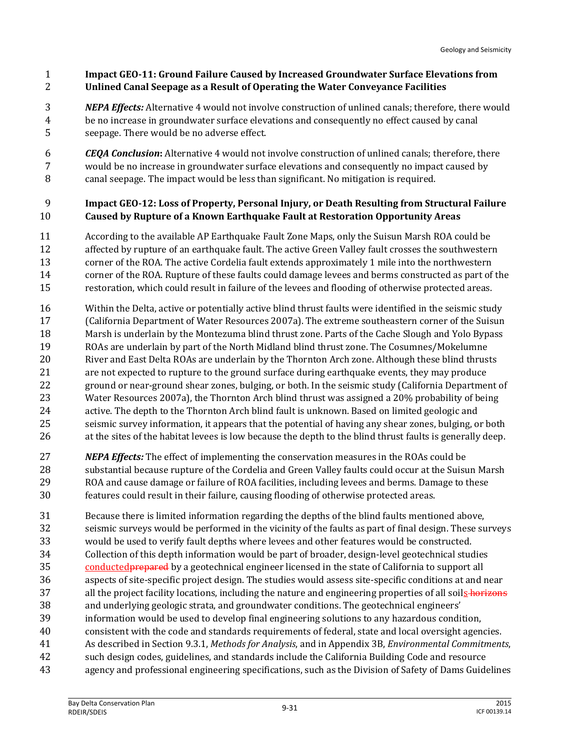### Impact GEO-11: Ground Failure Caused by Increased Groundwater Surface Elevations from Unlined Canal Seepage as a Result of Operating the Water Conveyance Facilities

***NEPA Effects:*** Alternative 4 would not involve construction of unlined canals; therefore, there would be no increase in groundwater surface elevations and consequently no effect caused by canal seepage. There would be no adverse effect.

***CEQA Conclusion*:** Alternative 4 would not involve construction of unlined canals; therefore, there would be no increase in groundwater surface elevations and consequently no impact caused by canal seepage. The impact would be less than significant. No mitigation is required.

### Impact GEO-12: Loss of Property, Personal Injury, or Death Resulting from Structural Failure Caused by Rupture of a Known Earthquake Fault at Restoration Opportunity Areas

According to the available AP Earthquake Fault Zone Maps, only the Suisun Marsh ROA could be affected by rupture of an earthquake fault. The active Green Valley fault crosses the southwestern corner of the ROA. The active Cordelia fault extends approximately 1 mile into the northwestern corner of the ROA. Rupture of these faults could damage levees and berms constructed as part of the restoration, which could result in failure of the levees and flooding of otherwise protected areas.

Within the Delta, active or potentially active blind thrust faults were identified in the seismic study (California Department of Water Resources 2007a). The extreme southeastern corner of the Suisun Marsh is underlain by the Montezuma blind thrust zone. Parts of the Cache Slough and Yolo Bypass ROAs are underlain by part of the North Midland blind thrust zone. The Cosumnes/Mokelumne River and East Delta ROAs are underlain by the Thornton Arch zone. Although these blind thrusts are not expected to rupture to the ground surface during earthquake events, they may produce ground or near-ground shear zones, bulging, or both. In the seismic study (California Department of Water Resources 2007a), the Thornton Arch blind thrust was assigned a 20% probability of being active. The depth to the Thornton Arch blind fault is unknown. Based on limited geologic and seismic survey information, it appears that the potential of having any shear zones, bulging, or both at the sites of the habitat levees is low because the depth to the blind thrust faults is generally deep.

***NEPA Effects:*** The effect of implementing the conservation measures in the ROAs could be substantial because rupture of the Cordelia and Green Valley faults could occur at the Suisun Marsh ROA and cause damage or failure of ROA facilities, including levees and berms. Damage to these features could result in their failure, causing flooding of otherwise protected areas.

Because there is limited information regarding the depths of the blind faults mentioned above, seismic surveys would be performed in the vicinity of the faults as part of final design. These surveys would be used to verify fault depths where levees and other features would be constructed. Collection of this depth information would be part of broader, design-level geotechnical studies conducted~~prepared~~ by a geotechnical engineer licensed in the state of California to support all aspects of site-specific project design. The studies would assess site-specific conditions at and near all the project facility locations, including the nature and engineering properties of all soils~~ horizons~~ and underlying geologic strata, and groundwater conditions. The geotechnical engineers' information would be used to develop final engineering solutions to any hazardous condition, consistent with the code and standards requirements of federal, state and local oversight agencies. As described in Section 9.3.1, *Methods for Analysis*, and in Appendix 3B, *Environmental Commitments*, such design codes, guidelines, and standards include the California Building Code and resource agency and professional engineering specifications, such as the Division of Safety of Dams Guidelines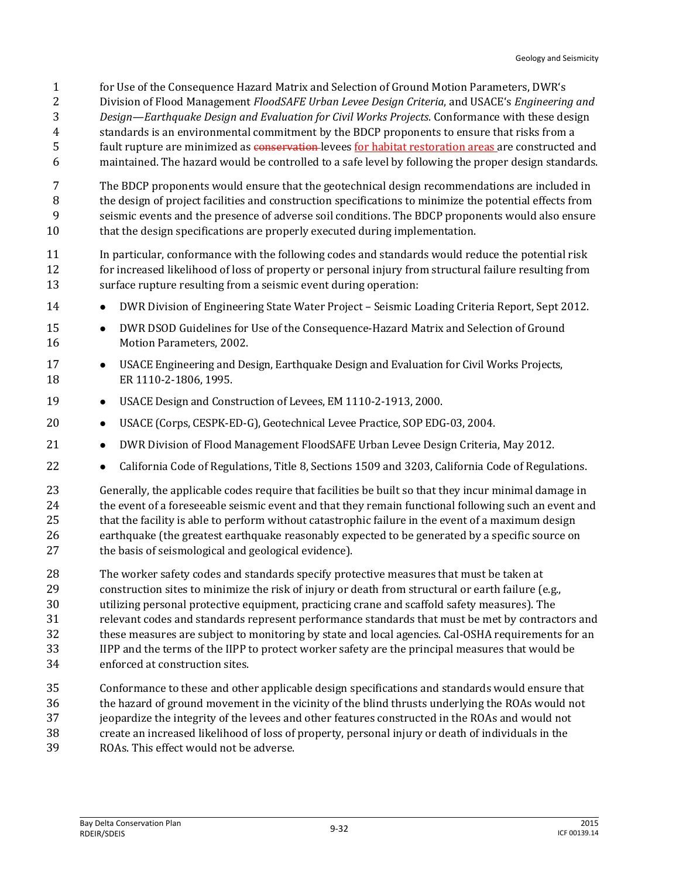for Use of the Consequence Hazard Matrix and Selection of Ground Motion Parameters, DWR's Division of Flood Management *FloodSAFE Urban Levee Design Criteria*, and USACE's *Engineering and Design—Earthquake Design and Evaluation for Civil Works Projects*. Conformance with these design standards is an environmental commitment by the BDCP proponents to ensure that risks from a fault rupture are minimized as ~~conservation~~ levees for habitat restoration areas are constructed and maintained. The hazard would be controlled to a safe level by following the proper design standards.

The BDCP proponents would ensure that the geotechnical design recommendations are included in the design of project facilities and construction specifications to minimize the potential effects from seismic events and the presence of adverse soil conditions. The BDCP proponents would also ensure that the design specifications are properly executed during implementation.

In particular, conformance with the following codes and standards would reduce the potential risk for increased likelihood of loss of property or personal injury from structural failure resulting from surface rupture resulting from a seismic event during operation:

- DWR Division of Engineering State Water Project – Seismic Loading Criteria Report, Sept 2012.
- DWR DSOD Guidelines for Use of the Consequence-Hazard Matrix and Selection of Ground Motion Parameters, 2002.
- USACE Engineering and Design, Earthquake Design and Evaluation for Civil Works Projects, ER 1110-2-1806, 1995.
- USACE Design and Construction of Levees, EM 1110-2-1913, 2000.
- USACE (Corps, CESPK-ED-G), Geotechnical Levee Practice, SOP EDG-03, 2004.
- DWR Division of Flood Management FloodSAFE Urban Levee Design Criteria, May 2012.
- California Code of Regulations, Title 8, Sections 1509 and 3203, California Code of Regulations.

Generally, the applicable codes require that facilities be built so that they incur minimal damage in the event of a foreseeable seismic event and that they remain functional following such an event and that the facility is able to perform without catastrophic failure in the event of a maximum design earthquake (the greatest earthquake reasonably expected to be generated by a specific source on the basis of seismological and geological evidence).

The worker safety codes and standards specify protective measures that must be taken at construction sites to minimize the risk of injury or death from structural or earth failure (e.g., utilizing personal protective equipment, practicing crane and scaffold safety measures). The relevant codes and standards represent performance standards that must be met by contractors and these measures are subject to monitoring by state and local agencies. Cal-OSHA requirements for an IIPP and the terms of the IIPP to protect worker safety are the principal measures that would be enforced at construction sites.

Conformance to these and other applicable design specifications and standards would ensure that the hazard of ground movement in the vicinity of the blind thrusts underlying the ROAs would not jeopardize the integrity of the levees and other features constructed in the ROAs and would not create an increased likelihood of loss of property, personal injury or death of individuals in the ROAs. This effect would not be adverse.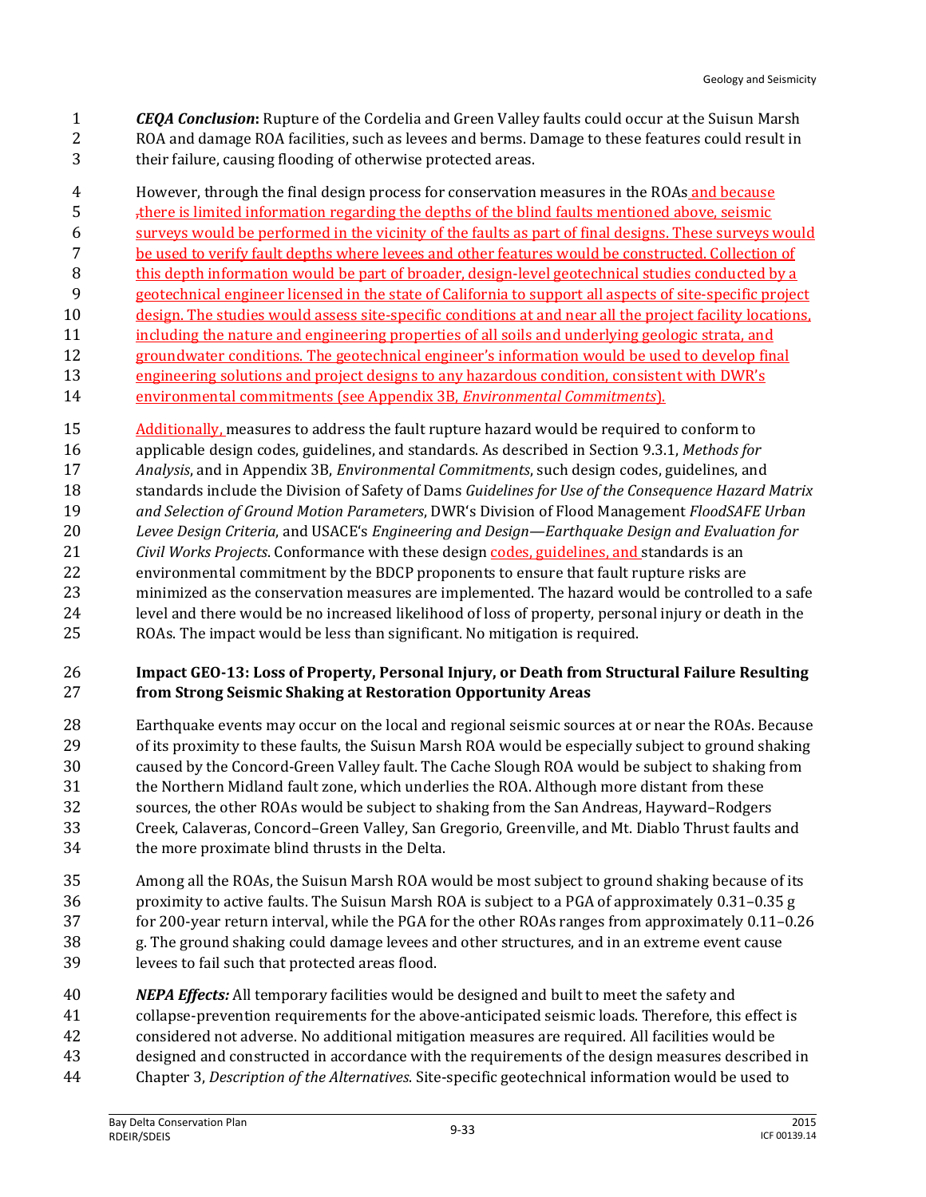*CEQA Conclusion***:** Rupture of the Cordelia and Green Valley faults could occur at the Suisun Marsh ROA and damage ROA facilities, such as levees and berms. Damage to these features could result in their failure, causing flooding of otherwise protected areas.

However, through the final design process for conservation measures in the ROAs and because ,there is limited information regarding the depths of the blind faults mentioned above, seismic surveys would be performed in the vicinity of the faults as part of final designs. These surveys would be used to verify fault depths where levees and other features would be constructed. Collection of this depth information would be part of broader, design-level geotechnical studies conducted by a geotechnical engineer licensed in the state of California to support all aspects of site-specific project design. The studies would assess site-specific conditions at and near all the project facility locations, including the nature and engineering properties of all soils and underlying geologic strata, and groundwater conditions. The geotechnical engineer's information would be used to develop final engineering solutions and project designs to any hazardous condition, consistent with DWR's environmental commitments (see Appendix 3B, *Environmental Commitments*).

Additionally, measures to address the fault rupture hazard would be required to conform to applicable design codes, guidelines, and standards. As described in Section 9.3.1, *Methods for Analysis*, and in Appendix 3B, *Environmental Commitments*, such design codes, guidelines, and standards include the Division of Safety of Dams *Guidelines for Use of the Consequence Hazard Matrix and Selection of Ground Motion Parameters*, DWR's Division of Flood Management *FloodSAFE Urban Levee Design Criteria*, and USACE's *Engineering and Design—Earthquake Design and Evaluation for Civil Works Projects*. Conformance with these design codes, guidelines, and standards is an environmental commitment by the BDCP proponents to ensure that fault rupture risks are minimized as the conservation measures are implemented. The hazard would be controlled to a safe level and there would be no increased likelihood of loss of property, personal injury or death in the ROAs. The impact would be less than significant. No mitigation is required.

**Impact GEO-13: Loss of Property, Personal Injury, or Death from Structural Failure Resulting from Strong Seismic Shaking at Restoration Opportunity Areas**

Earthquake events may occur on the local and regional seismic sources at or near the ROAs. Because of its proximity to these faults, the Suisun Marsh ROA would be especially subject to ground shaking caused by the Concord-Green Valley fault. The Cache Slough ROA would be subject to shaking from the Northern Midland fault zone, which underlies the ROA. Although more distant from these sources, the other ROAs would be subject to shaking from the San Andreas, Hayward–Rodgers Creek, Calaveras, Concord–Green Valley, San Gregorio, Greenville, and Mt. Diablo Thrust faults and the more proximate blind thrusts in the Delta.

Among all the ROAs, the Suisun Marsh ROA would be most subject to ground shaking because of its proximity to active faults. The Suisun Marsh ROA is subject to a PGA of approximately 0.31–0.35 g for 200-year return interval, while the PGA for the other ROAs ranges from approximately 0.11–0.26 g. The ground shaking could damage levees and other structures, and in an extreme event cause levees to fail such that protected areas flood.

***NEPA Effects:*** All temporary facilities would be designed and built to meet the safety and collapse-prevention requirements for the above-anticipated seismic loads. Therefore, this effect is considered not adverse. No additional mitigation measures are required. All facilities would be designed and constructed in accordance with the requirements of the design measures described in Chapter 3, *Description of the Alternatives*. Site-specific geotechnical information would be used to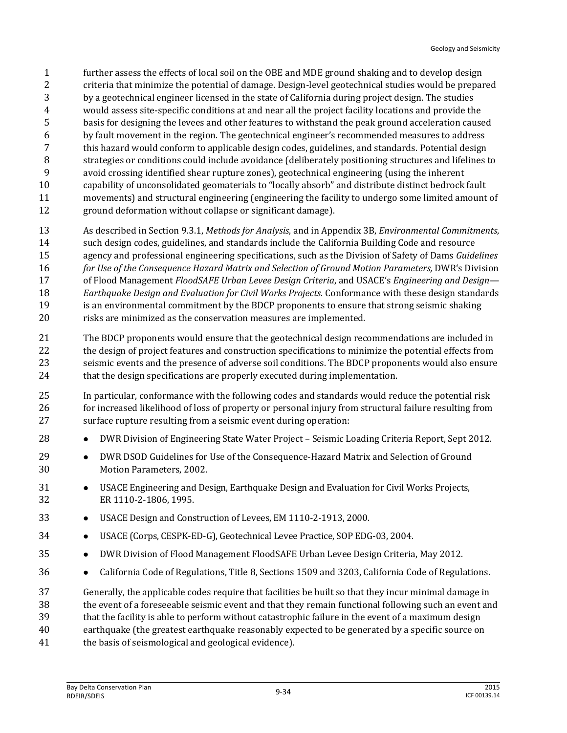further assess the effects of local soil on the OBE and MDE ground shaking and to develop design criteria that minimize the potential of damage. Design-level geotechnical studies would be prepared by a geotechnical engineer licensed in the state of California during project design. The studies would assess site-specific conditions at and near all the project facility locations and provide the basis for designing the levees and other features to withstand the peak ground acceleration caused by fault movement in the region. The geotechnical engineer's recommended measures to address this hazard would conform to applicable design codes, guidelines, and standards. Potential design strategies or conditions could include avoidance (deliberately positioning structures and lifelines to avoid crossing identified shear rupture zones), geotechnical engineering (using the inherent capability of unconsolidated geomaterials to "locally absorb" and distribute distinct bedrock fault movements) and structural engineering (engineering the facility to undergo some limited amount of ground deformation without collapse or significant damage).

As described in Section 9.3.1, *Methods for Analysis*, and in Appendix 3B, *Environmental Commitments*, such design codes, guidelines, and standards include the California Building Code and resource agency and professional engineering specifications, such as the Division of Safety of Dams *Guidelines for Use of the Consequence Hazard Matrix and Selection of Ground Motion Parameters,* DWR's Division of Flood Management *FloodSAFE Urban Levee Design Criteria*, and USACE's *Engineering and Design—Earthquake Design and Evaluation for Civil Works Projects*. Conformance with these design standards is an environmental commitment by the BDCP proponents to ensure that strong seismic shaking risks are minimized as the conservation measures are implemented.

The BDCP proponents would ensure that the geotechnical design recommendations are included in the design of project features and construction specifications to minimize the potential effects from seismic events and the presence of adverse soil conditions. The BDCP proponents would also ensure that the design specifications are properly executed during implementation.

In particular, conformance with the following codes and standards would reduce the potential risk for increased likelihood of loss of property or personal injury from structural failure resulting from surface rupture resulting from a seismic event during operation:

- DWR Division of Engineering State Water Project – Seismic Loading Criteria Report, Sept 2012.
- DWR DSOD Guidelines for Use of the Consequence-Hazard Matrix and Selection of Ground Motion Parameters, 2002.
- USACE Engineering and Design, Earthquake Design and Evaluation for Civil Works Projects, ER 1110-2-1806, 1995.
- USACE Design and Construction of Levees, EM 1110-2-1913, 2000.
- USACE (Corps, CESPK-ED-G), Geotechnical Levee Practice, SOP EDG-03, 2004.
- DWR Division of Flood Management FloodSAFE Urban Levee Design Criteria, May 2012.
- California Code of Regulations, Title 8, Sections 1509 and 3203, California Code of Regulations.

Generally, the applicable codes require that facilities be built so that they incur minimal damage in the event of a foreseeable seismic event and that they remain functional following such an event and that the facility is able to perform without catastrophic failure in the event of a maximum design earthquake (the greatest earthquake reasonably expected to be generated by a specific source on the basis of seismological and geological evidence).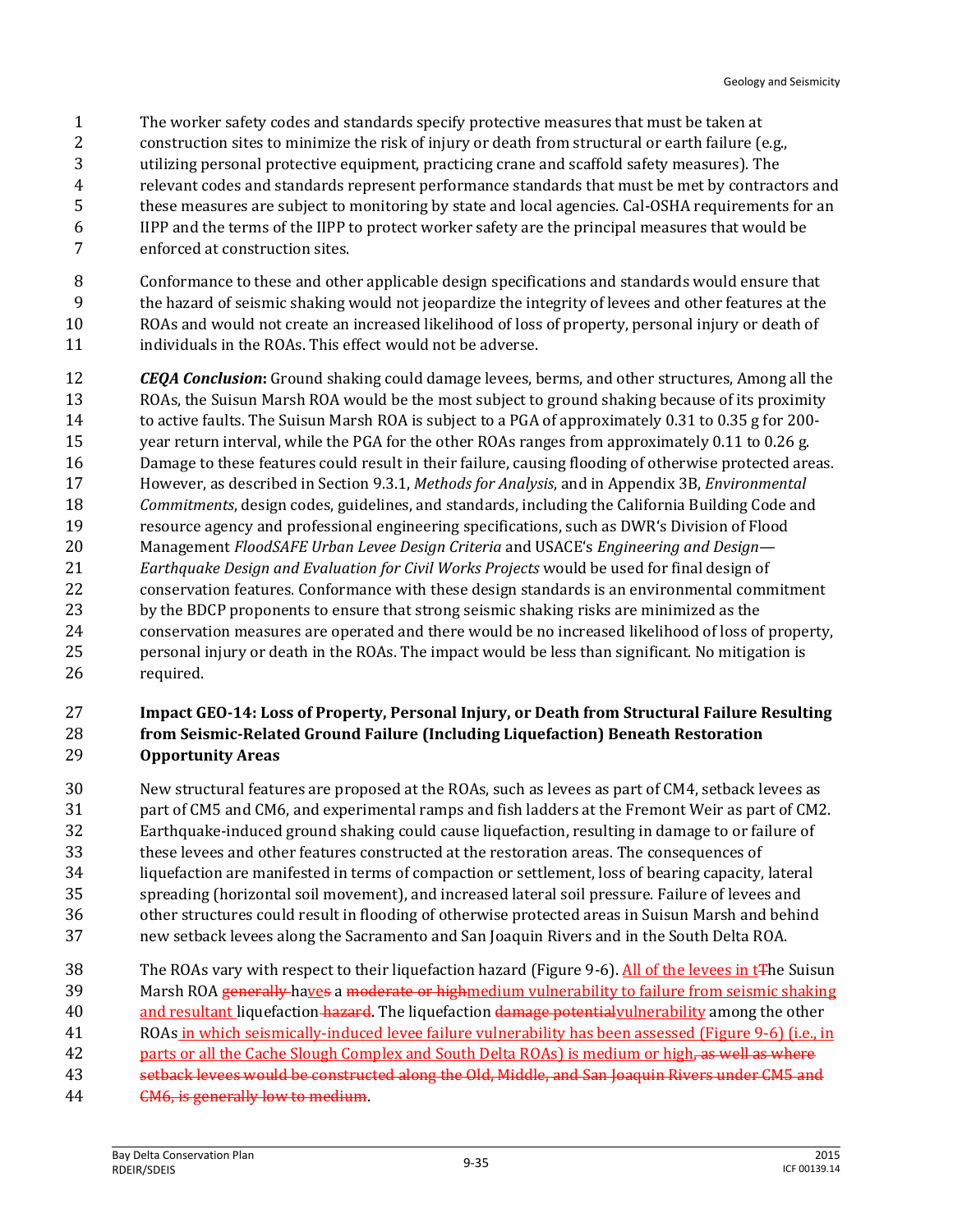The worker safety codes and standards specify protective measures that must be taken at construction sites to minimize the risk of injury or death from structural or earth failure (e.g., utilizing personal protective equipment, practicing crane and scaffold safety measures). The relevant codes and standards represent performance standards that must be met by contractors and these measures are subject to monitoring by state and local agencies. Cal-OSHA requirements for an IIPP and the terms of the IIPP to protect worker safety are the principal measures that would be enforced at construction sites.

Conformance to these and other applicable design specifications and standards would ensure that the hazard of seismic shaking would not jeopardize the integrity of levees and other features at the ROAs and would not create an increased likelihood of loss of property, personal injury or death of individuals in the ROAs. This effect would not be adverse.

***CEQA Conclusion*:** Ground shaking could damage levees, berms, and other structures, Among all the ROAs, the Suisun Marsh ROA would be the most subject to ground shaking because of its proximity to active faults. The Suisun Marsh ROA is subject to a PGA of approximately 0.31 to 0.35 g for 200-year return interval, while the PGA for the other ROAs ranges from approximately 0.11 to 0.26 g. Damage to these features could result in their failure, causing flooding of otherwise protected areas. However, as described in Section 9.3.1, *Methods for Analysis*, and in Appendix 3B, *Environmental Commitments*, design codes, guidelines, and standards, including the California Building Code and resource agency and professional engineering specifications, such as DWR's Division of Flood Management *FloodSAFE Urban Levee Design Criteria* and USACE's *Engineering and Design—Earthquake Design and Evaluation for Civil Works Projects* would be used for final design of conservation features. Conformance with these design standards is an environmental commitment by the BDCP proponents to ensure that strong seismic shaking risks are minimized as the conservation measures are operated and there would be no increased likelihood of loss of property, personal injury or death in the ROAs. The impact would be less than significant. No mitigation is required.

### Impact GEO-14: Loss of Property, Personal Injury, or Death from Structural Failure Resulting from Seismic-Related Ground Failure (Including Liquefaction) Beneath Restoration Opportunity Areas

New structural features are proposed at the ROAs, such as levees as part of CM4, setback levees as part of CM5 and CM6, and experimental ramps and fish ladders at the Fremont Weir as part of CM2. Earthquake-induced ground shaking could cause liquefaction, resulting in damage to or failure of these levees and other features constructed at the restoration areas. The consequences of liquefaction are manifested in terms of compaction or settlement, loss of bearing capacity, lateral spreading (horizontal soil movement), and increased lateral soil pressure. Failure of levees and other structures could result in flooding of otherwise protected areas in Suisun Marsh and behind new setback levees along the Sacramento and San Joaquin Rivers and in the South Delta ROA.

The ROAs vary with respect to their liquefaction hazard (Figure 9-6). All of the levees in t~~T~~he Suisun Marsh ROA ~~generally~~ haves a ~~moderate or high~~medium vulnerability to failure from seismic shaking and resultant liquefaction~~ hazard~~. The liquefaction ~~damage potential~~vulnerability among the other ROAs in which seismically-induced levee failure vulnerability has been assessed (Figure 9-6) (i.e., in parts or all the Cache Slough Complex and South Delta ROAs) is medium or high~~, as well as where setback levees would be constructed along the Old, Middle, and San Joaquin Rivers under CM5 and CM6, is generally low to medium~~.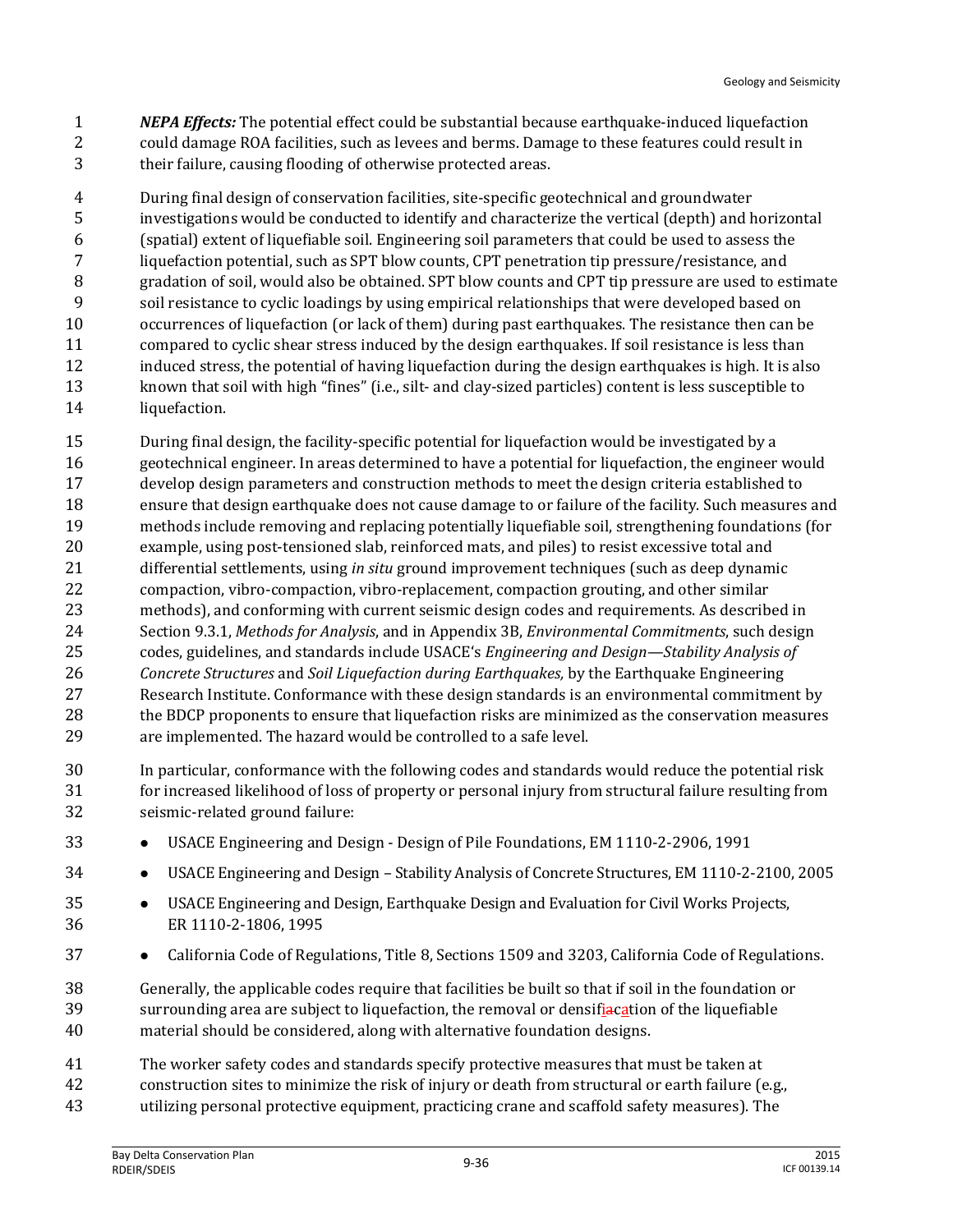***NEPA Effects:*** The potential effect could be substantial because earthquake-induced liquefaction could damage ROA facilities, such as levees and berms. Damage to these features could result in their failure, causing flooding of otherwise protected areas.

During final design of conservation facilities, site-specific geotechnical and groundwater investigations would be conducted to identify and characterize the vertical (depth) and horizontal (spatial) extent of liquefiable soil. Engineering soil parameters that could be used to assess the liquefaction potential, such as SPT blow counts, CPT penetration tip pressure/resistance, and gradation of soil, would also be obtained. SPT blow counts and CPT tip pressure are used to estimate soil resistance to cyclic loadings by using empirical relationships that were developed based on occurrences of liquefaction (or lack of them) during past earthquakes. The resistance then can be compared to cyclic shear stress induced by the design earthquakes. If soil resistance is less than induced stress, the potential of having liquefaction during the design earthquakes is high. It is also known that soil with high "fines" (i.e., silt- and clay-sized particles) content is less susceptible to liquefaction.

During final design, the facility-specific potential for liquefaction would be investigated by a geotechnical engineer. In areas determined to have a potential for liquefaction, the engineer would develop design parameters and construction methods to meet the design criteria established to ensure that design earthquake does not cause damage to or failure of the facility. Such measures and methods include removing and replacing potentially liquefiable soil, strengthening foundations (for example, using post-tensioned slab, reinforced mats, and piles) to resist excessive total and differential settlements, using *in situ* ground improvement techniques (such as deep dynamic compaction, vibro-compaction, vibro-replacement, compaction grouting, and other similar methods), and conforming with current seismic design codes and requirements. As described in Section 9.3.1, *Methods for Analysis*, and in Appendix 3B, *Environmental Commitments*, such design codes, guidelines, and standards include USACE's *Engineering and Design—Stability Analysis of Concrete Structures* and *Soil Liquefaction during Earthquakes,* by the Earthquake Engineering Research Institute. Conformance with these design standards is an environmental commitment by the BDCP proponents to ensure that liquefaction risks are minimized as the conservation measures are implemented. The hazard would be controlled to a safe level.

In particular, conformance with the following codes and standards would reduce the potential risk for increased likelihood of loss of property or personal injury from structural failure resulting from seismic-related ground failure:

- USACE Engineering and Design - Design of Pile Foundations, EM 1110-2-2906, 1991
- USACE Engineering and Design – Stability Analysis of Concrete Structures, EM 1110-2-2100, 2005
- USACE Engineering and Design, Earthquake Design and Evaluation for Civil Works Projects, ER 1110-2-1806, 1995
- California Code of Regulations, Title 8, Sections 1509 and 3203, California Code of Regulations.

Generally, the applicable codes require that facilities be built so that if soil in the foundation or surrounding area are subject to liquefaction, the removal or densification of the liquefiable material should be considered, along with alternative foundation designs.

The worker safety codes and standards specify protective measures that must be taken at construction sites to minimize the risk of injury or death from structural or earth failure (e.g., utilizing personal protective equipment, practicing crane and scaffold safety measures). The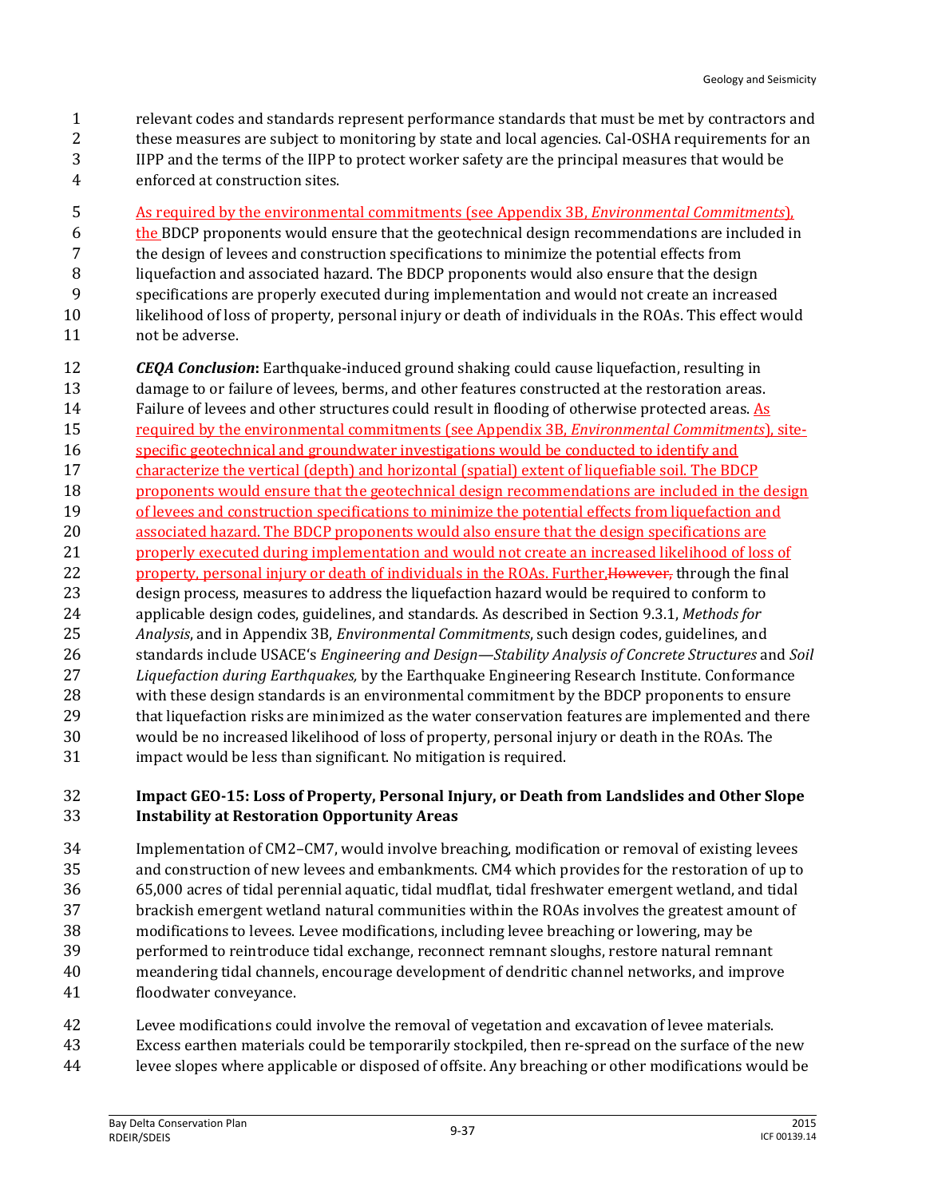relevant codes and standards represent performance standards that must be met by contractors and these measures are subject to monitoring by state and local agencies. Cal-OSHA requirements for an IIPP and the terms of the IIPP to protect worker safety are the principal measures that would be enforced at construction sites.

As required by the environmental commitments (see Appendix 3B, *Environmental Commitments*), the BDCP proponents would ensure that the geotechnical design recommendations are included in the design of levees and construction specifications to minimize the potential effects from liquefaction and associated hazard. The BDCP proponents would also ensure that the design specifications are properly executed during implementation and would not create an increased likelihood of loss of property, personal injury or death of individuals in the ROAs. This effect would not be adverse.

***CEQA Conclusion*:** Earthquake-induced ground shaking could cause liquefaction, resulting in damage to or failure of levees, berms, and other features constructed at the restoration areas. Failure of levees and other structures could result in flooding of otherwise protected areas. As required by the environmental commitments (see Appendix 3B, *Environmental Commitments*), site-specific geotechnical and groundwater investigations would be conducted to identify and characterize the vertical (depth) and horizontal (spatial) extent of liquefiable soil. The BDCP proponents would ensure that the geotechnical design recommendations are included in the design of levees and construction specifications to minimize the potential effects from liquefaction and associated hazard. The BDCP proponents would also ensure that the design specifications are properly executed during implementation and would not create an increased likelihood of loss of property, personal injury or death of individuals in the ROAs. Further,~~However,~~ through the final design process, measures to address the liquefaction hazard would be required to conform to applicable design codes, guidelines, and standards. As described in Section 9.3.1, *Methods for Analysis*, and in Appendix 3B, *Environmental Commitments*, such design codes, guidelines, and standards include USACE's *Engineering and Design—Stability Analysis of Concrete Structures* and *Soil Liquefaction during Earthquakes,* by the Earthquake Engineering Research Institute. Conformance with these design standards is an environmental commitment by the BDCP proponents to ensure that liquefaction risks are minimized as the water conservation features are implemented and there would be no increased likelihood of loss of property, personal injury or death in the ROAs. The impact would be less than significant. No mitigation is required.

#### Impact GEO-15: Loss of Property, Personal Injury, or Death from Landslides and Other Slope Instability at Restoration Opportunity Areas

Implementation of CM2–CM7, would involve breaching, modification or removal of existing levees and construction of new levees and embankments. CM4 which provides for the restoration of up to 65,000 acres of tidal perennial aquatic, tidal mudflat, tidal freshwater emergent wetland, and tidal brackish emergent wetland natural communities within the ROAs involves the greatest amount of modifications to levees. Levee modifications, including levee breaching or lowering, may be performed to reintroduce tidal exchange, reconnect remnant sloughs, restore natural remnant meandering tidal channels, encourage development of dendritic channel networks, and improve floodwater conveyance.

Levee modifications could involve the removal of vegetation and excavation of levee materials. Excess earthen materials could be temporarily stockpiled, then re-spread on the surface of the new levee slopes where applicable or disposed of offsite. Any breaching or other modifications would be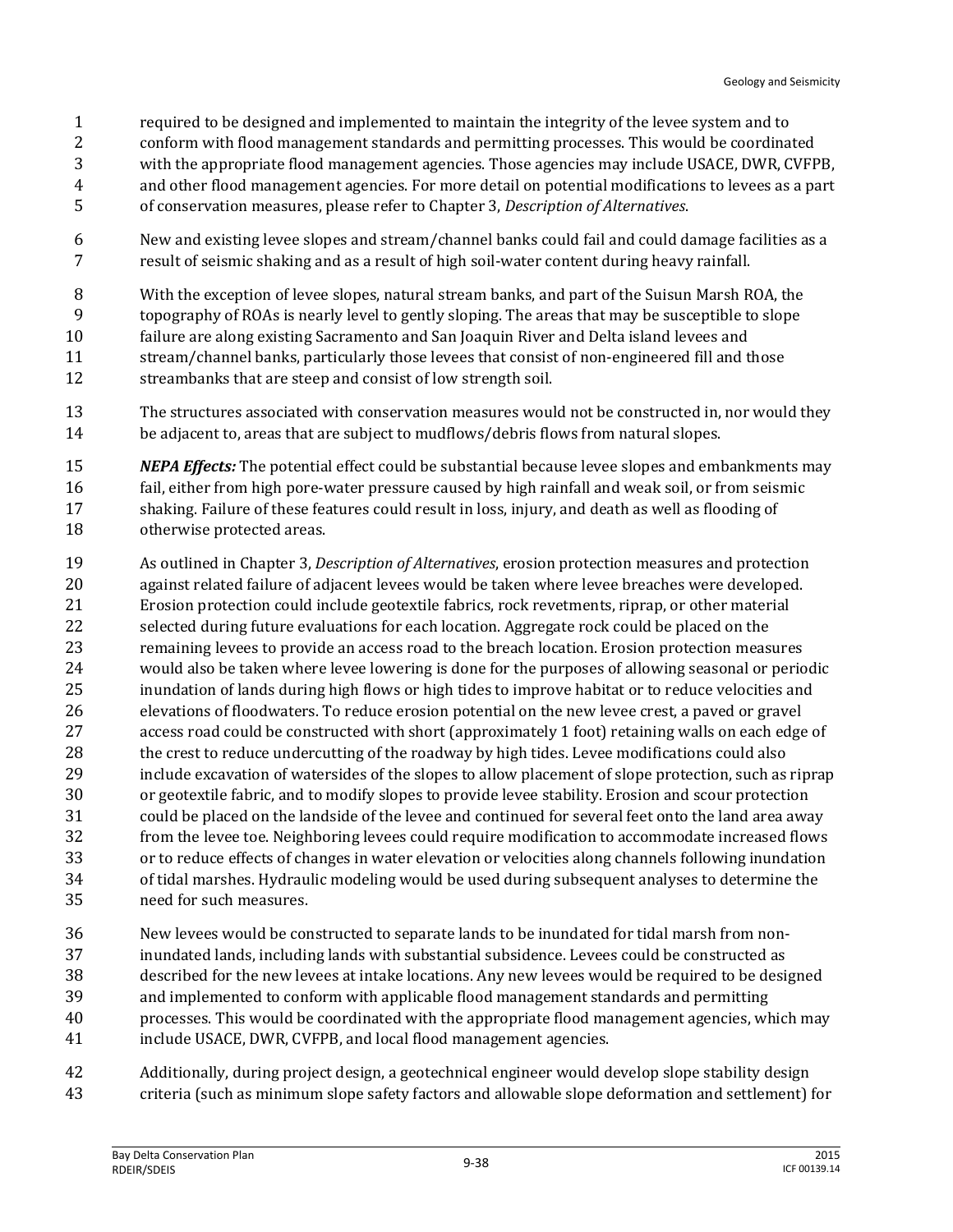required to be designed and implemented to maintain the integrity of the levee system and to conform with flood management standards and permitting processes. This would be coordinated with the appropriate flood management agencies. Those agencies may include USACE, DWR, CVFPB, and other flood management agencies. For more detail on potential modifications to levees as a part of conservation measures, please refer to Chapter 3, *Description of Alternatives*.

New and existing levee slopes and stream/channel banks could fail and could damage facilities as a result of seismic shaking and as a result of high soil-water content during heavy rainfall.

With the exception of levee slopes, natural stream banks, and part of the Suisun Marsh ROA, the topography of ROAs is nearly level to gently sloping. The areas that may be susceptible to slope failure are along existing Sacramento and San Joaquin River and Delta island levees and stream/channel banks, particularly those levees that consist of non-engineered fill and those streambanks that are steep and consist of low strength soil.

The structures associated with conservation measures would not be constructed in, nor would they be adjacent to, areas that are subject to mudflows/debris flows from natural slopes.

***NEPA Effects:*** The potential effect could be substantial because levee slopes and embankments may fail, either from high pore-water pressure caused by high rainfall and weak soil, or from seismic shaking. Failure of these features could result in loss, injury, and death as well as flooding of otherwise protected areas.

As outlined in Chapter 3, *Description of Alternatives*, erosion protection measures and protection against related failure of adjacent levees would be taken where levee breaches were developed. Erosion protection could include geotextile fabrics, rock revetments, riprap, or other material selected during future evaluations for each location. Aggregate rock could be placed on the remaining levees to provide an access road to the breach location. Erosion protection measures would also be taken where levee lowering is done for the purposes of allowing seasonal or periodic inundation of lands during high flows or high tides to improve habitat or to reduce velocities and elevations of floodwaters. To reduce erosion potential on the new levee crest, a paved or gravel access road could be constructed with short (approximately 1 foot) retaining walls on each edge of the crest to reduce undercutting of the roadway by high tides. Levee modifications could also include excavation of watersides of the slopes to allow placement of slope protection, such as riprap or geotextile fabric, and to modify slopes to provide levee stability. Erosion and scour protection could be placed on the landside of the levee and continued for several feet onto the land area away from the levee toe. Neighboring levees could require modification to accommodate increased flows or to reduce effects of changes in water elevation or velocities along channels following inundation of tidal marshes. Hydraulic modeling would be used during subsequent analyses to determine the need for such measures.

New levees would be constructed to separate lands to be inundated for tidal marsh from non-inundated lands, including lands with substantial subsidence. Levees could be constructed as described for the new levees at intake locations. Any new levees would be required to be designed and implemented to conform with applicable flood management standards and permitting processes. This would be coordinated with the appropriate flood management agencies, which may include USACE, DWR, CVFPB, and local flood management agencies.

Additionally, during project design, a geotechnical engineer would develop slope stability design criteria (such as minimum slope safety factors and allowable slope deformation and settlement) for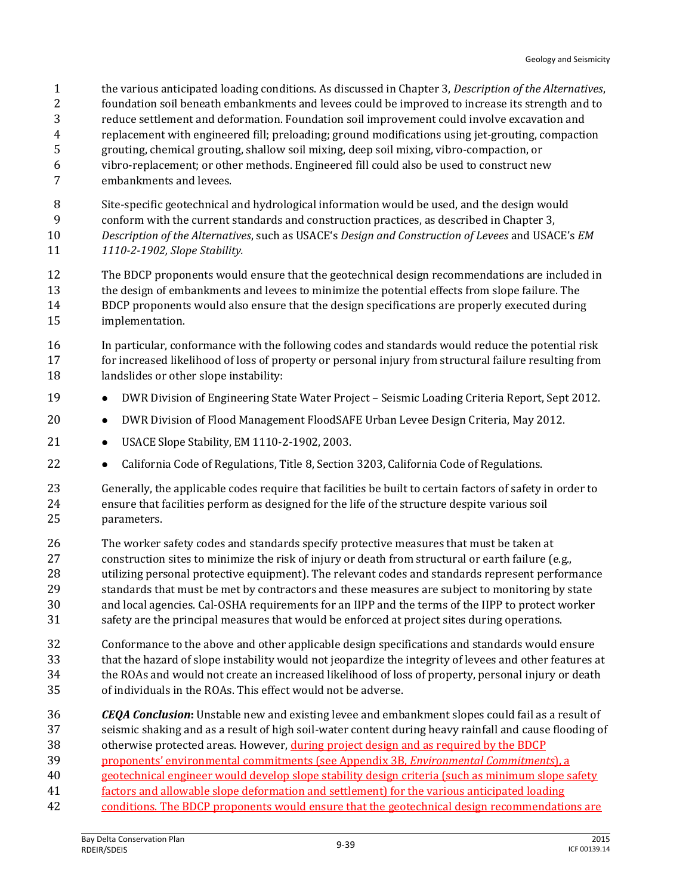the various anticipated loading conditions. As discussed in Chapter 3, *Description of the Alternatives*, foundation soil beneath embankments and levees could be improved to increase its strength and to reduce settlement and deformation. Foundation soil improvement could involve excavation and replacement with engineered fill; preloading; ground modifications using jet-grouting, compaction grouting, chemical grouting, shallow soil mixing, deep soil mixing, vibro-compaction, or vibro-replacement; or other methods. Engineered fill could also be used to construct new embankments and levees.

Site-specific geotechnical and hydrological information would be used, and the design would conform with the current standards and construction practices, as described in Chapter 3, *Description of the Alternatives*, such as USACE's *Design and Construction of Levees* and USACE's *EM 1110-2-1902, Slope Stability.*

The BDCP proponents would ensure that the geotechnical design recommendations are included in the design of embankments and levees to minimize the potential effects from slope failure. The BDCP proponents would also ensure that the design specifications are properly executed during implementation.

In particular, conformance with the following codes and standards would reduce the potential risk for increased likelihood of loss of property or personal injury from structural failure resulting from landslides or other slope instability:

- DWR Division of Engineering State Water Project – Seismic Loading Criteria Report, Sept 2012.
- DWR Division of Flood Management FloodSAFE Urban Levee Design Criteria, May 2012.
- USACE Slope Stability, EM 1110-2-1902, 2003.
- California Code of Regulations, Title 8, Section 3203, California Code of Regulations.

Generally, the applicable codes require that facilities be built to certain factors of safety in order to ensure that facilities perform as designed for the life of the structure despite various soil parameters.

The worker safety codes and standards specify protective measures that must be taken at construction sites to minimize the risk of injury or death from structural or earth failure (e.g., utilizing personal protective equipment). The relevant codes and standards represent performance standards that must be met by contractors and these measures are subject to monitoring by state and local agencies. Cal-OSHA requirements for an IIPP and the terms of the IIPP to protect worker safety are the principal measures that would be enforced at project sites during operations.

Conformance to the above and other applicable design specifications and standards would ensure that the hazard of slope instability would not jeopardize the integrity of levees and other features at the ROAs and would not create an increased likelihood of loss of property, personal injury or death of individuals in the ROAs. This effect would not be adverse.

***CEQA Conclusion*:** Unstable new and existing levee and embankment slopes could fail as a result of seismic shaking and as a result of high soil-water content during heavy rainfall and cause flooding of otherwise protected areas. However, during project design and as required by the BDCP proponents' environmental commitments (see Appendix 3B, *Environmental Commitments*), a geotechnical engineer would develop slope stability design criteria (such as minimum slope safety factors and allowable slope deformation and settlement) for the various anticipated loading conditions. The BDCP proponents would ensure that the geotechnical design recommendations are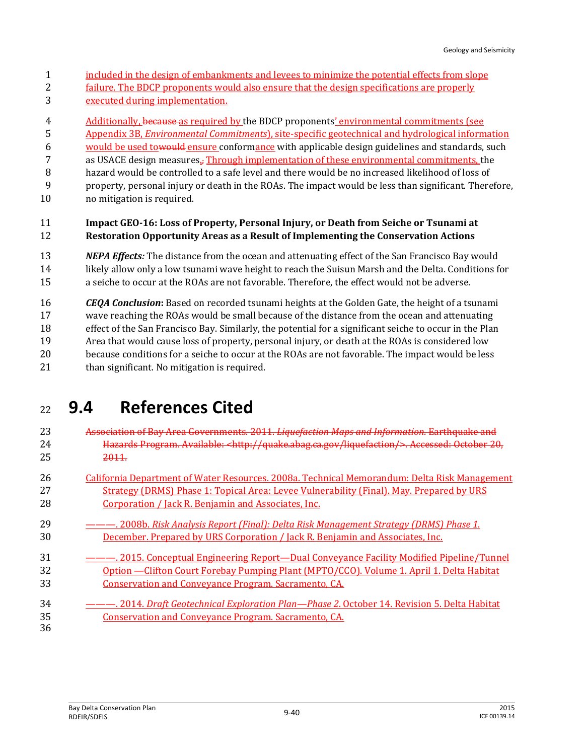included in the design of embankments and levees to minimize the potential effects from slope failure. The BDCP proponents would also ensure that the design specifications are properly executed during implementation.

Additionally, because as required by the BDCP proponents' environmental commitments (see Appendix 3B, *Environmental Commitments*), site-specific geotechnical and hydrological information would be used towould ensure conformance with applicable design guidelines and standards, such as USACE design measures., Through implementation of these environmental commitments, the hazard would be controlled to a safe level and there would be no increased likelihood of loss of property, personal injury or death in the ROAs. The impact would be less than significant. Therefore, no mitigation is required.

**Impact GEO-16: Loss of Property, Personal Injury, or Death from Seiche or Tsunami at Restoration Opportunity Areas as a Result of Implementing the Conservation Actions**

***NEPA Effects:*** The distance from the ocean and attenuating effect of the San Francisco Bay would likely allow only a low tsunami wave height to reach the Suisun Marsh and the Delta. Conditions for a seiche to occur at the ROAs are not favorable. Therefore, the effect would not be adverse.

***CEQA Conclusion*:** Based on recorded tsunami heights at the Golden Gate, the height of a tsunami wave reaching the ROAs would be small because of the distance from the ocean and attenuating effect of the San Francisco Bay. Similarly, the potential for a significant seiche to occur in the Plan Area that would cause loss of property, personal injury, or death at the ROAs is considered low because conditions for a seiche to occur at the ROAs are not favorable. The impact would be less than significant. No mitigation is required.

# 9.4 References Cited

~~Association of Bay Area Governments. 2011. *Liquefaction Maps and Information.* Earthquake and Hazards Program. Available: <http://quake.abag.ca.gov/liquefaction/>. Accessed: October 20, 2011.~~

California Department of Water Resources. 2008a. Technical Memorandum: Delta Risk Management Strategy (DRMS) Phase 1: Topical Area: Levee Vulnerability (Final). May. Prepared by URS Corporation / Jack R. Benjamin and Associates, Inc.

———. 2008b. *Risk Analysis Report (Final): Delta Risk Management Strategy (DRMS) Phase 1.* December. Prepared by URS Corporation / Jack R. Benjamin and Associates, Inc.

———. 2015. Conceptual Engineering Report—Dual Conveyance Facility Modified Pipeline/Tunnel Option —Clifton Court Forebay Pumping Plant (MPTO/CCO). Volume 1. April 1. Delta Habitat Conservation and Conveyance Program. Sacramento, CA.

———. 2014. *Draft Geotechnical Exploration Plan—Phase 2*. October 14. Revision 5. Delta Habitat Conservation and Conveyance Program. Sacramento, CA.